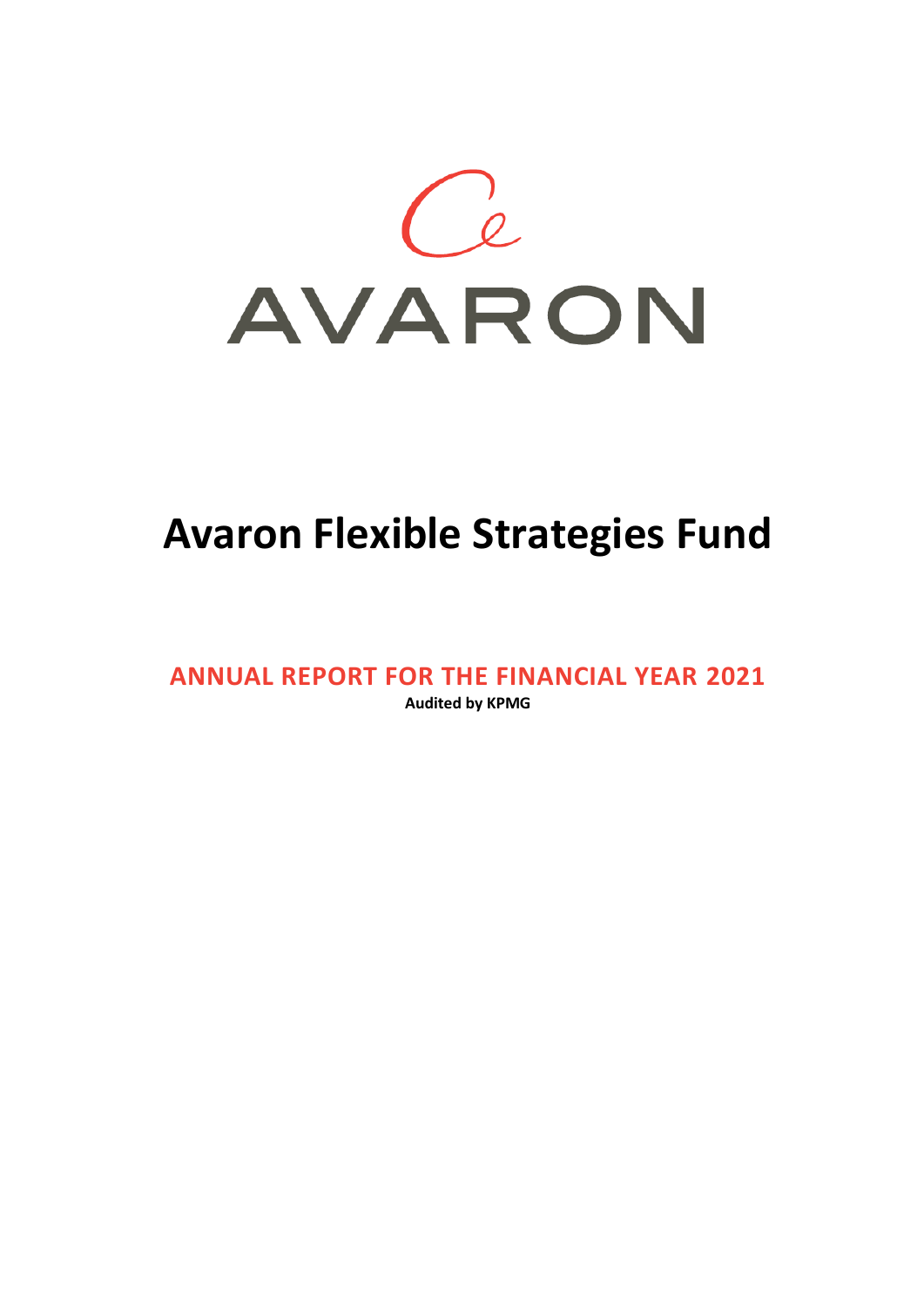AVARON

# Avaron Flexible Strategies Fund

## ANNUAL REPORT FOR THE FINANCIAL YEAR 2021

**Audited by KPMG**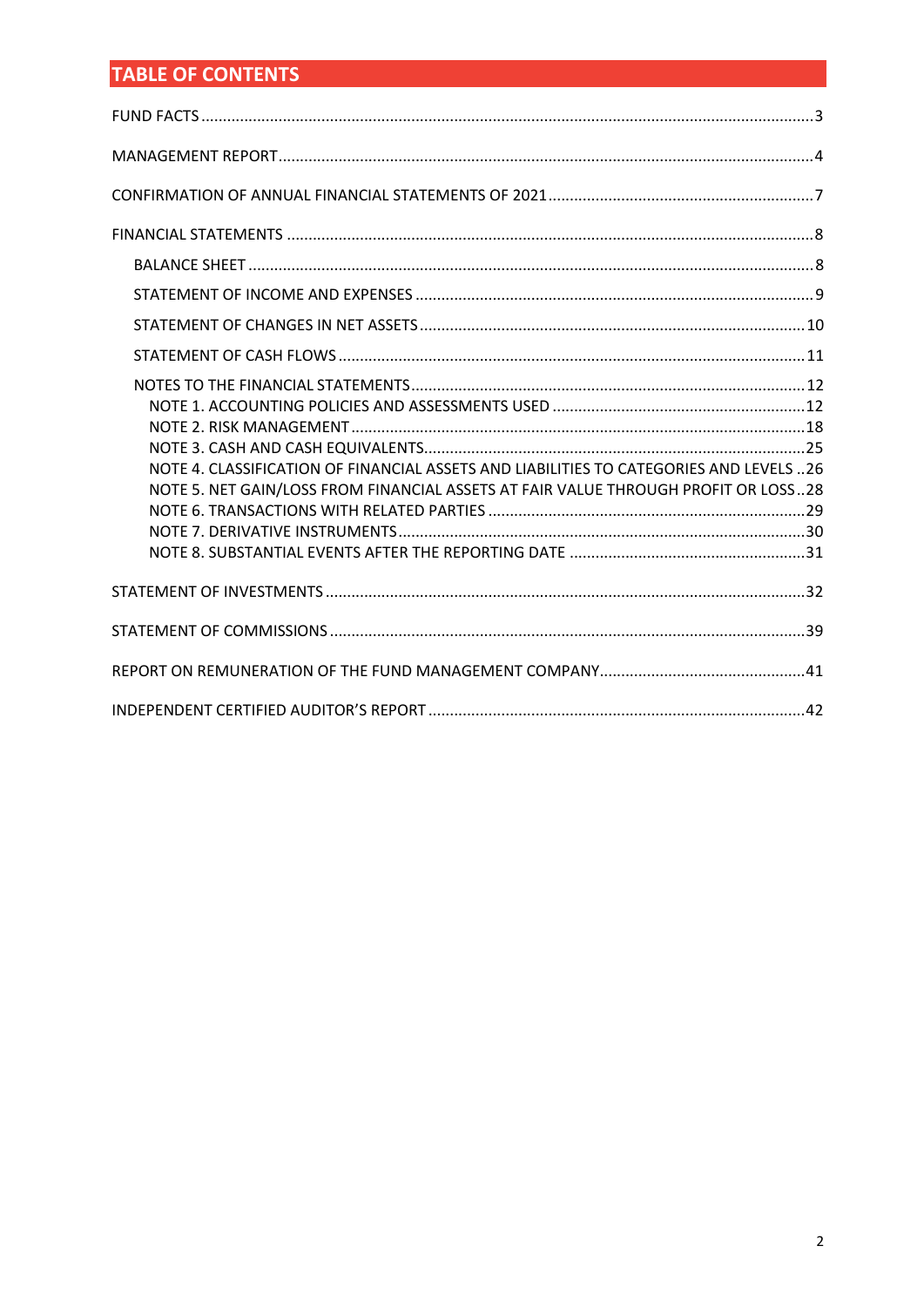# TABLE OF CONTENTS

FUND FACTS .......... 3

MANAGEMENT REPORT .......... 4

CONFIRMATION OF ANNUAL FINANCIAL STATEMENTS OF 2021 .......... 7

FINANCIAL STATEMENTS .......... 8

- BALANCE SHEET .......... 8
- STATEMENT OF INCOME AND EXPENSES .......... 9
- STATEMENT OF CHANGES IN NET ASSETS .......... 10
- STATEMENT OF CASH FLOWS .......... 11
- NOTES TO THE FINANCIAL STATEMENTS .......... 12
  - NOTE 1. ACCOUNTING POLICIES AND ASSESSMENTS USED .......... 12
  - NOTE 2. RISK MANAGEMENT .......... 18
  - NOTE 3. CASH AND CASH EQUIVALENTS .......... 25
  - NOTE 4. CLASSIFICATION OF FINANCIAL ASSETS AND LIABILITIES TO CATEGORIES AND LEVELS .. 26
  - NOTE 5. NET GAIN/LOSS FROM FINANCIAL ASSETS AT FAIR VALUE THROUGH PROFIT OR LOSS .. 28
  - NOTE 6. TRANSACTIONS WITH RELATED PARTIES .......... 29
  - NOTE 7. DERIVATIVE INSTRUMENTS .......... 30
  - NOTE 8. SUBSTANTIAL EVENTS AFTER THE REPORTING DATE .......... 31

STATEMENT OF INVESTMENTS .......... 32

STATEMENT OF COMMISSIONS .......... 39

REPORT ON REMUNERATION OF THE FUND MANAGEMENT COMPANY .......... 41

INDEPENDENT CERTIFIED AUDITOR'S REPORT .......... 42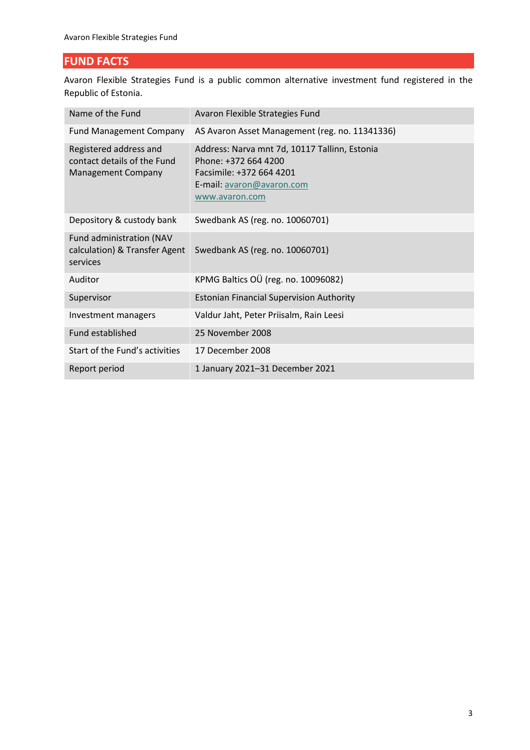## FUND FACTS

Avaron Flexible Strategies Fund is a public common alternative investment fund registered in the Republic of Estonia.

| | |
|---|---|
| Name of the Fund | Avaron Flexible Strategies Fund |
| Fund Management Company | AS Avaron Asset Management (reg. no. 11341336) |
| Registered address and contact details of the Fund Management Company | Address: Narva mnt 7d, 10117 Tallinn, Estonia<br>Phone: +372 664 4200<br>Facsimile: +372 664 4201<br>E-mail: avaron@avaron.com<br>www.avaron.com |
| Depository & custody bank | Swedbank AS (reg. no. 10060701) |
| Fund administration (NAV calculation) & Transfer Agent services | Swedbank AS (reg. no. 10060701) |
| Auditor | KPMG Baltics OÜ (reg. no. 10096082) |
| Supervisor | Estonian Financial Supervision Authority |
| Investment managers | Valdur Jaht, Peter Priisalm, Rain Leesi |
| Fund established | 25 November 2008 |
| Start of the Fund's activities | 17 December 2008 |
| Report period | 1 January 2021–31 December 2021 |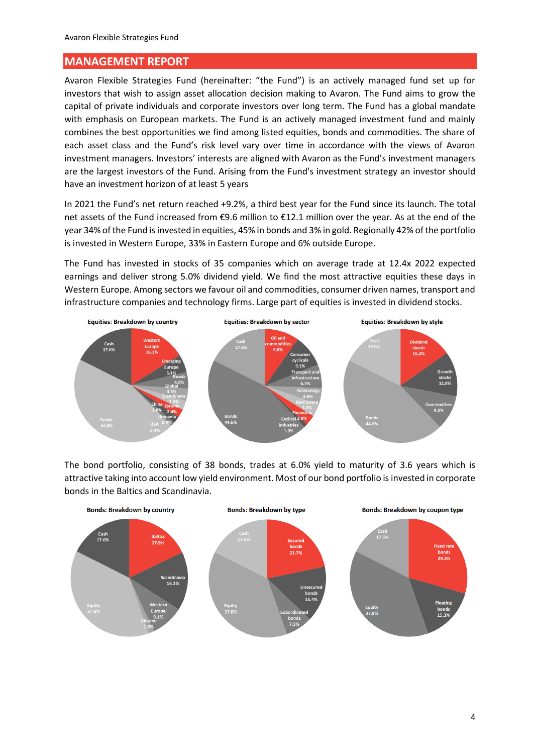## MANAGEMENT REPORT

Avaron Flexible Strategies Fund (hereinafter: "the Fund") is an actively managed fund set up for investors that wish to assign asset allocation decision making to Avaron. The Fund aims to grow the capital of private individuals and corporate investors over long term. The Fund has a global mandate with emphasis on European markets. The Fund is an actively managed investment fund and mainly combines the best opportunities we find among listed equities, bonds and commodities. The share of each asset class and the Fund's risk level vary over time in accordance with the views of Avaron investment managers. Investors' interests are aligned with Avaron as the Fund's investment managers are the largest investors of the Fund. Arising from the Fund's investment strategy an investor should have an investment horizon of at least 5 years

In 2021 the Fund's net return reached +9.2%, a third best year for the Fund since its launch. The total net assets of the Fund increased from €9.6 million to €12.1 million over the year. As at the end of the year 34% of the Fund is invested in equities, 45% in bonds and 3% in gold. Regionally 42% of the portfolio is invested in Western Europe, 33% in Eastern Europe and 6% outside Europe.

The Fund has invested in stocks of 35 companies which on average trade at 12.4x 2022 expected earnings and deliver strong 5.0% dividend yield. We find the most attractive equities these days in Western Europe. Among sectors we favour oil and commodities, consumer driven names, transport and infrastructure companies and technology firms. Large part of equities is invested in dividend stocks.

**Equities: Breakdown by country**

| Category | Share |
|---|---|
| Western Europe | 16.1% |
| Emerging Europe | 5.1% |
| Russia | 4.8% |
| Global | 3.5% |
| Scandinavia | 2.6% |
| Estonia | 2.4% |
| China | 2.0% |
| Lithuania | 0.9% |
| USA | 0.4% |
| Bonds | 44.6% |
| Cash | 17.6% |

**Equities: Breakdown by sector**

| Category | Share |
|---|---|
| Oil and commodities | 9.8% |
| Consumer cyclicals | 9.1% |
| Transport and infrastructure | 6.7% |
| Technology | 4.6% |
| Real Estate | 3.6% |
| Financials | 2.9% |
| Cyclical industries | 1.0% |
| Bonds | 44.6% |
| Cash | 17.6% |

**Equities: Breakdown by style**

| Category | Share |
|---|---|
| Dividend stocks | 15.2% |
| Growth stocks | 12.8% |
| Commodities | 9.8% |
| Bonds | 44.6% |
| Cash | 17.6% |

The bond portfolio, consisting of 38 bonds, trades at 6.0% yield to maturity of 3.6 years which is attractive taking into account low yield environment. Most of our bond portfolio is invested in corporate bonds in the Baltics and Scandinavia.

**Bonds: Breakdown by country**

| Category | Share |
|---|---|
| Baltics | 17.9% |
| Scandinavia | 16.1% |
| Western Europe | 9.1% |
| Ukraine | 1.5% |
| Equity | 37.8% |
| Cash | 17.6% |

**Bonds: Breakdown by type**

| Category | Share |
|---|---|
| Secured bonds | 21.7% |
| Unsecured bonds | 15.4% |
| Subordinated bonds | 7.5% |
| Equity | 37.8% |
| Cash | 17.6% |

**Bonds: Breakdown by coupon type**

| Category | Share |
|---|---|
| Fixed rate bonds | 29.3% |
| Floating bonds | 15.3% |
| Equity | 37.8% |
| Cash | 17.6% |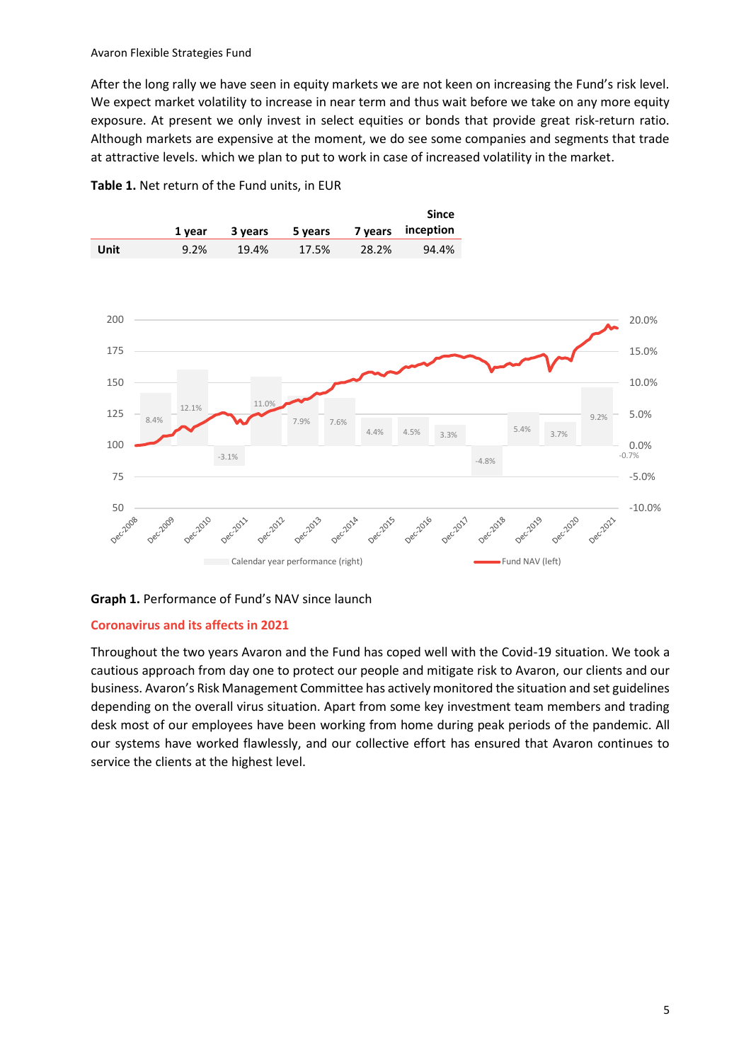After the long rally we have seen in equity markets we are not keen on increasing the Fund's risk level. We expect market volatility to increase in near term and thus wait before we take on any more equity exposure. At present we only invest in select equities or bonds that provide great risk-return ratio. Although markets are expensive at the moment, we do see some companies and segments that trade at attractive levels. which we plan to put to work in case of increased volatility in the market.

**Table 1.** Net return of the Fund units, in EUR

| | 1 year | 3 years | 5 years | 7 years | Since inception |
|---|---|---|---|---|---|
| Unit | 9.2% | 19.4% | 17.5% | 28.2% | 94.4% |

**Graph 1.** Performance of Fund's NAV since launch

## Coronavirus and its affects in 2021

Throughout the two years Avaron and the Fund has coped well with the Covid-19 situation. We took a cautious approach from day one to protect our people and mitigate risk to Avaron, our clients and our business. Avaron's Risk Management Committee has actively monitored the situation and set guidelines depending on the overall virus situation. Apart from some key investment team members and trading desk most of our employees have been working from home during peak periods of the pandemic. All our systems have worked flawlessly, and our collective effort has ensured that Avaron continues to service the clients at the highest level.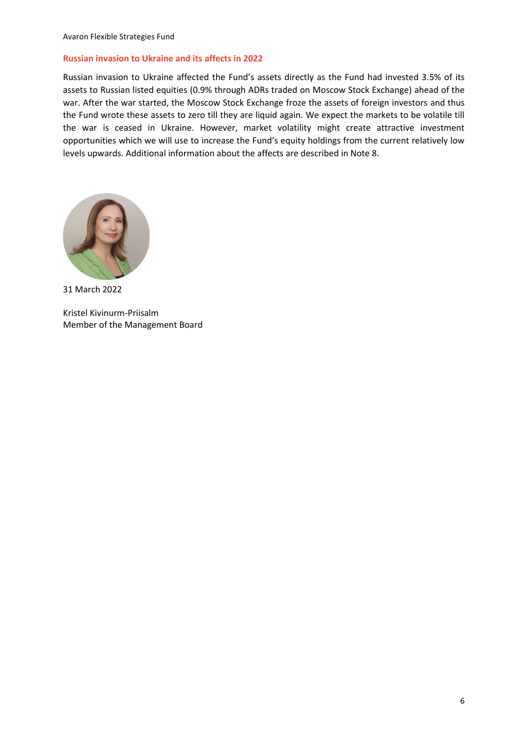## Russian invasion to Ukraine and its affects in 2022

Russian invasion to Ukraine affected the Fund's assets directly as the Fund had invested 3.5% of its assets to Russian listed equities (0.9% through ADRs traded on Moscow Stock Exchange) ahead of the war. After the war started, the Moscow Stock Exchange froze the assets of foreign investors and thus the Fund wrote these assets to zero till they are liquid again. We expect the markets to be volatile till the war is ceased in Ukraine. However, market volatility might create attractive investment opportunities which we will use to increase the Fund's equity holdings from the current relatively low levels upwards. Additional information about the affects are described in Note 8.

31 March 2022

Kristel Kivinurm-Priisalm
Member of the Management Board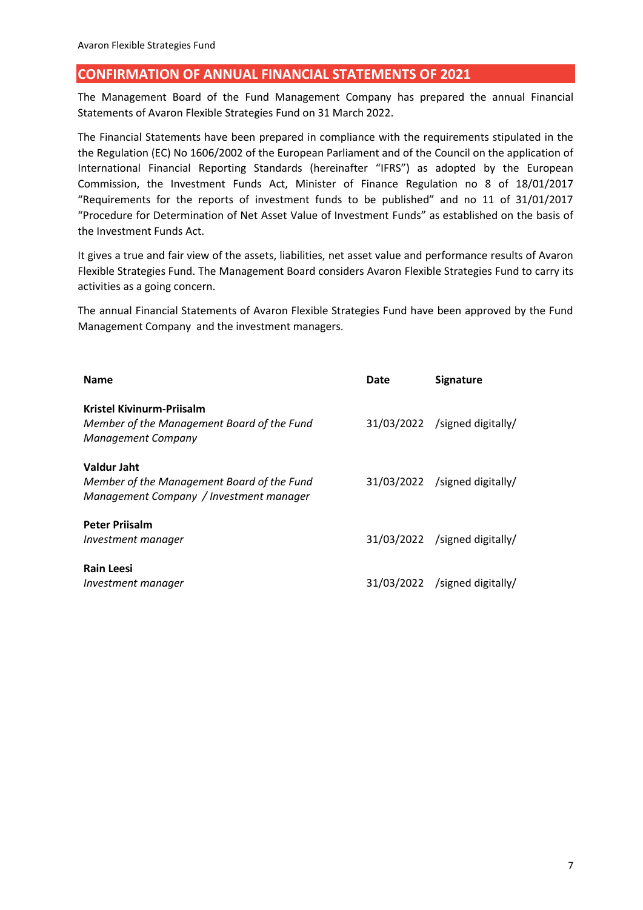## CONFIRMATION OF ANNUAL FINANCIAL STATEMENTS OF 2021

The Management Board of the Fund Management Company has prepared the annual Financial Statements of Avaron Flexible Strategies Fund on 31 March 2022.

The Financial Statements have been prepared in compliance with the requirements stipulated in the the Regulation (EC) No 1606/2002 of the European Parliament and of the Council on the application of International Financial Reporting Standards (hereinafter "IFRS") as adopted by the European Commission, the Investment Funds Act, Minister of Finance Regulation no 8 of 18/01/2017 "Requirements for the reports of investment funds to be published" and no 11 of 31/01/2017 "Procedure for Determination of Net Asset Value of Investment Funds" as established on the basis of the Investment Funds Act.

It gives a true and fair view of the assets, liabilities, net asset value and performance results of Avaron Flexible Strategies Fund. The Management Board considers Avaron Flexible Strategies Fund to carry its activities as a going concern.

The annual Financial Statements of Avaron Flexible Strategies Fund have been approved by the Fund Management Company and the investment managers.

| Name | Date | Signature |
|---|---|---|
| **Kristel Kivinurm-Priisalm**<br>*Member of the Management Board of the Fund Management Company* | 31/03/2022 | /signed digitally/ |
| **Valdur Jaht**<br>*Member of the Management Board of the Fund Management Company / Investment manager* | 31/03/2022 | /signed digitally/ |
| **Peter Priisalm**<br>*Investment manager* | 31/03/2022 | /signed digitally/ |
| **Rain Leesi**<br>*Investment manager* | 31/03/2022 | /signed digitally/ |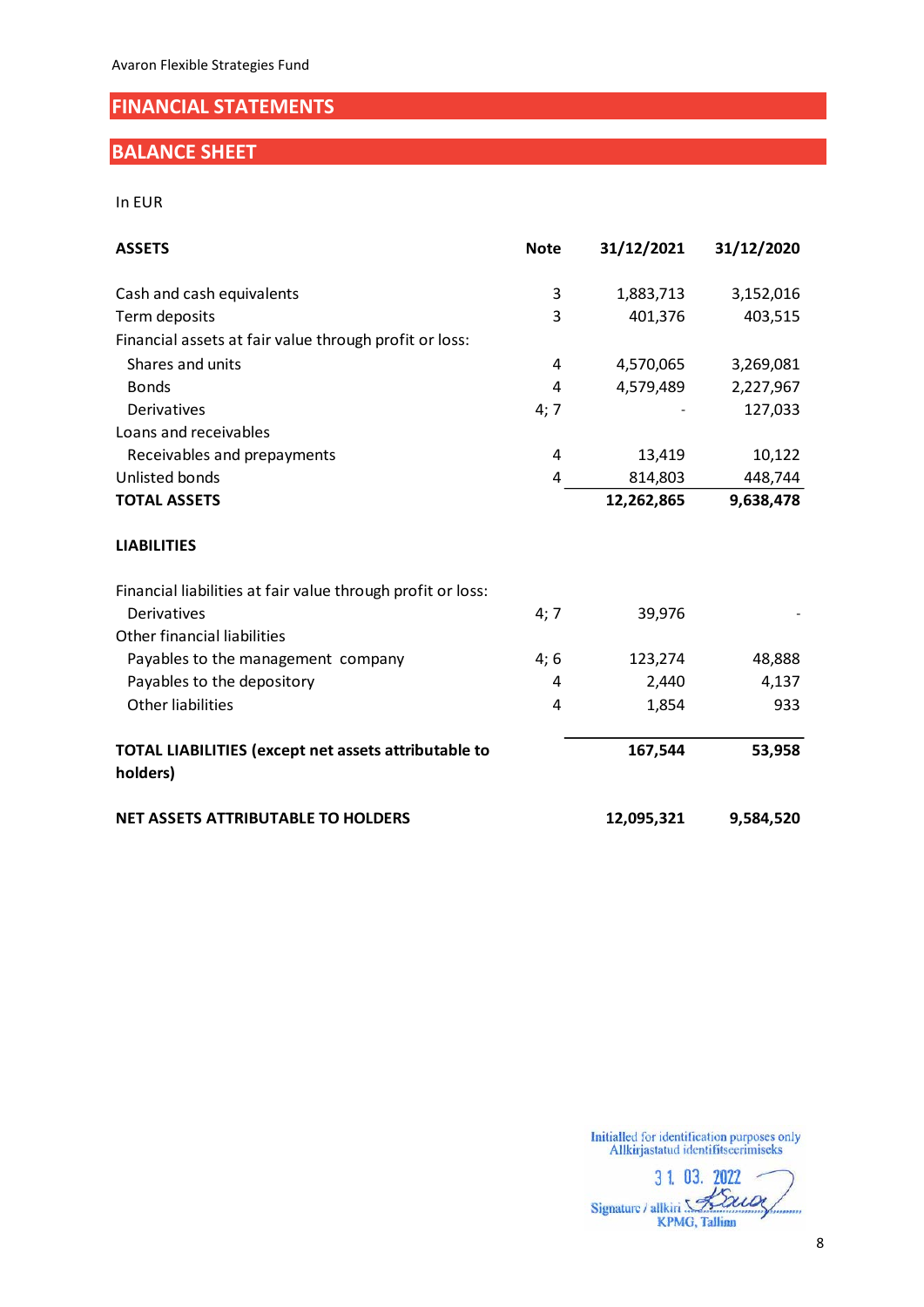# FINANCIAL STATEMENTS

## BALANCE SHEET

In EUR

| ASSETS | Note | 31/12/2021 | 31/12/2020 |
|---|---|---|---|
| Cash and cash equivalents | 3 | 1,883,713 | 3,152,016 |
| Term deposits | 3 | 401,376 | 403,515 |
| Financial assets at fair value through profit or loss: | | | |
| Shares and units | 4 | 4,570,065 | 3,269,081 |
| Bonds | 4 | 4,579,489 | 2,227,967 |
| Derivatives | 4; 7 | - | 127,033 |
| Loans and receivables | | | |
| Receivables and prepayments | 4 | 13,419 | 10,122 |
| Unlisted bonds | 4 | 814,803 | 448,744 |
| **TOTAL ASSETS** | | **12,262,865** | **9,638,478** |

| LIABILITIES | Note | 31/12/2021 | 31/12/2020 |
|---|---|---|---|
| Financial liabilities at fair value through profit or loss: | | | |
| Derivatives | 4; 7 | 39,976 | - |
| Other financial liabilities | | | |
| Payables to the management company | 4; 6 | 123,274 | 48,888 |
| Payables to the depository | 4 | 2,440 | 4,137 |
| Other liabilities | 4 | 1,854 | 933 |
| **TOTAL LIABILITIES (except net assets attributable to holders)** | | **167,544** | **53,958** |
| **NET ASSETS ATTRIBUTABLE TO HOLDERS** | | **12,095,321** | **9,584,520** |

Initialled for identification purposes only
Allkirjastatud identifitseerimiseks
31. 03. 2022
Signature / allkiri
KPMG, Tallinn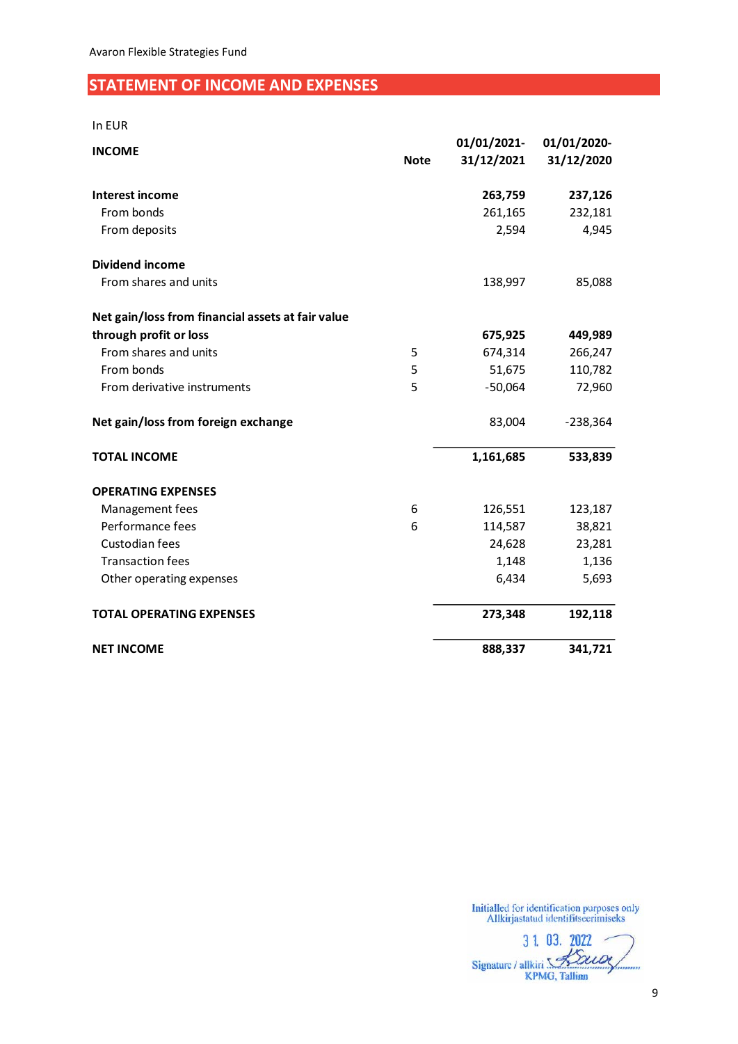## STATEMENT OF INCOME AND EXPENSES

In EUR

| INCOME | Note | 01/01/2021-31/12/2021 | 01/01/2020-31/12/2020 |
|---|---|---|---|
| **Interest income** | | **263,759** | **237,126** |
| From bonds | | 261,165 | 232,181 |
| From deposits | | 2,594 | 4,945 |
| **Dividend income** | | | |
| From shares and units | | 138,997 | 85,088 |
| **Net gain/loss from financial assets at fair value through profit or loss** | | **675,925** | **449,989** |
| From shares and units | 5 | 674,314 | 266,247 |
| From bonds | 5 | 51,675 | 110,782 |
| From derivative instruments | 5 | -50,064 | 72,960 |
| **Net gain/loss from foreign exchange** | | 83,004 | -238,364 |
| **TOTAL INCOME** | | **1,161,685** | **533,839** |
| **OPERATING EXPENSES** | | | |
| Management fees | 6 | 126,551 | 123,187 |
| Performance fees | 6 | 114,587 | 38,821 |
| Custodian fees | | 24,628 | 23,281 |
| Transaction fees | | 1,148 | 1,136 |
| Other operating expenses | | 6,434 | 5,693 |
| **TOTAL OPERATING EXPENSES** | | **273,348** | **192,118** |
| **NET INCOME** | | **888,337** | **341,721** |

Initialled for identification purposes only
Allkirjastatud identifitseerimiseks
31. 03. 2022
Signature / allkiri
KPMG, Tallinn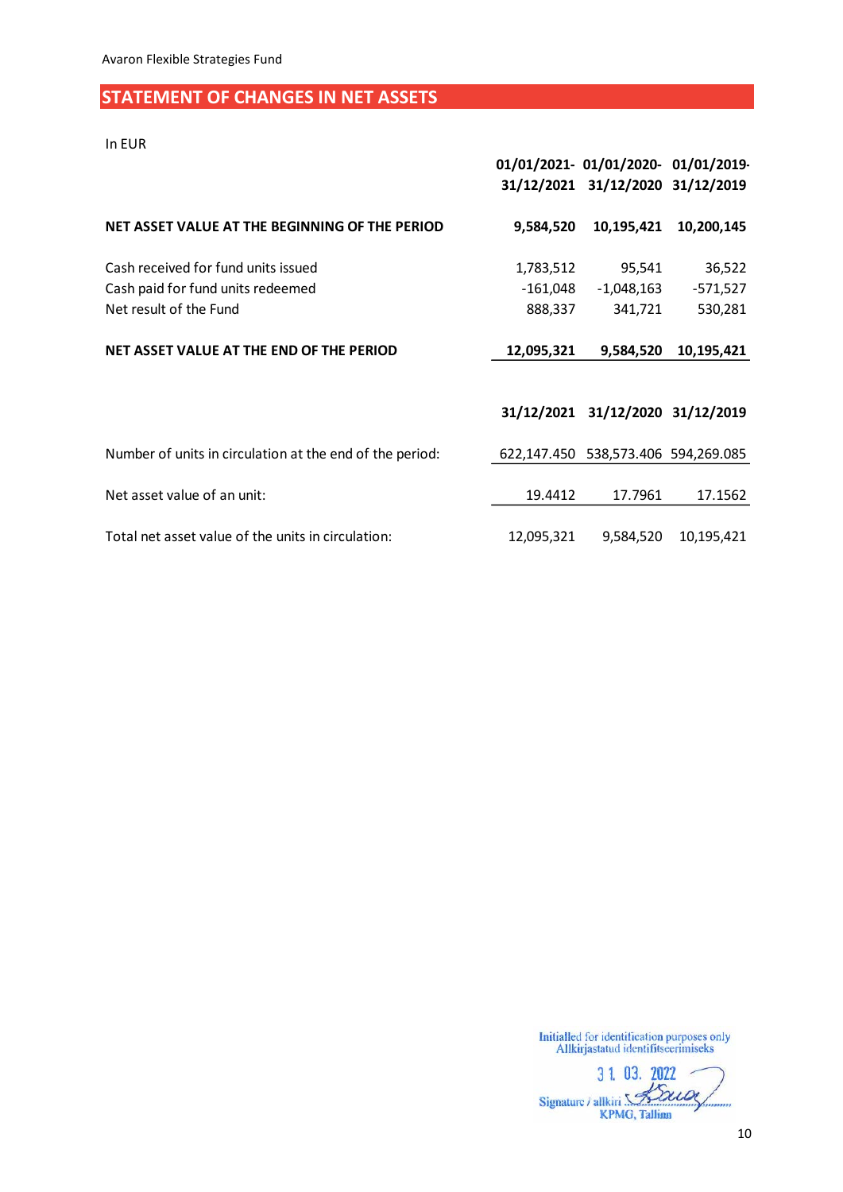## STATEMENT OF CHANGES IN NET ASSETS

In EUR

| | 01/01/2021-31/12/2021 | 01/01/2020-31/12/2020 | 01/01/2019-31/12/2019 |
|---|---|---|---|
| **NET ASSET VALUE AT THE BEGINNING OF THE PERIOD** | **9,584,520** | **10,195,421** | **10,200,145** |
| Cash received for fund units issued | 1,783,512 | 95,541 | 36,522 |
| Cash paid for fund units redeemed | -161,048 | -1,048,163 | -571,527 |
| Net result of the Fund | 888,337 | 341,721 | 530,281 |
| **NET ASSET VALUE AT THE END OF THE PERIOD** | **12,095,321** | **9,584,520** | **10,195,421** |

| | 31/12/2021 | 31/12/2020 | 31/12/2019 |
|---|---|---|---|
| Number of units in circulation at the end of the period: | 622,147.450 | 538,573.406 | 594,269.085 |
| Net asset value of an unit: | 19.4412 | 17.7961 | 17.1562 |
| Total net asset value of the units in circulation: | 12,095,321 | 9,584,520 | 10,195,421 |

Initialled for identification purposes only
Allkirjastatud identifitseerimiseks
31. 03. 2022
Signature / allkiri
KPMG, Tallinn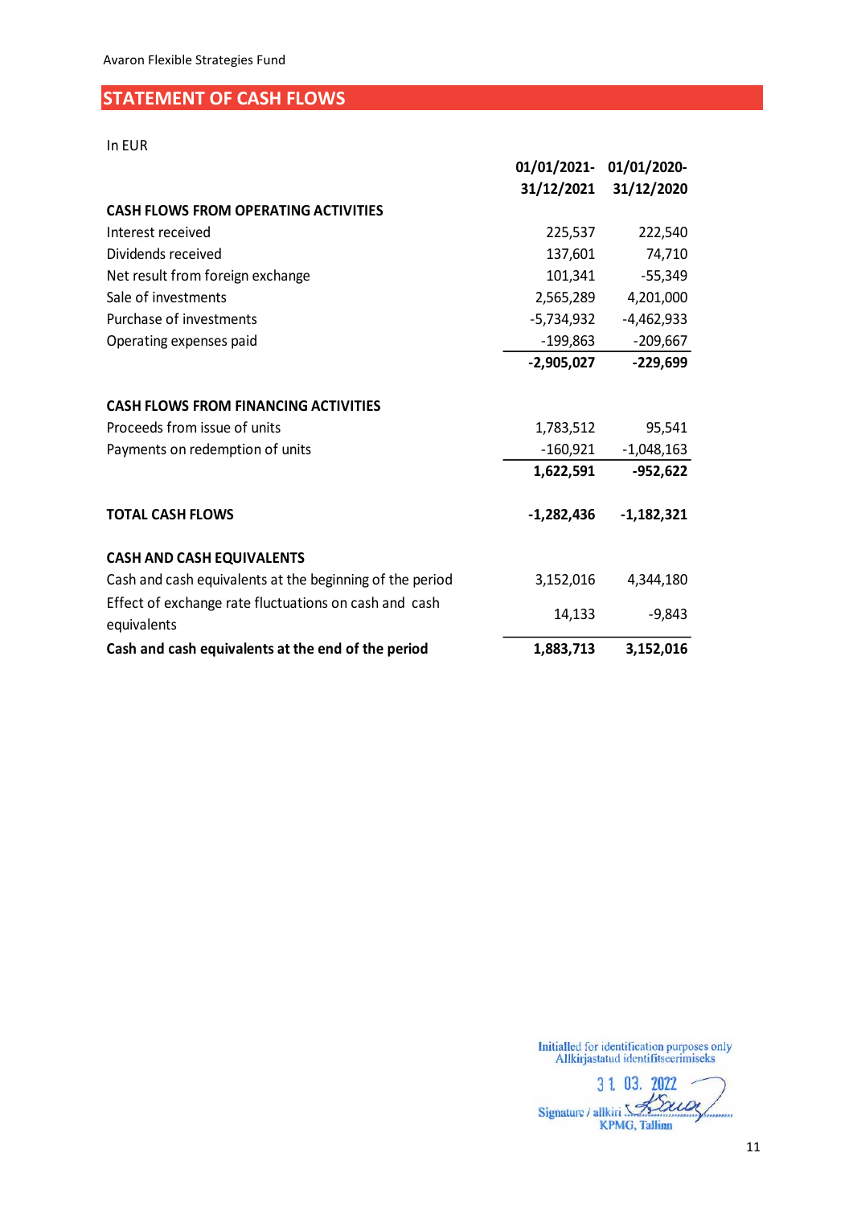## STATEMENT OF CASH FLOWS

In EUR

| | 01/01/2021-31/12/2021 | 01/01/2020-31/12/2020 |
|---|---|---|
| **CASH FLOWS FROM OPERATING ACTIVITIES** | | |
| Interest received | 225,537 | 222,540 |
| Dividends received | 137,601 | 74,710 |
| Net result from foreign exchange | 101,341 | -55,349 |
| Sale of investments | 2,565,289 | 4,201,000 |
| Purchase of investments | -5,734,932 | -4,462,933 |
| Operating expenses paid | -199,863 | -209,667 |
| | **-2,905,027** | **-229,699** |
| **CASH FLOWS FROM FINANCING ACTIVITIES** | | |
| Proceeds from issue of units | 1,783,512 | 95,541 |
| Payments on redemption of units | -160,921 | -1,048,163 |
| | **1,622,591** | **-952,622** |
| **TOTAL CASH FLOWS** | **-1,282,436** | **-1,182,321** |
| **CASH AND CASH EQUIVALENTS** | | |
| Cash and cash equivalents at the beginning of the period | 3,152,016 | 4,344,180 |
| Effect of exchange rate fluctuations on cash and cash equivalents | 14,133 | -9,843 |
| **Cash and cash equivalents at the end of the period** | **1,883,713** | **3,152,016** |

Initialled for identification purposes only
Allkirjastatud identifitseerimiseks
31. 03. 2022
Signature / allkiri
KPMG, Tallinn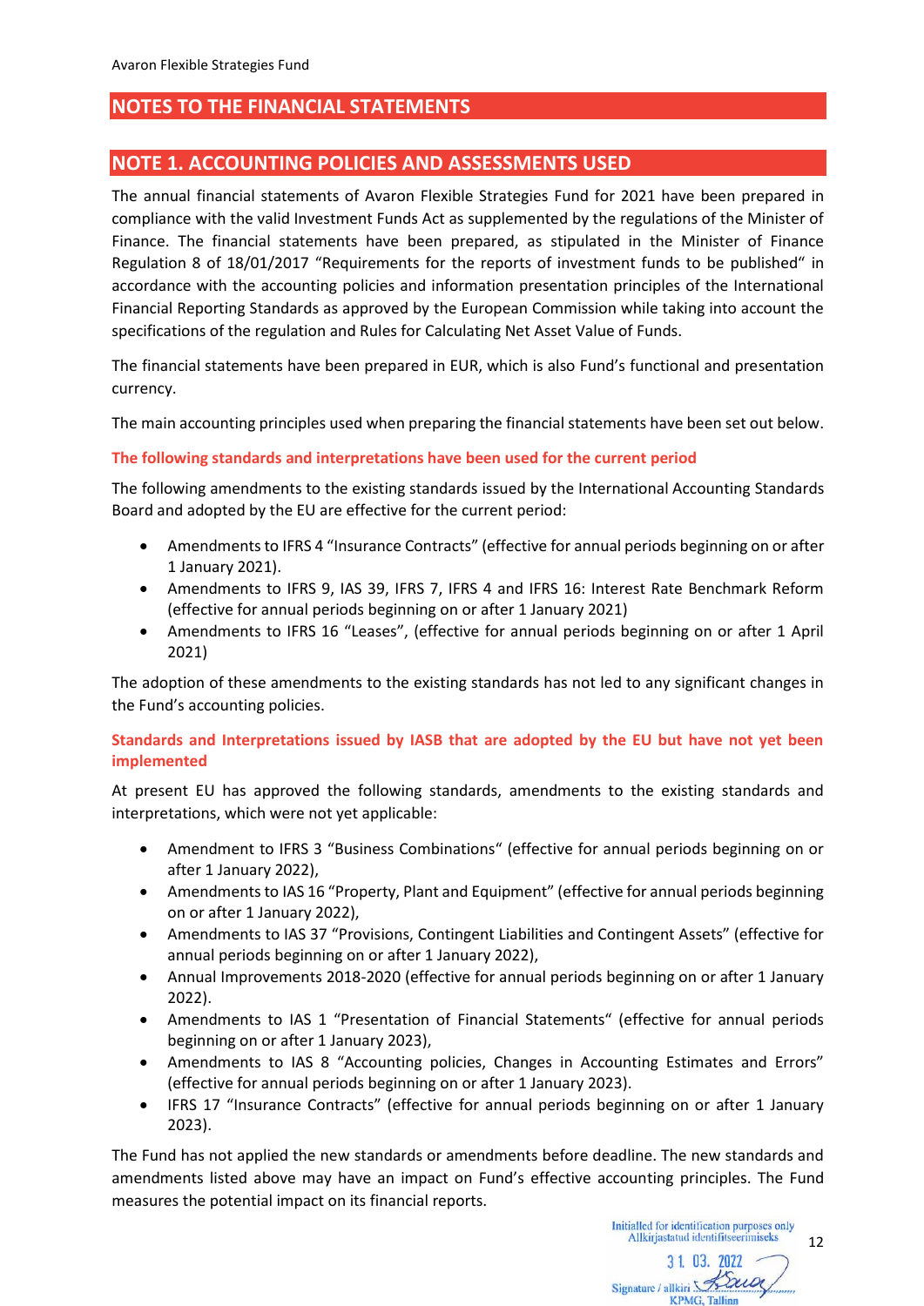# NOTES TO THE FINANCIAL STATEMENTS

## NOTE 1. ACCOUNTING POLICIES AND ASSESSMENTS USED

The annual financial statements of Avaron Flexible Strategies Fund for 2021 have been prepared in compliance with the valid Investment Funds Act as supplemented by the regulations of the Minister of Finance. The financial statements have been prepared, as stipulated in the Minister of Finance Regulation 8 of 18/01/2017 "Requirements for the reports of investment funds to be published" in accordance with the accounting policies and information presentation principles of the International Financial Reporting Standards as approved by the European Commission while taking into account the specifications of the regulation and Rules for Calculating Net Asset Value of Funds.

The financial statements have been prepared in EUR, which is also Fund's functional and presentation currency.

The main accounting principles used when preparing the financial statements have been set out below.

### The following standards and interpretations have been used for the current period

The following amendments to the existing standards issued by the International Accounting Standards Board and adopted by the EU are effective for the current period:

- Amendments to IFRS 4 "Insurance Contracts" (effective for annual periods beginning on or after 1 January 2021).
- Amendments to IFRS 9, IAS 39, IFRS 7, IFRS 4 and IFRS 16: Interest Rate Benchmark Reform (effective for annual periods beginning on or after 1 January 2021)
- Amendments to IFRS 16 "Leases", (effective for annual periods beginning on or after 1 April 2021)

The adoption of these amendments to the existing standards has not led to any significant changes in the Fund's accounting policies.

### Standards and Interpretations issued by IASB that are adopted by the EU but have not yet been implemented

At present EU has approved the following standards, amendments to the existing standards and interpretations, which were not yet applicable:

- Amendment to IFRS 3 "Business Combinations" (effective for annual periods beginning on or after 1 January 2022),
- Amendments to IAS 16 "Property, Plant and Equipment" (effective for annual periods beginning on or after 1 January 2022),
- Amendments to IAS 37 "Provisions, Contingent Liabilities and Contingent Assets" (effective for annual periods beginning on or after 1 January 2022),
- Annual Improvements 2018-2020 (effective for annual periods beginning on or after 1 January 2022).
- Amendments to IAS 1 "Presentation of Financial Statements" (effective for annual periods beginning on or after 1 January 2023),
- Amendments to IAS 8 "Accounting policies, Changes in Accounting Estimates and Errors" (effective for annual periods beginning on or after 1 January 2023).
- IFRS 17 "Insurance Contracts" (effective for annual periods beginning on or after 1 January 2023).

The Fund has not applied the new standards or amendments before deadline. The new standards and amendments listed above may have an impact on Fund's effective accounting principles. The Fund measures the potential impact on its financial reports.

Initialled for identification purposes only
Allkirjastatud identifitseerimiseks
31. 03. 2022
Signature / allkiri
KPMG, Tallinn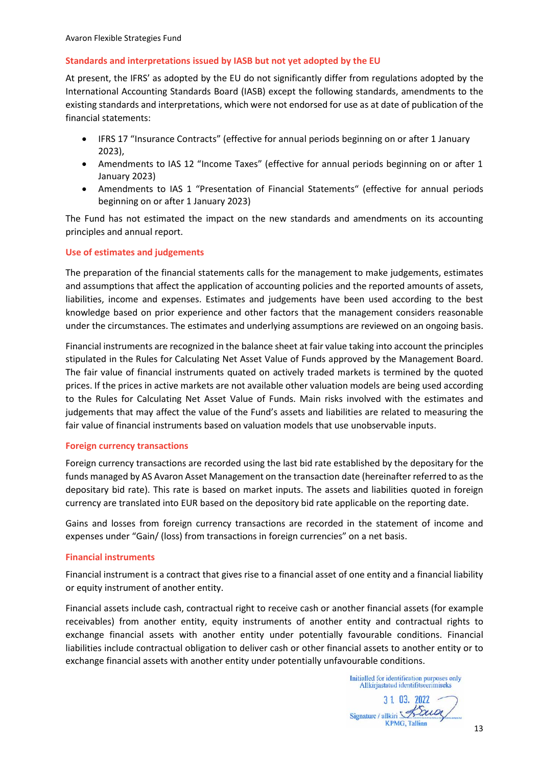### Standards and interpretations issued by IASB but not yet adopted by the EU

At present, the IFRS' as adopted by the EU do not significantly differ from regulations adopted by the International Accounting Standards Board (IASB) except the following standards, amendments to the existing standards and interpretations, which were not endorsed for use as at date of publication of the financial statements:

- IFRS 17 "Insurance Contracts" (effective for annual periods beginning on or after 1 January 2023),
- Amendments to IAS 12 "Income Taxes" (effective for annual periods beginning on or after 1 January 2023)
- Amendments to IAS 1 "Presentation of Financial Statements" (effective for annual periods beginning on or after 1 January 2023)

The Fund has not estimated the impact on the new standards and amendments on its accounting principles and annual report.

### Use of estimates and judgements

The preparation of the financial statements calls for the management to make judgements, estimates and assumptions that affect the application of accounting policies and the reported amounts of assets, liabilities, income and expenses. Estimates and judgements have been used according to the best knowledge based on prior experience and other factors that the management considers reasonable under the circumstances. The estimates and underlying assumptions are reviewed on an ongoing basis.

Financial instruments are recognized in the balance sheet at fair value taking into account the principles stipulated in the Rules for Calculating Net Asset Value of Funds approved by the Management Board. The fair value of financial instruments quated on actively traded markets is termined by the quoted prices. If the prices in active markets are not available other valuation models are being used according to the Rules for Calculating Net Asset Value of Funds. Main risks involved with the estimates and judgements that may affect the value of the Fund's assets and liabilities are related to measuring the fair value of financial instruments based on valuation models that use unobservable inputs.

### Foreign currency transactions

Foreign currency transactions are recorded using the last bid rate established by the depositary for the funds managed by AS Avaron Asset Management on the transaction date (hereinafter referred to as the depositary bid rate). This rate is based on market inputs. The assets and liabilities quoted in foreign currency are translated into EUR based on the depository bid rate applicable on the reporting date.

Gains and losses from foreign currency transactions are recorded in the statement of income and expenses under "Gain/ (loss) from transactions in foreign currencies" on a net basis.

### Financial instruments

Financial instrument is a contract that gives rise to a financial asset of one entity and a financial liability or equity instrument of another entity.

Financial assets include cash, contractual right to receive cash or another financial assets (for example receivables) from another entity, equity instruments of another entity and contractual rights to exchange financial assets with another entity under potentially favourable conditions. Financial liabilities include contractual obligation to deliver cash or other financial assets to another entity or to exchange financial assets with another entity under potentially unfavourable conditions.

Initialled for identification purposes only
Allkirjastatud identifitseerimiseks
31. 03. 2022
Signature / allkiri
KPMG, Tallinn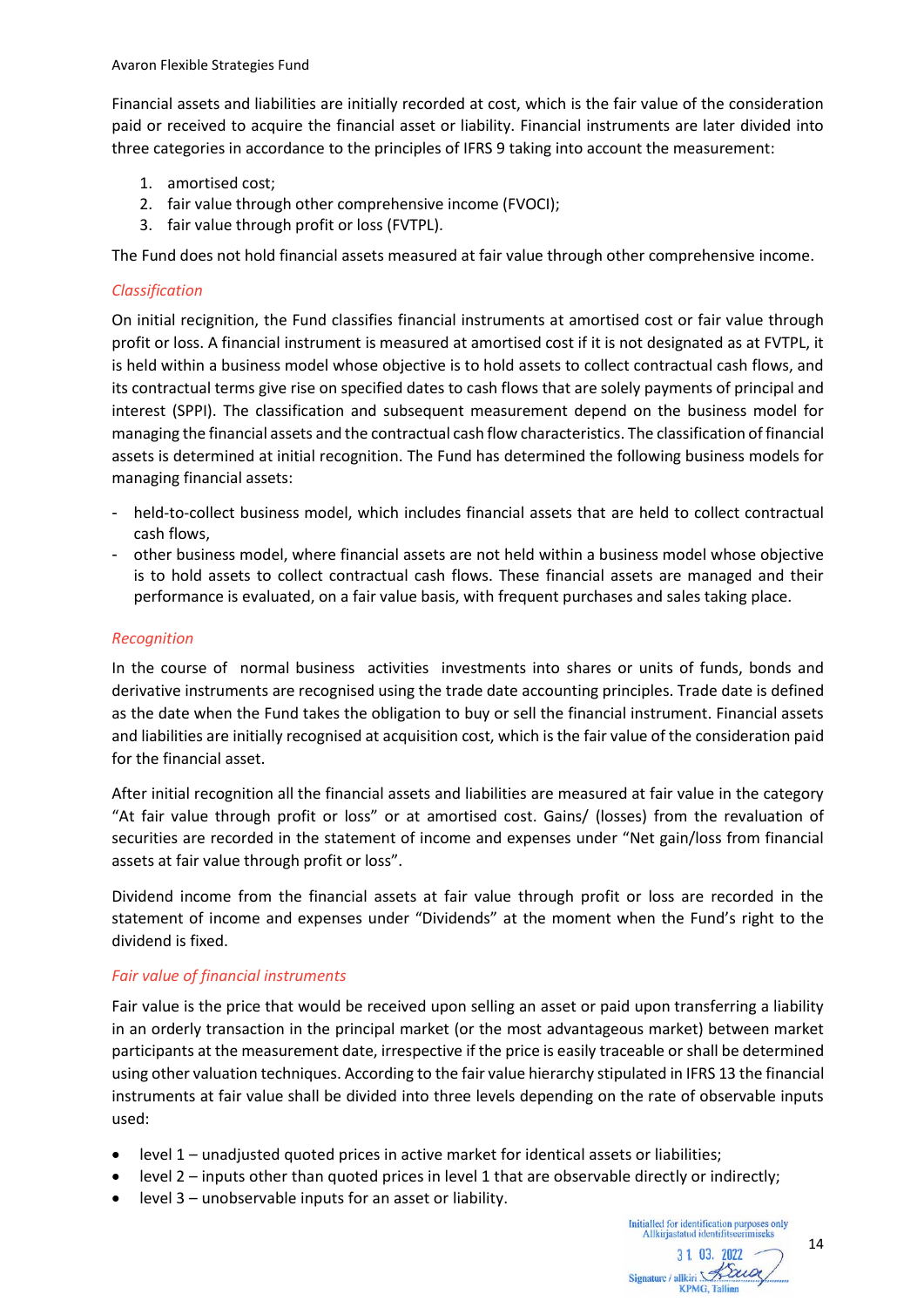Financial assets and liabilities are initially recorded at cost, which is the fair value of the consideration paid or received to acquire the financial asset or liability. Financial instruments are later divided into three categories in accordance to the principles of IFRS 9 taking into account the measurement:

1. amortised cost;
2. fair value through other comprehensive income (FVOCI);
3. fair value through profit or loss (FVTPL).

The Fund does not hold financial assets measured at fair value through other comprehensive income.

*Classification*

On initial recignition, the Fund classifies financial instruments at amortised cost or fair value through profit or loss. A financial instrument is measured at amortised cost if it is not designated as at FVTPL, it is held within a business model whose objective is to hold assets to collect contractual cash flows, and its contractual terms give rise on specified dates to cash flows that are solely payments of principal and interest (SPPI). The classification and subsequent measurement depend on the business model for managing the financial assets and the contractual cash flow characteristics. The classification of financial assets is determined at initial recognition. The Fund has determined the following business models for managing financial assets:

- held-to-collect business model, which includes financial assets that are held to collect contractual cash flows,
- other business model, where financial assets are not held within a business model whose objective is to hold assets to collect contractual cash flows. These financial assets are managed and their performance is evaluated, on a fair value basis, with frequent purchases and sales taking place.

*Recognition*

In the course of normal business activities investments into shares or units of funds, bonds and derivative instruments are recognised using the trade date accounting principles. Trade date is defined as the date when the Fund takes the obligation to buy or sell the financial instrument. Financial assets and liabilities are initially recognised at acquisition cost, which is the fair value of the consideration paid for the financial asset.

After initial recognition all the financial assets and liabilities are measured at fair value in the category "At fair value through profit or loss" or at amortised cost. Gains/ (losses) from the revaluation of securities are recorded in the statement of income and expenses under "Net gain/loss from financial assets at fair value through profit or loss".

Dividend income from the financial assets at fair value through profit or loss are recorded in the statement of income and expenses under "Dividends" at the moment when the Fund's right to the dividend is fixed.

*Fair value of financial instruments*

Fair value is the price that would be received upon selling an asset or paid upon transferring a liability in an orderly transaction in the principal market (or the most advantageous market) between market participants at the measurement date, irrespective if the price is easily traceable or shall be determined using other valuation techniques. According to the fair value hierarchy stipulated in IFRS 13 the financial instruments at fair value shall be divided into three levels depending on the rate of observable inputs used:

- level 1 – unadjusted quoted prices in active market for identical assets or liabilities;
- level 2 – inputs other than quoted prices in level 1 that are observable directly or indirectly;
- level 3 – unobservable inputs for an asset or liability.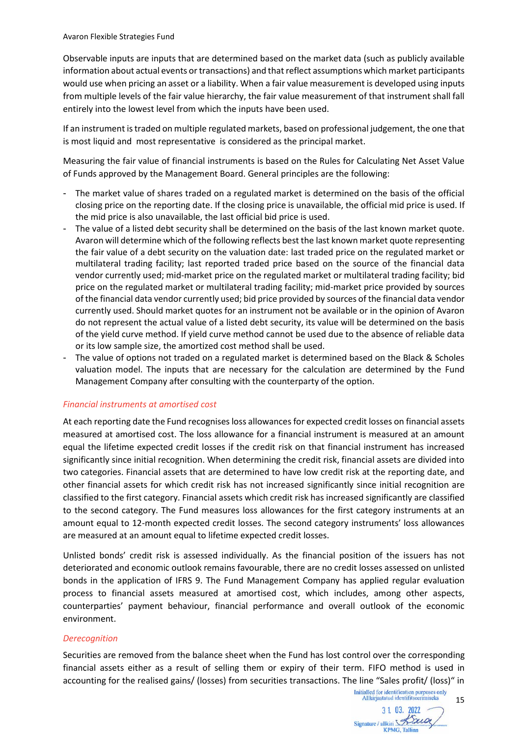Observable inputs are inputs that are determined based on the market data (such as publicly available information about actual events or transactions) and that reflect assumptions which market participants would use when pricing an asset or a liability. When a fair value measurement is developed using inputs from multiple levels of the fair value hierarchy, the fair value measurement of that instrument shall fall entirely into the lowest level from which the inputs have been used.

If an instrument is traded on multiple regulated markets, based on professional judgement, the one that is most liquid and most representative is considered as the principal market.

Measuring the fair value of financial instruments is based on the Rules for Calculating Net Asset Value of Funds approved by the Management Board. General principles are the following:

- The market value of shares traded on a regulated market is determined on the basis of the official closing price on the reporting date. If the closing price is unavailable, the official mid price is used. If the mid price is also unavailable, the last official bid price is used.
- The value of a listed debt security shall be determined on the basis of the last known market quote. Avaron will determine which of the following reflects best the last known market quote representing the fair value of a debt security on the valuation date: last traded price on the regulated market or multilateral trading facility; last reported traded price based on the source of the financial data vendor currently used; mid-market price on the regulated market or multilateral trading facility; bid price on the regulated market or multilateral trading facility; mid-market price provided by sources of the financial data vendor currently used; bid price provided by sources of the financial data vendor currently used. Should market quotes for an instrument not be available or in the opinion of Avaron do not represent the actual value of a listed debt security, its value will be determined on the basis of the yield curve method. If yield curve method cannot be used due to the absence of reliable data or its low sample size, the amortized cost method shall be used.
- The value of options not traded on a regulated market is determined based on the Black & Scholes valuation model. The inputs that are necessary for the calculation are determined by the Fund Management Company after consulting with the counterparty of the option.

*Financial instruments at amortised cost*

At each reporting date the Fund recognises loss allowances for expected credit losses on financial assets measured at amortised cost. The loss allowance for a financial instrument is measured at an amount equal the lifetime expected credit losses if the credit risk on that financial instrument has increased significantly since initial recognition. When determining the credit risk, financial assets are divided into two categories. Financial assets that are determined to have low credit risk at the reporting date, and other financial assets for which credit risk has not increased significantly since initial recognition are classified to the first category. Financial assets which credit risk has increased significantly are classified to the second category. The Fund measures loss allowances for the first category instruments at an amount equal to 12-month expected credit losses. The second category instruments' loss allowances are measured at an amount equal to lifetime expected credit losses.

Unlisted bonds' credit risk is assessed individually. As the financial position of the issuers has not deteriorated and economic outlook remains favourable, there are no credit losses assessed on unlisted bonds in the application of IFRS 9. The Fund Management Company has applied regular evaluation process to financial assets measured at amortised cost, which includes, among other aspects, counterparties' payment behaviour, financial performance and overall outlook of the economic environment.

*Derecognition*

Securities are removed from the balance sheet when the Fund has lost control over the corresponding financial assets either as a result of selling them or expiry of their term. FIFO method is used in accounting for the realised gains/ (losses) from securities transactions. The line "Sales profit/ (loss)" in

Initialled for identification purposes only
Allkirjastatud identifitseerimiseks
31. 03. 2022
Signature / allkiri
KPMG, Tallinn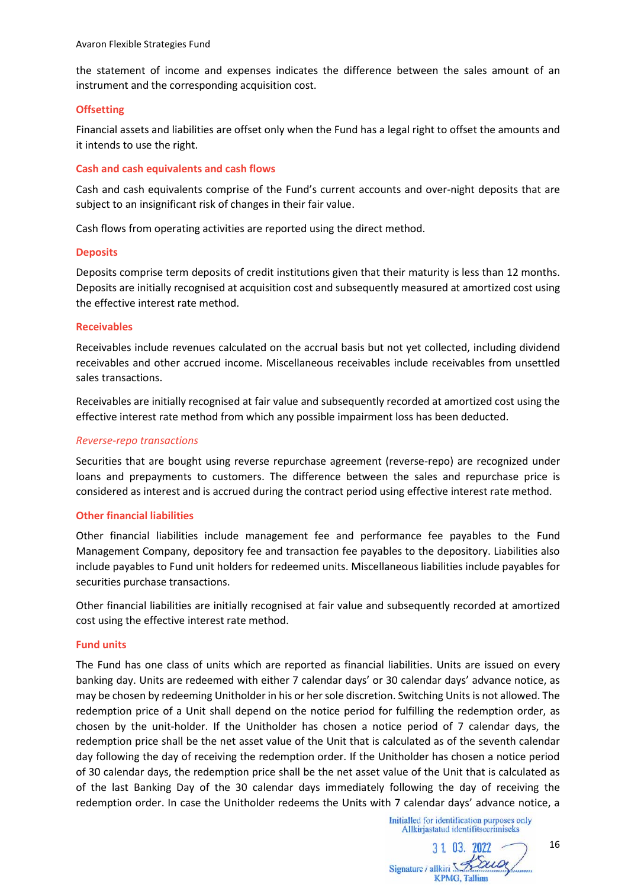the statement of income and expenses indicates the difference between the sales amount of an instrument and the corresponding acquisition cost.

### Offsetting

Financial assets and liabilities are offset only when the Fund has a legal right to offset the amounts and it intends to use the right.

### Cash and cash equivalents and cash flows

Cash and cash equivalents comprise of the Fund's current accounts and over-night deposits that are subject to an insignificant risk of changes in their fair value.

Cash flows from operating activities are reported using the direct method.

### Deposits

Deposits comprise term deposits of credit institutions given that their maturity is less than 12 months. Deposits are initially recognised at acquisition cost and subsequently measured at amortized cost using the effective interest rate method.

### Receivables

Receivables include revenues calculated on the accrual basis but not yet collected, including dividend receivables and other accrued income. Miscellaneous receivables include receivables from unsettled sales transactions.

Receivables are initially recognised at fair value and subsequently recorded at amortized cost using the effective interest rate method from which any possible impairment loss has been deducted.

#### *Reverse-repo transactions*

Securities that are bought using reverse repurchase agreement (reverse-repo) are recognized under loans and prepayments to customers. The difference between the sales and repurchase price is considered as interest and is accrued during the contract period using effective interest rate method.

### Other financial liabilities

Other financial liabilities include management fee and performance fee payables to the Fund Management Company, depository fee and transaction fee payables to the depository. Liabilities also include payables to Fund unit holders for redeemed units. Miscellaneous liabilities include payables for securities purchase transactions.

Other financial liabilities are initially recognised at fair value and subsequently recorded at amortized cost using the effective interest rate method.

### Fund units

The Fund has one class of units which are reported as financial liabilities. Units are issued on every banking day. Units are redeemed with either 7 calendar days' or 30 calendar days' advance notice, as may be chosen by redeeming Unitholder in his or her sole discretion. Switching Units is not allowed. The redemption price of a Unit shall depend on the notice period for fulfilling the redemption order, as chosen by the unit-holder. If the Unitholder has chosen a notice period of 7 calendar days, the redemption price shall be the net asset value of the Unit that is calculated as of the seventh calendar day following the day of receiving the redemption order. If the Unitholder has chosen a notice period of 30 calendar days, the redemption price shall be the net asset value of the Unit that is calculated as of the last Banking Day of the 30 calendar days immediately following the day of receiving the redemption order. In case the Unitholder redeems the Units with 7 calendar days' advance notice, a

Initialled for identification purposes only
Allkirjastatud identifitseerimiseks
31. 03. 2022
Signature / allkiri
KPMG, Tallinn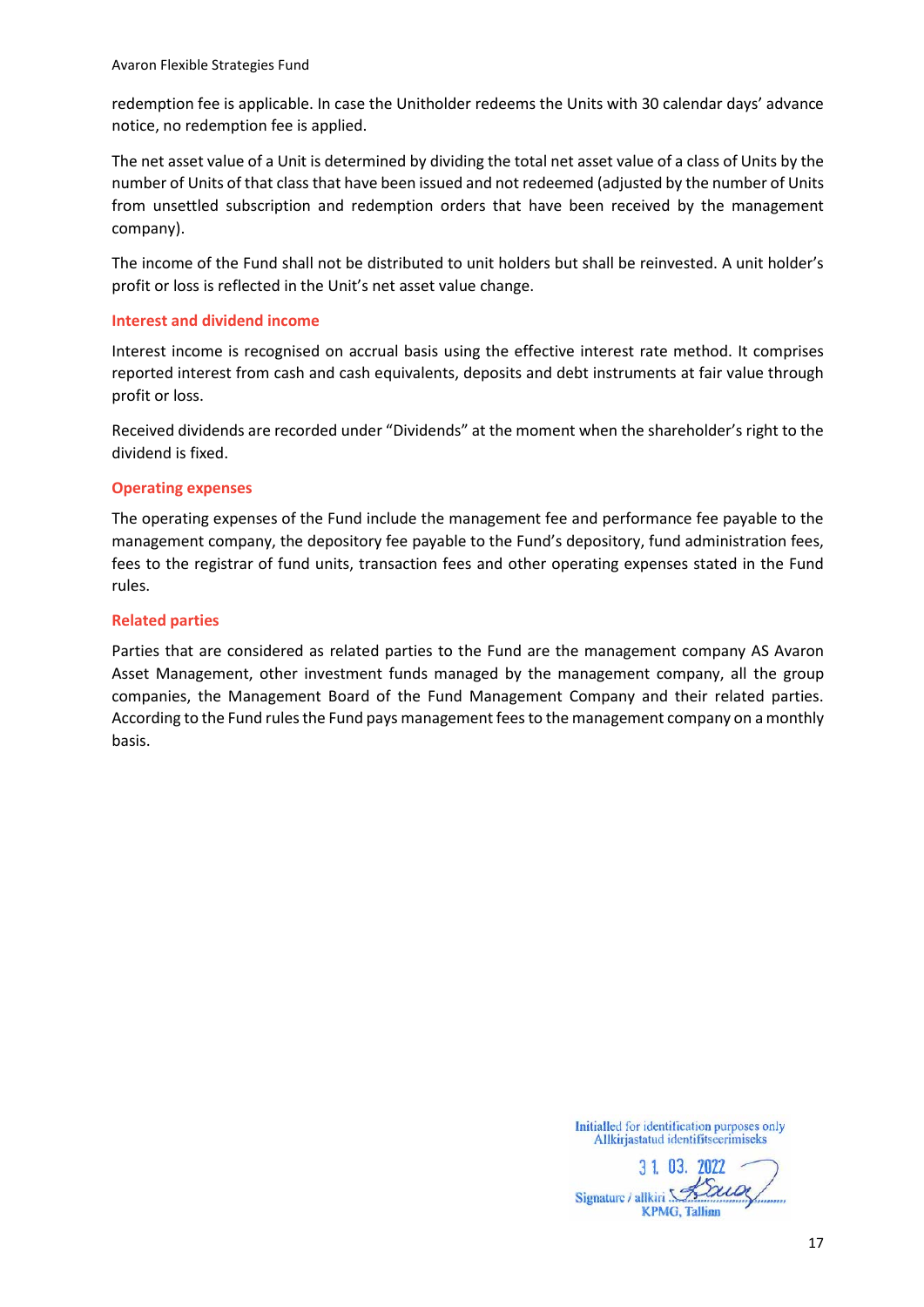redemption fee is applicable. In case the Unitholder redeems the Units with 30 calendar days' advance notice, no redemption fee is applied.

The net asset value of a Unit is determined by dividing the total net asset value of a class of Units by the number of Units of that class that have been issued and not redeemed (adjusted by the number of Units from unsettled subscription and redemption orders that have been received by the management company).

The income of the Fund shall not be distributed to unit holders but shall be reinvested. A unit holder's profit or loss is reflected in the Unit's net asset value change.

### Interest and dividend income

Interest income is recognised on accrual basis using the effective interest rate method. It comprises reported interest from cash and cash equivalents, deposits and debt instruments at fair value through profit or loss.

Received dividends are recorded under "Dividends" at the moment when the shareholder's right to the dividend is fixed.

### Operating expenses

The operating expenses of the Fund include the management fee and performance fee payable to the management company, the depository fee payable to the Fund's depository, fund administration fees, fees to the registrar of fund units, transaction fees and other operating expenses stated in the Fund rules.

### Related parties

Parties that are considered as related parties to the Fund are the management company AS Avaron Asset Management, other investment funds managed by the management company, all the group companies, the Management Board of the Fund Management Company and their related parties. According to the Fund rules the Fund pays management fees to the management company on a monthly basis.

Initialled for identification purposes only
Allkirjastatud identifitseerimiseks
31. 03. 2022
Signature / allkiri
KPMG, Tallinn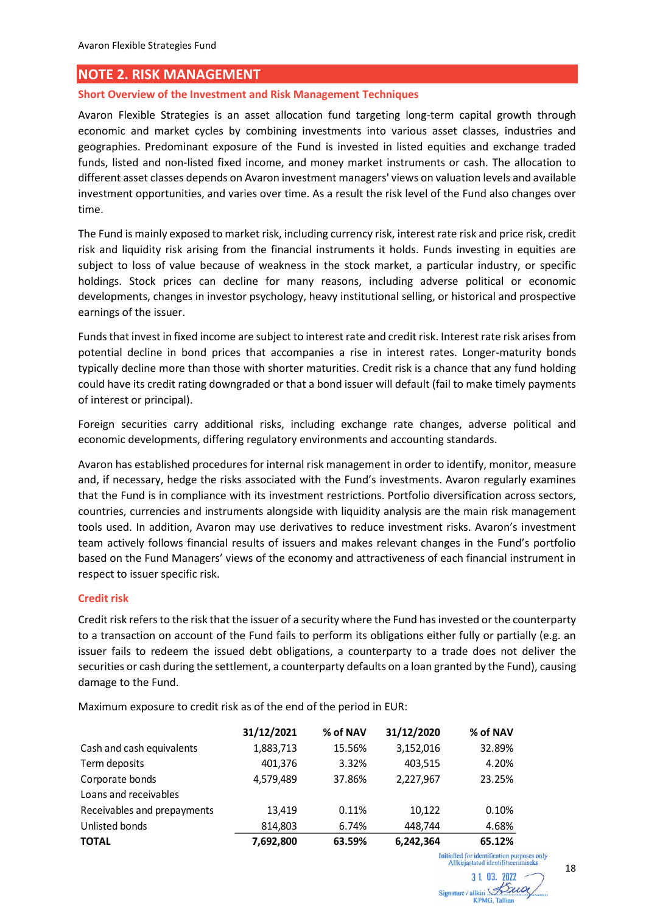## NOTE 2. RISK MANAGEMENT

### Short Overview of the Investment and Risk Management Techniques

Avaron Flexible Strategies is an asset allocation fund targeting long-term capital growth through economic and market cycles by combining investments into various asset classes, industries and geographies. Predominant exposure of the Fund is invested in listed equities and exchange traded funds, listed and non-listed fixed income, and money market instruments or cash. The allocation to different asset classes depends on Avaron investment managers' views on valuation levels and available investment opportunities, and varies over time. As a result the risk level of the Fund also changes over time.

The Fund is mainly exposed to market risk, including currency risk, interest rate risk and price risk, credit risk and liquidity risk arising from the financial instruments it holds. Funds investing in equities are subject to loss of value because of weakness in the stock market, a particular industry, or specific holdings. Stock prices can decline for many reasons, including adverse political or economic developments, changes in investor psychology, heavy institutional selling, or historical and prospective earnings of the issuer.

Funds that invest in fixed income are subject to interest rate and credit risk. Interest rate risk arises from potential decline in bond prices that accompanies a rise in interest rates. Longer-maturity bonds typically decline more than those with shorter maturities. Credit risk is a chance that any fund holding could have its credit rating downgraded or that a bond issuer will default (fail to make timely payments of interest or principal).

Foreign securities carry additional risks, including exchange rate changes, adverse political and economic developments, differing regulatory environments and accounting standards.

Avaron has established procedures for internal risk management in order to identify, monitor, measure and, if necessary, hedge the risks associated with the Fund's investments. Avaron regularly examines that the Fund is in compliance with its investment restrictions. Portfolio diversification across sectors, countries, currencies and instruments alongside with liquidity analysis are the main risk management tools used. In addition, Avaron may use derivatives to reduce investment risks. Avaron's investment team actively follows financial results of issuers and makes relevant changes in the Fund's portfolio based on the Fund Managers' views of the economy and attractiveness of each financial instrument in respect to issuer specific risk.

### Credit risk

Credit risk refers to the risk that the issuer of a security where the Fund has invested or the counterparty to a transaction on account of the Fund fails to perform its obligations either fully or partially (e.g. an issuer fails to redeem the issued debt obligations, a counterparty to a trade does not deliver the securities or cash during the settlement, a counterparty defaults on a loan granted by the Fund), causing damage to the Fund.

Maximum exposure to credit risk as of the end of the period in EUR:

| | 31/12/2021 | % of NAV | 31/12/2020 | % of NAV |
|---|---|---|---|---|
| Cash and cash equivalents | 1,883,713 | 15.56% | 3,152,016 | 32.89% |
| Term deposits | 401,376 | 3.32% | 403,515 | 4.20% |
| Corporate bonds | 4,579,489 | 37.86% | 2,227,967 | 23.25% |
| Loans and receivables | | | | |
| Receivables and prepayments | 13,419 | 0.11% | 10,122 | 0.10% |
| Unlisted bonds | 814,803 | 6.74% | 448,744 | 4.68% |
| **TOTAL** | **7,692,800** | **63.59%** | **6,242,364** | **65.12%** |

Initialled for identification purposes only
Allkirjastatud identifitseerimiseks
31. 03. 2022
Signature / allkiri
KPMG, Tallinn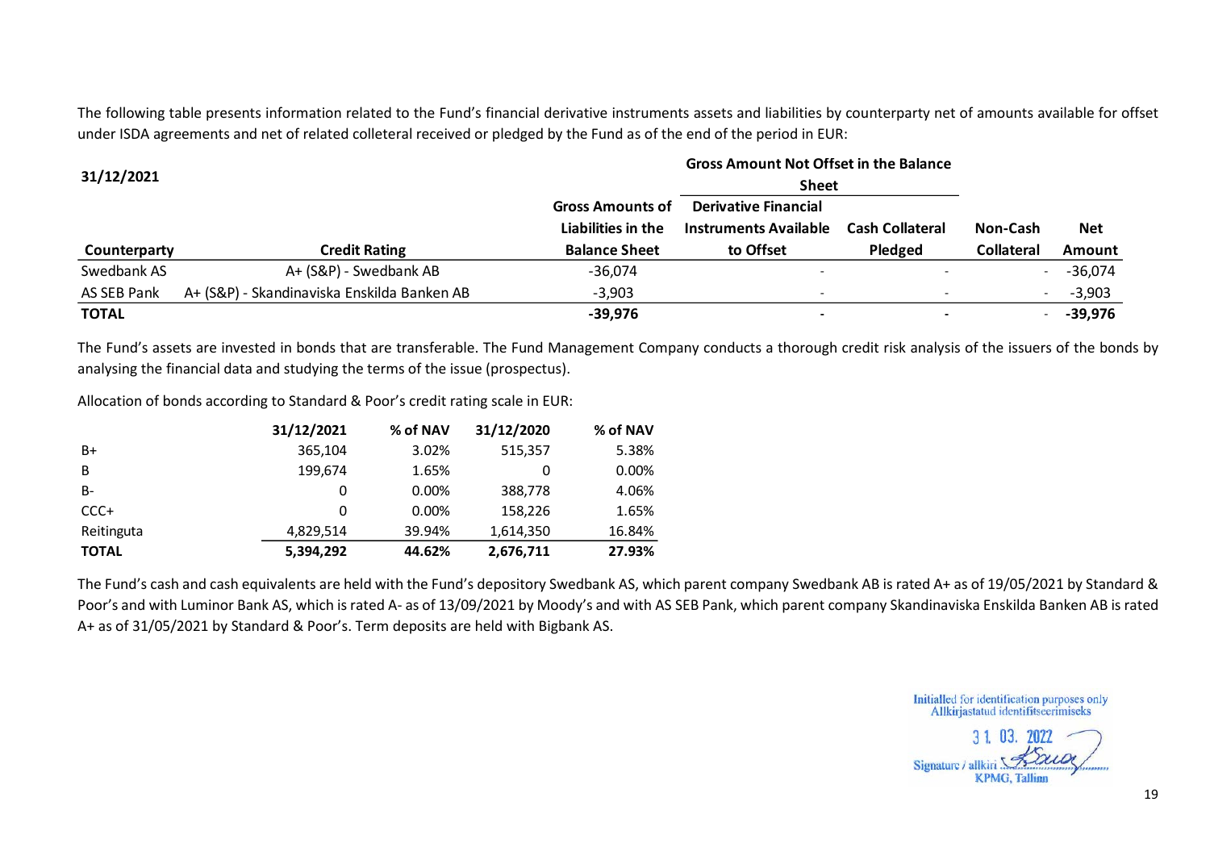The following table presents information related to the Fund's financial derivative instruments assets and liabilities by counterparty net of amounts available for offset under ISDA agreements and net of related colleteral received or pledged by the Fund as of the end of the period in EUR:

| 31/12/2021 | | | Gross Amount Not Offset in the Balance Sheet | | | |
|---|---|---|---|---|---|---|
| Counterparty | Credit Rating | Gross Amounts of Liabilities in the Balance Sheet | Derivative Financial Instruments Available to Offset | Cash Collateral Pledged | Non-Cash Collateral | Net Amount |
| Swedbank AS | A+ (S&P) - Swedbank AB | -36,074 | - | - | - | -36,074 |
| AS SEB Pank | A+ (S&P) - Skandinaviska Enskilda Banken AB | -3,903 | - | - | - | -3,903 |
| **TOTAL** | | **-39,976** | **-** | **-** | - | **-39,976** |

The Fund's assets are invested in bonds that are transferable. The Fund Management Company conducts a thorough credit risk analysis of the issuers of the bonds by analysing the financial data and studying the terms of the issue (prospectus).

Allocation of bonds according to Standard & Poor's credit rating scale in EUR:

| | 31/12/2021 | % of NAV | 31/12/2020 | % of NAV |
|---|---|---|---|---|
| B+ | 365,104 | 3.02% | 515,357 | 5.38% |
| B | 199,674 | 1.65% | 0 | 0.00% |
| B- | 0 | 0.00% | 388,778 | 4.06% |
| CCC+ | 0 | 0.00% | 158,226 | 1.65% |
| Reitinguta | 4,829,514 | 39.94% | 1,614,350 | 16.84% |
| **TOTAL** | **5,394,292** | **44.62%** | **2,676,711** | **27.93%** |

The Fund's cash and cash equivalents are held with the Fund's depository Swedbank AS, which parent company Swedbank AB is rated A+ as of 19/05/2021 by Standard & Poor's and with Luminor Bank AS, which is rated A- as of 13/09/2021 by Moody's and with AS SEB Pank, which parent company Skandinaviska Enskilda Banken AB is rated A+ as of 31/05/2021 by Standard & Poor's. Term deposits are held with Bigbank AS.

Initialled for identification purposes only
Allkirjastatud identifitseerimiseks
31. 03. 2022
Signature / allkiri
KPMG, Tallinn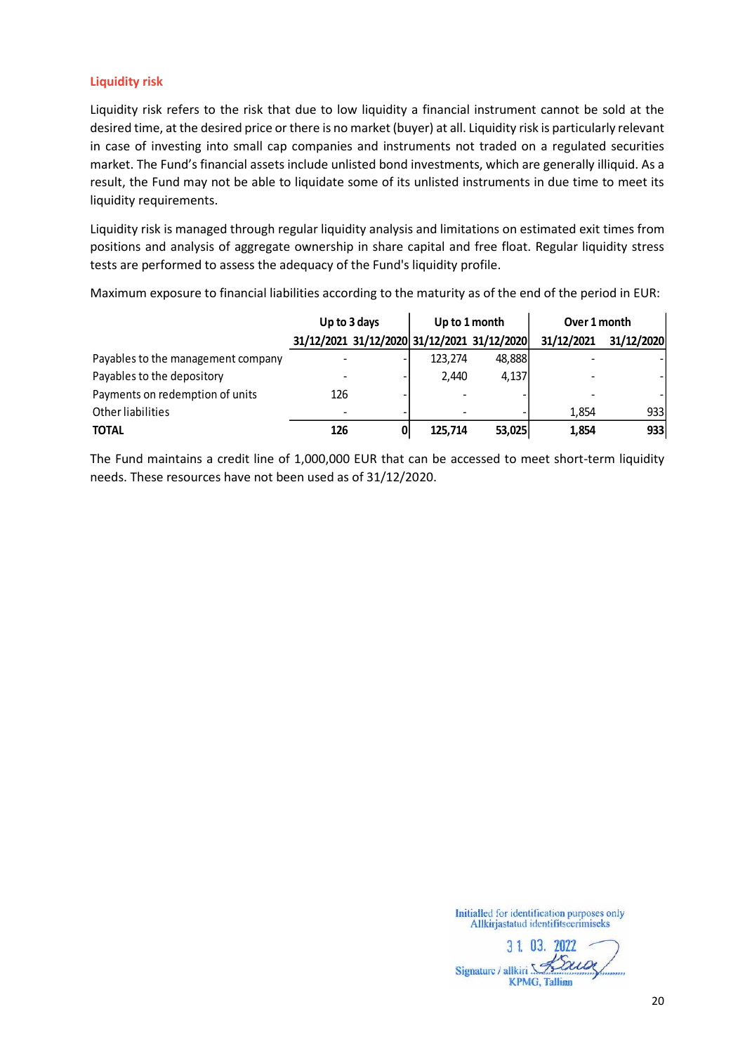## Liquidity risk

Liquidity risk refers to the risk that due to low liquidity a financial instrument cannot be sold at the desired time, at the desired price or there is no market (buyer) at all. Liquidity risk is particularly relevant in case of investing into small cap companies and instruments not traded on a regulated securities market. The Fund's financial assets include unlisted bond investments, which are generally illiquid. As a result, the Fund may not be able to liquidate some of its unlisted instruments in due time to meet its liquidity requirements.

Liquidity risk is managed through regular liquidity analysis and limitations on estimated exit times from positions and analysis of aggregate ownership in share capital and free float. Regular liquidity stress tests are performed to assess the adequacy of the Fund's liquidity profile.

Maximum exposure to financial liabilities according to the maturity as of the end of the period in EUR:

| | Up to 3 days | | Up to 1 month | | Over 1 month | |
|---|---|---|---|---|---|---|
| | 31/12/2021 | 31/12/2020 | 31/12/2021 | 31/12/2020 | 31/12/2021 | 31/12/2020 |
| Payables to the management company | - | - | 123,274 | 48,888 | - | - |
| Payables to the depository | - | - | 2,440 | 4,137 | - | - |
| Payments on redemption of units | 126 | - | - | - | - | - |
| Other liabilities | - | - | - | - | 1,854 | 933 |
| **TOTAL** | **126** | **0** | **125,714** | **53,025** | **1,854** | **933** |

The Fund maintains a credit line of 1,000,000 EUR that can be accessed to meet short-term liquidity needs. These resources have not been used as of 31/12/2020.

Initialled for identification purposes only
Allkirjastatud identifitseerimiseks
31. 03. 2022
Signature / allkiri
KPMG, Tallinn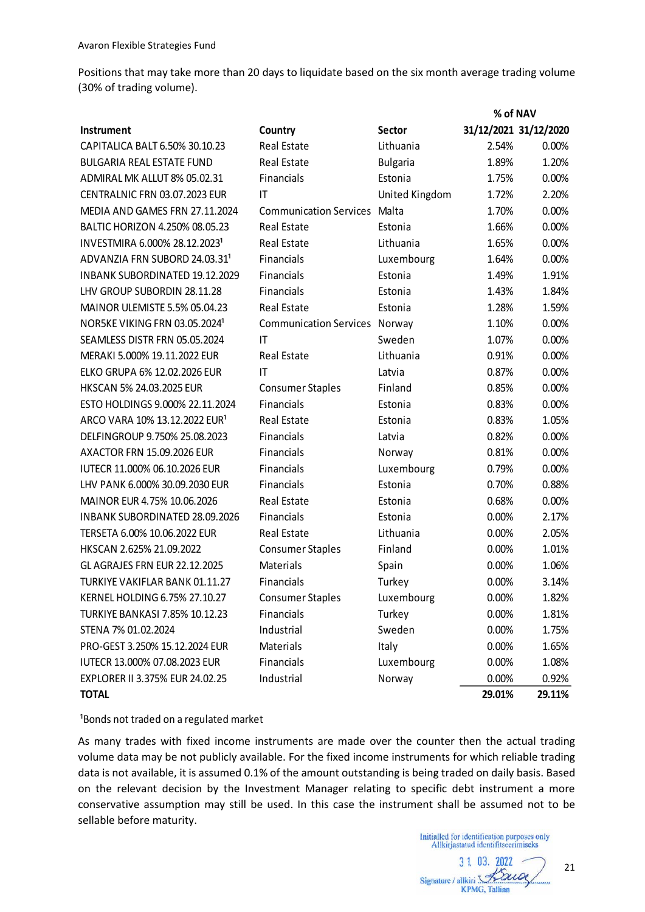Avaron Flexible Strategies Fund

Positions that may take more than 20 days to liquidate based on the six month average trading volume (30% of trading volume).

| Instrument | Country | Sector | % of NAV 31/12/2021 | 31/12/2020 |
|---|---|---|---|---|
| CAPITALICA BALT 6.50% 30.10.23 | Real Estate | Lithuania | 2.54% | 0.00% |
| BULGARIA REAL ESTATE FUND | Real Estate | Bulgaria | 1.89% | 1.20% |
| ADMIRAL MK ALLUT 8% 05.02.31 | Financials | Estonia | 1.75% | 0.00% |
| CENTRALNIC FRN 03.07.2023 EUR | IT | United Kingdom | 1.72% | 2.20% |
| MEDIA AND GAMES FRN 27.11.2024 | Communication Services | Malta | 1.70% | 0.00% |
| BALTIC HORIZON 4.250% 08.05.23 | Real Estate | Estonia | 1.66% | 0.00% |
| INVESTMIRA 6.000% 28.12.2023[1] | Real Estate | Lithuania | 1.65% | 0.00% |
| ADVANZIA FRN SUBORD 24.03.31[1] | Financials | Luxembourg | 1.64% | 0.00% |
| INBANK SUBORDINATED 19.12.2029 | Financials | Estonia | 1.49% | 1.91% |
| LHV GROUP SUBORDIN 28.11.28 | Financials | Estonia | 1.43% | 1.84% |
| MAINOR ULEMISTE 5.5% 05.04.23 | Real Estate | Estonia | 1.28% | 1.59% |
| NORSKE VIKING FRN 03.05.2024[1] | Communication Services | Norway | 1.10% | 0.00% |
| SEAMLESS DISTR FRN 05.05.2024 | IT | Sweden | 1.07% | 0.00% |
| MERAKI 5.000% 19.11.2022 EUR | Real Estate | Lithuania | 0.91% | 0.00% |
| ELKO GRUPA 6% 12.02.2026 EUR | IT | Latvia | 0.87% | 0.00% |
| HKSCAN 5% 24.03.2025 EUR | Consumer Staples | Finland | 0.85% | 0.00% |
| ESTO HOLDINGS 9.000% 22.11.2024 | Financials | Estonia | 0.83% | 0.00% |
| ARCO VARA 10% 13.12.2022 EUR[1] | Real Estate | Estonia | 0.83% | 1.05% |
| DELFINGROUP 9.750% 25.08.2023 | Financials | Latvia | 0.82% | 0.00% |
| AXACTOR FRN 15.09.2026 EUR | Financials | Norway | 0.81% | 0.00% |
| IUTECR 11.000% 06.10.2026 EUR | Financials | Luxembourg | 0.79% | 0.00% |
| LHV PANK 6.000% 30.09.2030 EUR | Financials | Estonia | 0.70% | 0.88% |
| MAINOR EUR 4.75% 10.06.2026 | Real Estate | Estonia | 0.68% | 0.00% |
| INBANK SUBORDINATED 28.09.2026 | Financials | Estonia | 0.00% | 2.17% |
| TERSETA 6.00% 10.06.2022 EUR | Real Estate | Lithuania | 0.00% | 2.05% |
| HKSCAN 2.625% 21.09.2022 | Consumer Staples | Finland | 0.00% | 1.01% |
| GL AGRAJES FRN EUR 22.12.2025 | Materials | Spain | 0.00% | 1.06% |
| TURKIYE VAKIFLAR BANK 01.11.27 | Financials | Turkey | 0.00% | 3.14% |
| KERNEL HOLDING 6.75% 27.10.27 | Consumer Staples | Luxembourg | 0.00% | 1.82% |
| TURKIYE BANKASI 7.85% 10.12.23 | Financials | Turkey | 0.00% | 1.81% |
| STENA 7% 01.02.2024 | Industrial | Sweden | 0.00% | 1.75% |
| PRO-GEST 3.250% 15.12.2024 EUR | Materials | Italy | 0.00% | 1.65% |
| IUTECR 13.000% 07.08.2023 EUR | Financials | Luxembourg | 0.00% | 1.08% |
| EXPLORER II 3.375% EUR 24.02.25 | Industrial | Norway | 0.00% | 0.92% |
| **TOTAL** | | | **29.01%** | **29.11%** |

[1]Bonds not traded on a regulated market

As many trades with fixed income instruments are made over the counter then the actual trading volume data may be not publicly available. For the fixed income instruments for which reliable trading data is not available, it is assumed 0.1% of the amount outstanding is being traded on daily basis. Based on the relevant decision by the Investment Manager relating to specific debt instrument a more conservative assumption may still be used. In this case the instrument shall be assumed not to be sellable before maturity.

Initialled for identification purposes only
Allkirjastatud identifitseerimiseks
31. 03. 2022
Signature / allkiri
KPMG, Tallinn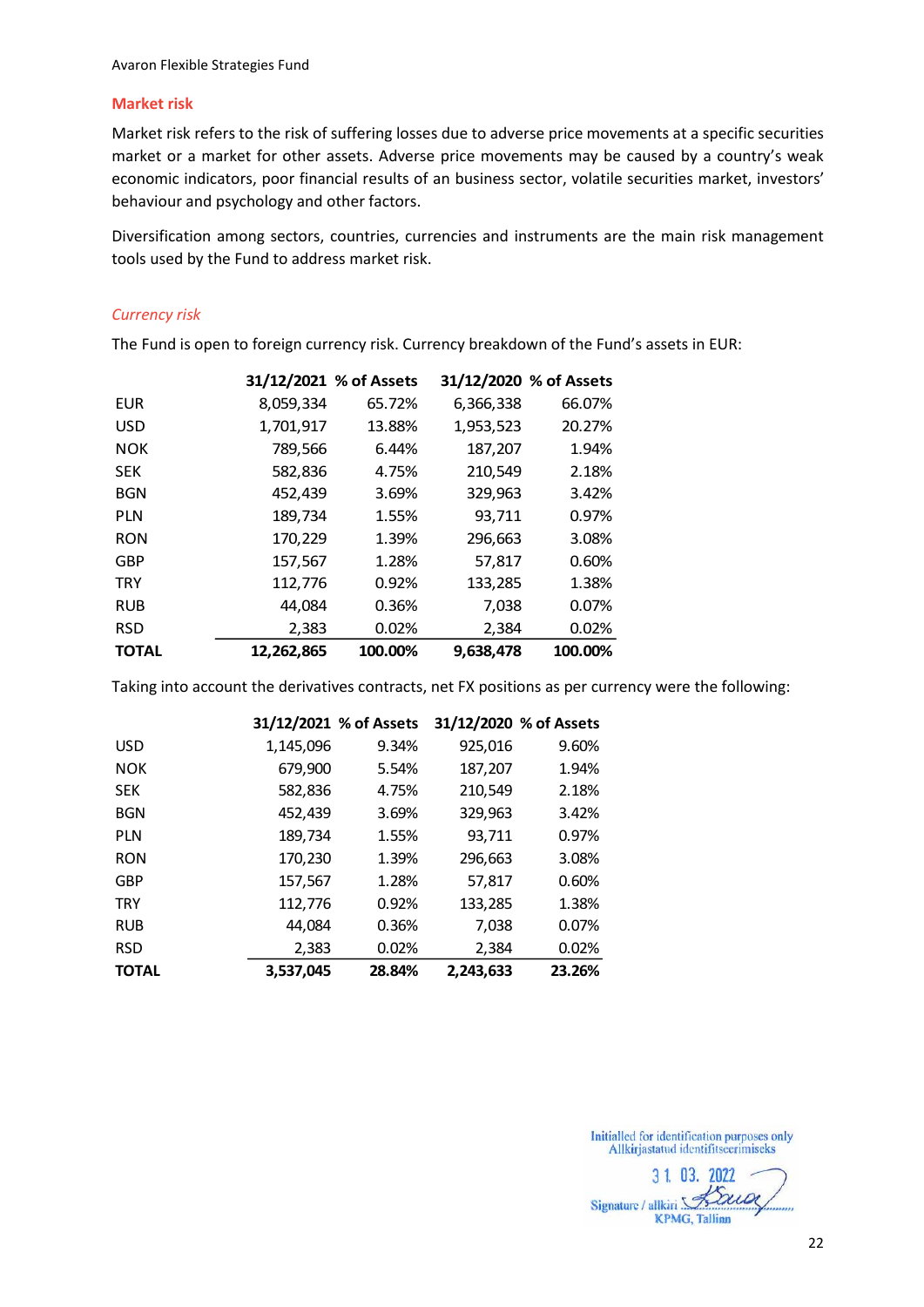## Market risk

Market risk refers to the risk of suffering losses due to adverse price movements at a specific securities market or a market for other assets. Adverse price movements may be caused by a country's weak economic indicators, poor financial results of an business sector, volatile securities market, investors' behaviour and psychology and other factors.

Diversification among sectors, countries, currencies and instruments are the main risk management tools used by the Fund to address market risk.

### *Currency risk*

The Fund is open to foreign currency risk. Currency breakdown of the Fund's assets in EUR:

| | 31/12/2021 | % of Assets | 31/12/2020 | % of Assets |
|---|---|---|---|---|
| EUR | 8,059,334 | 65.72% | 6,366,338 | 66.07% |
| USD | 1,701,917 | 13.88% | 1,953,523 | 20.27% |
| NOK | 789,566 | 6.44% | 187,207 | 1.94% |
| SEK | 582,836 | 4.75% | 210,549 | 2.18% |
| BGN | 452,439 | 3.69% | 329,963 | 3.42% |
| PLN | 189,734 | 1.55% | 93,711 | 0.97% |
| RON | 170,229 | 1.39% | 296,663 | 3.08% |
| GBP | 157,567 | 1.28% | 57,817 | 0.60% |
| TRY | 112,776 | 0.92% | 133,285 | 1.38% |
| RUB | 44,084 | 0.36% | 7,038 | 0.07% |
| RSD | 2,383 | 0.02% | 2,384 | 0.02% |
| **TOTAL** | **12,262,865** | **100.00%** | **9,638,478** | **100.00%** |

Taking into account the derivatives contracts, net FX positions as per currency were the following:

| | 31/12/2021 | % of Assets | 31/12/2020 | % of Assets |
|---|---|---|---|---|
| USD | 1,145,096 | 9.34% | 925,016 | 9.60% |
| NOK | 679,900 | 5.54% | 187,207 | 1.94% |
| SEK | 582,836 | 4.75% | 210,549 | 2.18% |
| BGN | 452,439 | 3.69% | 329,963 | 3.42% |
| PLN | 189,734 | 1.55% | 93,711 | 0.97% |
| RON | 170,230 | 1.39% | 296,663 | 3.08% |
| GBP | 157,567 | 1.28% | 57,817 | 0.60% |
| TRY | 112,776 | 0.92% | 133,285 | 1.38% |
| RUB | 44,084 | 0.36% | 7,038 | 0.07% |
| RSD | 2,383 | 0.02% | 2,384 | 0.02% |
| **TOTAL** | **3,537,045** | **28.84%** | **2,243,633** | **23.26%** |

Initialled for identification purposes only
Allkirjastatud identifitseerimiseks
31. 03. 2022
Signature / allkiri
KPMG, Tallinn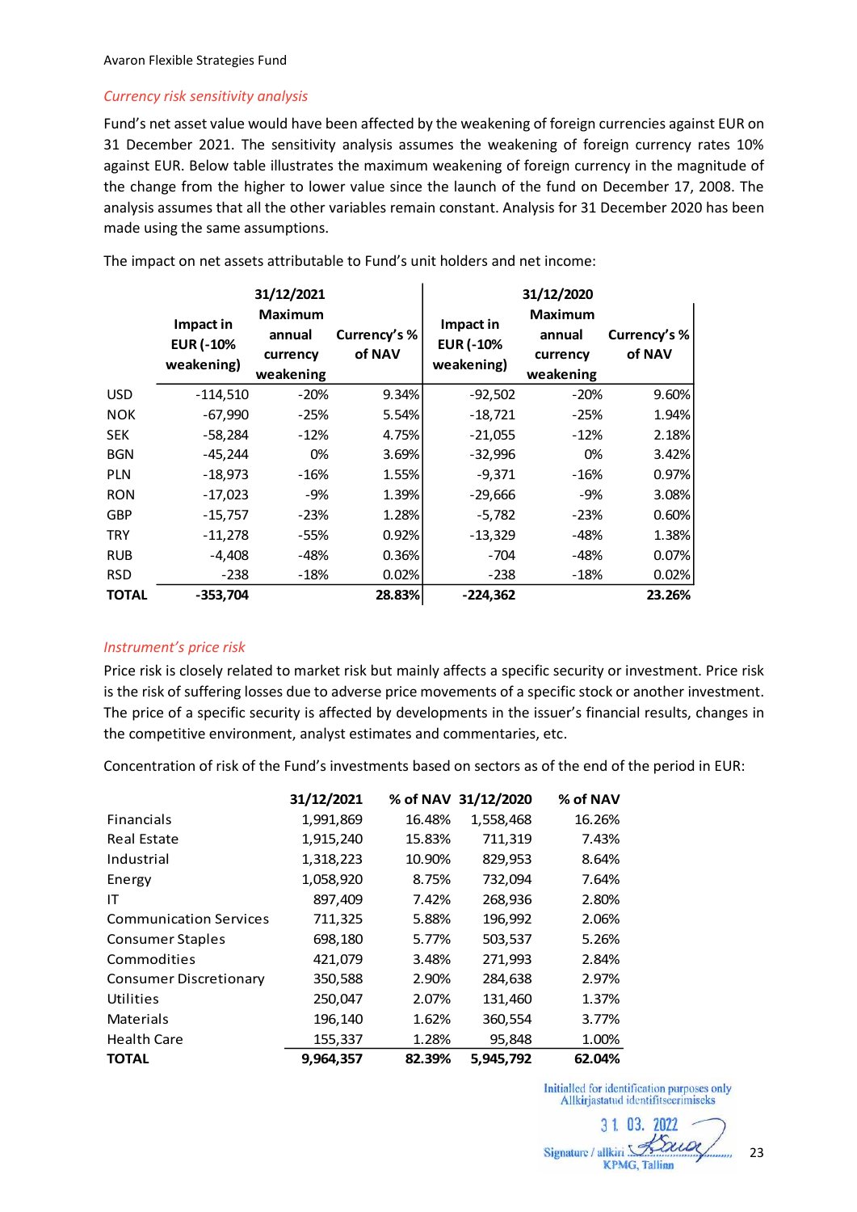*Currency risk sensitivity analysis*

Fund's net asset value would have been affected by the weakening of foreign currencies against EUR on 31 December 2021. The sensitivity analysis assumes the weakening of foreign currency rates 10% against EUR. Below table illustrates the maximum weakening of foreign currency in the magnitude of the change from the higher to lower value since the launch of the fund on December 17, 2008. The analysis assumes that all the other variables remain constant. Analysis for 31 December 2020 has been made using the same assumptions.

The impact on net assets attributable to Fund's unit holders and net income:

| | 31/12/2021 | | | 31/12/2020 | | |
|---|---|---|---|---|---|---|
| | **Impact in EUR (-10% weakening)** | **Maximum annual currency weakening** | **Currency's % of NAV** | **Impact in EUR (-10% weakening)** | **Maximum annual currency weakening** | **Currency's % of NAV** |
| USD | -114,510 | -20% | 9.34% | -92,502 | -20% | 9.60% |
| NOK | -67,990 | -25% | 5.54% | -18,721 | -25% | 1.94% |
| SEK | -58,284 | -12% | 4.75% | -21,055 | -12% | 2.18% |
| BGN | -45,244 | 0% | 3.69% | -32,996 | 0% | 3.42% |
| PLN | -18,973 | -16% | 1.55% | -9,371 | -16% | 0.97% |
| RON | -17,023 | -9% | 1.39% | -29,666 | -9% | 3.08% |
| GBP | -15,757 | -23% | 1.28% | -5,782 | -23% | 0.60% |
| TRY | -11,278 | -55% | 0.92% | -13,329 | -48% | 1.38% |
| RUB | -4,408 | -48% | 0.36% | -704 | -48% | 0.07% |
| RSD | -238 | -18% | 0.02% | -238 | -18% | 0.02% |
| **TOTAL** | **-353,704** | | **28.83%** | **-224,362** | | **23.26%** |

*Instrument's price risk*

Price risk is closely related to market risk but mainly affects a specific security or investment. Price risk is the risk of suffering losses due to adverse price movements of a specific stock or another investment. The price of a specific security is affected by developments in the issuer's financial results, changes in the competitive environment, analyst estimates and commentaries, etc.

Concentration of risk of the Fund's investments based on sectors as of the end of the period in EUR:

| | **31/12/2021** | **% of NAV** | **31/12/2020** | **% of NAV** |
|---|---|---|---|---|
| Financials | 1,991,869 | 16.48% | 1,558,468 | 16.26% |
| Real Estate | 1,915,240 | 15.83% | 711,319 | 7.43% |
| Industrial | 1,318,223 | 10.90% | 829,953 | 8.64% |
| Energy | 1,058,920 | 8.75% | 732,094 | 7.64% |
| IT | 897,409 | 7.42% | 268,936 | 2.80% |
| Communication Services | 711,325 | 5.88% | 196,992 | 2.06% |
| Consumer Staples | 698,180 | 5.77% | 503,537 | 5.26% |
| Commodities | 421,079 | 3.48% | 271,993 | 2.84% |
| Consumer Discretionary | 350,588 | 2.90% | 284,638 | 2.97% |
| Utilities | 250,047 | 2.07% | 131,460 | 1.37% |
| Materials | 196,140 | 1.62% | 360,554 | 3.77% |
| Health Care | 155,337 | 1.28% | 95,848 | 1.00% |
| **TOTAL** | **9,964,357** | **82.39%** | **5,945,792** | **62.04%** |

Initialled for identification purposes only
Allkirjastatud identifitseerimiseks
31. 03. 2022
Signature / allkiri
KPMG, Tallinn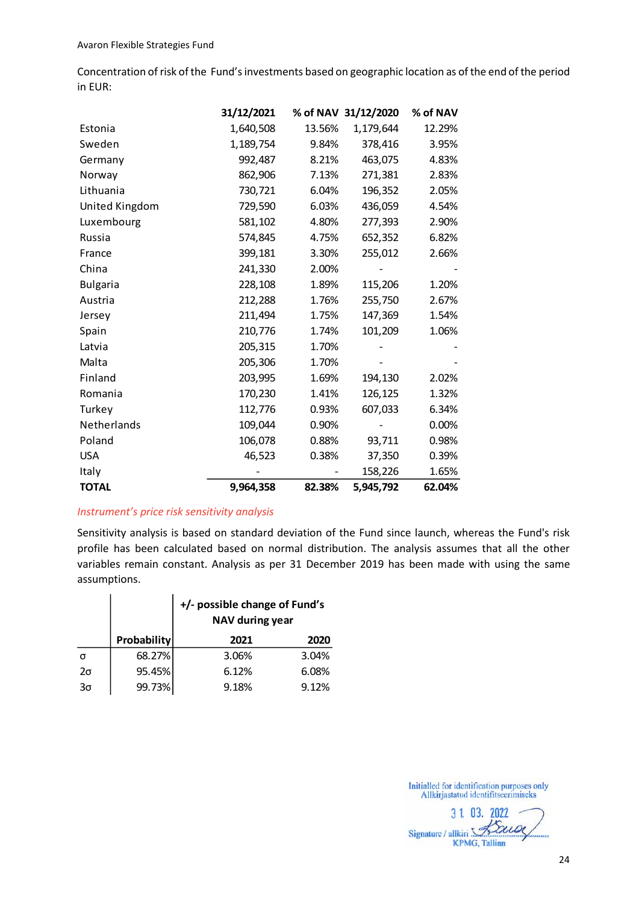Concentration of risk of the Fund's investments based on geographic location as of the end of the period in EUR:

| | 31/12/2021 | % of NAV | 31/12/2020 | % of NAV |
|---|---|---|---|---|
| Estonia | 1,640,508 | 13.56% | 1,179,644 | 12.29% |
| Sweden | 1,189,754 | 9.84% | 378,416 | 3.95% |
| Germany | 992,487 | 8.21% | 463,075 | 4.83% |
| Norway | 862,906 | 7.13% | 271,381 | 2.83% |
| Lithuania | 730,721 | 6.04% | 196,352 | 2.05% |
| United Kingdom | 729,590 | 6.03% | 436,059 | 4.54% |
| Luxembourg | 581,102 | 4.80% | 277,393 | 2.90% |
| Russia | 574,845 | 4.75% | 652,352 | 6.82% |
| France | 399,181 | 3.30% | 255,012 | 2.66% |
| China | 241,330 | 2.00% | - | - |
| Bulgaria | 228,108 | 1.89% | 115,206 | 1.20% |
| Austria | 212,288 | 1.76% | 255,750 | 2.67% |
| Jersey | 211,494 | 1.75% | 147,369 | 1.54% |
| Spain | 210,776 | 1.74% | 101,209 | 1.06% |
| Latvia | 205,315 | 1.70% | - | - |
| Malta | 205,306 | 1.70% | - | - |
| Finland | 203,995 | 1.69% | 194,130 | 2.02% |
| Romania | 170,230 | 1.41% | 126,125 | 1.32% |
| Turkey | 112,776 | 0.93% | 607,033 | 6.34% |
| Netherlands | 109,044 | 0.90% | - | 0.00% |
| Poland | 106,078 | 0.88% | 93,711 | 0.98% |
| USA | 46,523 | 0.38% | 37,350 | 0.39% |
| Italy | - | - | 158,226 | 1.65% |
| **TOTAL** | **9,964,358** | **82.38%** | **5,945,792** | **62.04%** |

*Instrument's price risk sensitivity analysis*

Sensitivity analysis is based on standard deviation of the Fund since launch, whereas the Fund's risk profile has been calculated based on normal distribution. The analysis assumes that all the other variables remain constant. Analysis as per 31 December 2019 has been made with using the same assumptions.

| | | +/- possible change of Fund's NAV during year | |
|---|---|---|---|
| | **Probability** | **2021** | **2020** |
| σ | 68.27% | 3.06% | 3.04% |
| 2σ | 95.45% | 6.12% | 6.08% |
| 3σ | 99.73% | 9.18% | 9.12% |

Initialled for identification purposes only
Allkirjastatud identifitseerimiseks
31. 03. 2022
Signature / allkiri
KPMG, Tallinn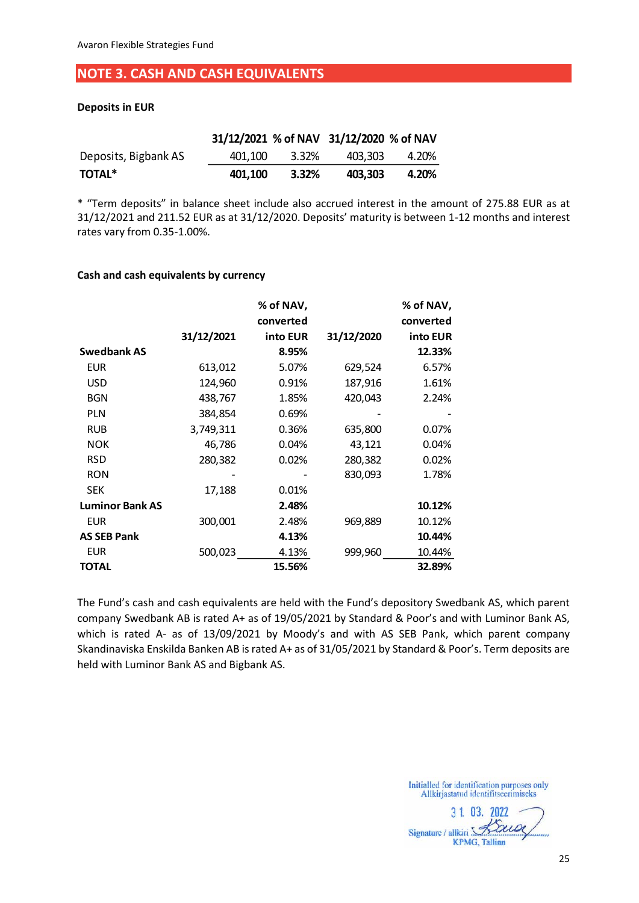## NOTE 3. CASH AND CASH EQUIVALENTS

**Deposits in EUR**

| | 31/12/2021 | % of NAV | 31/12/2020 | % of NAV |
|---|---|---|---|---|
| Deposits, Bigbank AS | 401,100 | 3.32% | 403,303 | 4.20% |
| **TOTAL*** | **401,100** | **3.32%** | **403,303** | **4.20%** |

* "Term deposits" in balance sheet include also accrued interest in the amount of 275.88 EUR as at 31/12/2021 and 211.52 EUR as at 31/12/2020. Deposits' maturity is between 1-12 months and interest rates vary from 0.35-1.00%.

**Cash and cash equivalents by currency**

| | 31/12/2021 | % of NAV, converted into EUR | 31/12/2020 | % of NAV, converted into EUR |
|---|---|---|---|---|
| **Swedbank AS** | | **8.95%** | | **12.33%** |
| EUR | 613,012 | 5.07% | 629,524 | 6.57% |
| USD | 124,960 | 0.91% | 187,916 | 1.61% |
| BGN | 438,767 | 1.85% | 420,043 | 2.24% |
| PLN | 384,854 | 0.69% | - | - |
| RUB | 3,749,311 | 0.36% | 635,800 | 0.07% |
| NOK | 46,786 | 0.04% | 43,121 | 0.04% |
| RSD | 280,382 | 0.02% | 280,382 | 0.02% |
| RON | - | - | 830,093 | 1.78% |
| SEK | 17,188 | 0.01% | | |
| **Luminor Bank AS** | | **2.48%** | | **10.12%** |
| EUR | 300,001 | 2.48% | 969,889 | 10.12% |
| **AS SEB Pank** | | **4.13%** | | **10.44%** |
| EUR | 500,023 | 4.13% | 999,960 | 10.44% |
| **TOTAL** | | **15.56%** | | **32.89%** |

The Fund's cash and cash equivalents are held with the Fund's depository Swedbank AS, which parent company Swedbank AB is rated A+ as of 19/05/2021 by Standard & Poor's and with Luminor Bank AS, which is rated A- as of 13/09/2021 by Moody's and with AS SEB Pank, which parent company Skandinaviska Enskilda Banken AB is rated A+ as of 31/05/2021 by Standard & Poor's. Term deposits are held with Luminor Bank AS and Bigbank AS.

Initialled for identification purposes only
Allkirjastatud identifitseerimiseks
31. 03. 2022
Signature / allkiri
KPMG, Tallinn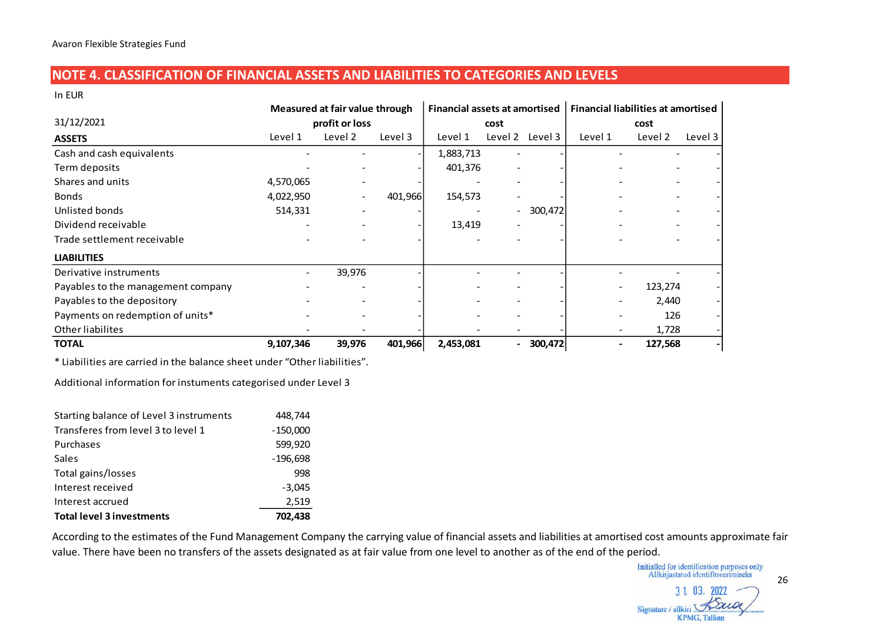## NOTE 4. CLASSIFICATION OF FINANCIAL ASSETS AND LIABILITIES TO CATEGORIES AND LEVELS

In EUR

| 31/12/2021 | Measured at fair value through profit or loss | | | Financial assets at amortised cost | | | Financial liabilities at amortised cost | | |
|---|---|---|---|---|---|---|---|---|---|
| **ASSETS** | Level 1 | Level 2 | Level 3 | Level 1 | Level 2 | Level 3 | Level 1 | Level 2 | Level 3 |
| Cash and cash equivalents | - | - | - | 1,883,713 | - | - | - | - | - |
| Term deposits | - | - | - | 401,376 | - | - | - | - | - |
| Shares and units | 4,570,065 | - | - | - | - | - | - | - | - |
| Bonds | 4,022,950 | - | 401,966 | 154,573 | - | - | - | - | - |
| Unlisted bonds | 514,331 | - | - | - | - | 300,472 | - | - | - |
| Dividend receivable | - | - | - | 13,419 | - | - | - | - | - |
| Trade settlement receivable | - | - | - | - | - | - | - | - | - |
| **LIABILITIES** | | | | | | | | | |
| Derivative instruments | - | 39,976 | - | - | - | - | - | - | - |
| Payables to the management company | - | - | - | - | - | - | - | 123,274 | - |
| Payables to the depository | - | - | - | - | - | - | - | 2,440 | - |
| Payments on redemption of units* | - | - | - | - | - | - | - | 126 | - |
| Other liabilites | - | - | - | - | - | - | - | 1,728 | - |
| **TOTAL** | **9,107,346** | **39,976** | **401,966** | **2,453,081** | **-** | **300,472** | **-** | **127,568** | **-** |

\* Liabilities are carried in the balance sheet under "Other liabilities".

Additional information for instuments categorised under Level 3

| | |
|---|---|
| Starting balance of Level 3 instruments | 448,744 |
| Transferes from level 3 to level 1 | -150,000 |
| Purchases | 599,920 |
| Sales | -196,698 |
| Total gains/losses | 998 |
| Interest received | -3,045 |
| Interest accrued | 2,519 |
| **Total level 3 investments** | **702,438** |

According to the estimates of the Fund Management Company the carrying value of financial assets and liabilities at amortised cost amounts approximate fair value. There have been no transfers of the assets designated as at fair value from one level to another as of the end of the period.

Initialled for identification purposes only
Allkirjastatud identifitseerimiseks
31. 03. 2022
Signature / allkiri
KPMG, Tallinn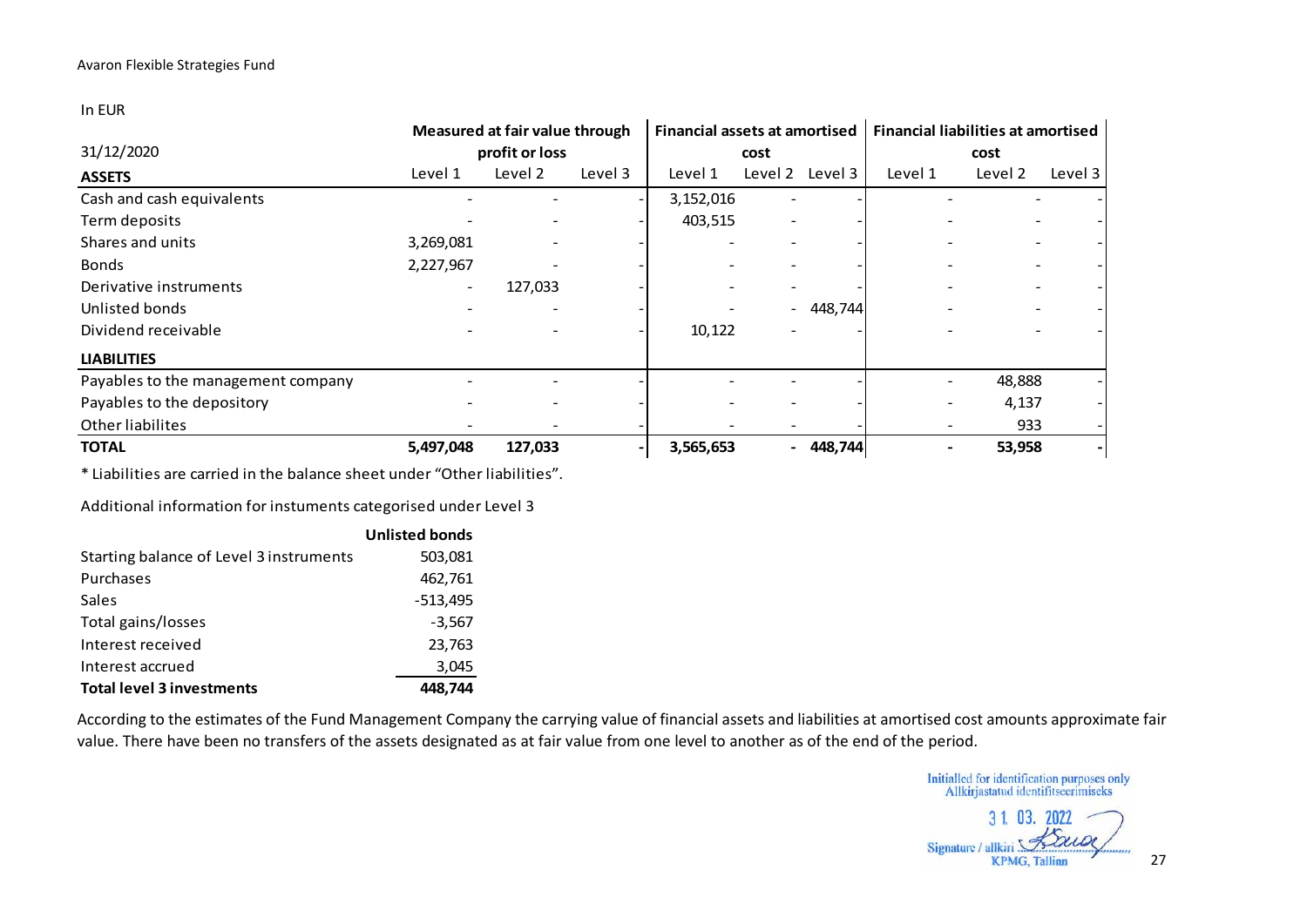In EUR

| 31/12/2020 | Measured at fair value through profit or loss | | | Financial assets at amortised cost | | | Financial liabilities at amortised cost | | |
|---|---|---|---|---|---|---|---|---|---|
| **ASSETS** | Level 1 | Level 2 | Level 3 | Level 1 | Level 2 | Level 3 | Level 1 | Level 2 | Level 3 |
| Cash and cash equivalents | - | - | - | 3,152,016 | - | - | - | - | - |
| Term deposits | - | - | - | 403,515 | - | - | - | - | - |
| Shares and units | 3,269,081 | - | - | - | - | - | - | - | - |
| Bonds | 2,227,967 | - | - | - | - | - | - | - | - |
| Derivative instruments | - | 127,033 | - | - | - | - | - | - | - |
| Unlisted bonds | - | - | - | - | - | 448,744 | - | - | - |
| Dividend receivable | - | - | - | 10,122 | - | - | - | - | - |
| **LIABILITIES** | | | | | | | | | |
| Payables to the management company | - | - | - | - | - | - | - | 48,888 | - |
| Payables to the depository | - | - | - | - | - | - | - | 4,137 | - |
| Other liabilites | - | - | - | - | - | - | - | 933 | - |
| **TOTAL** | **5,497,048** | **127,033** | **-** | **3,565,653** | **-** | **448,744** | **-** | **53,958** | **-** |

\* Liabilities are carried in the balance sheet under "Other liabilities".

Additional information for instuments categorised under Level 3

| | **Unlisted bonds** |
|---|---|
| Starting balance of Level 3 instruments | 503,081 |
| Purchases | 462,761 |
| Sales | -513,495 |
| Total gains/losses | -3,567 |
| Interest received | 23,763 |
| Interest accrued | 3,045 |
| **Total level 3 investments** | **448,744** |

According to the estimates of the Fund Management Company the carrying value of financial assets and liabilities at amortised cost amounts approximate fair value. There have been no transfers of the assets designated as at fair value from one level to another as of the end of the period.

Initialled for identification purposes only
Allkirjastatud identifitseerimiseks
31. 03. 2022
Signature / allkiri
KPMG, Tallinn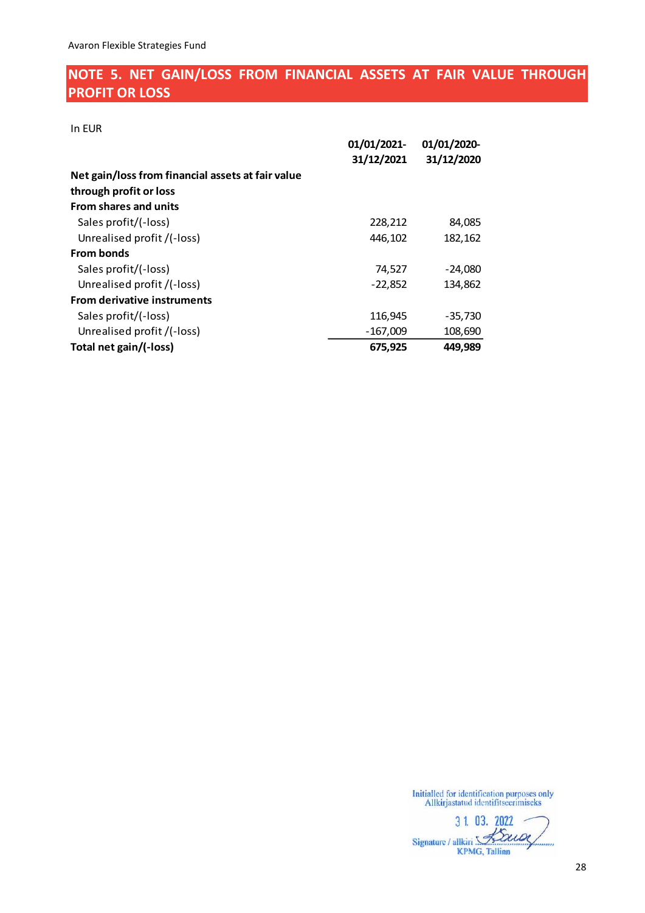## NOTE 5. NET GAIN/LOSS FROM FINANCIAL ASSETS AT FAIR VALUE THROUGH PROFIT OR LOSS

In EUR

| | 01/01/2021-31/12/2021 | 01/01/2020-31/12/2020 |
|---|---|---|
| **Net gain/loss from financial assets at fair value through profit or loss** | | |
| **From shares and units** | | |
| Sales profit/(-loss) | 228,212 | 84,085 |
| Unrealised profit /(-loss) | 446,102 | 182,162 |
| **From bonds** | | |
| Sales profit/(-loss) | 74,527 | -24,080 |
| Unrealised profit /(-loss) | -22,852 | 134,862 |
| **From derivative instruments** | | |
| Sales profit/(-loss) | 116,945 | -35,730 |
| Unrealised profit /(-loss) | -167,009 | 108,690 |
| **Total net gain/(-loss)** | **675,925** | **449,989** |

Initialled for identification purposes only
Allkirjastatud identifitseerimiseks
31. 03. 2022
Signature / allkiri
KPMG, Tallinn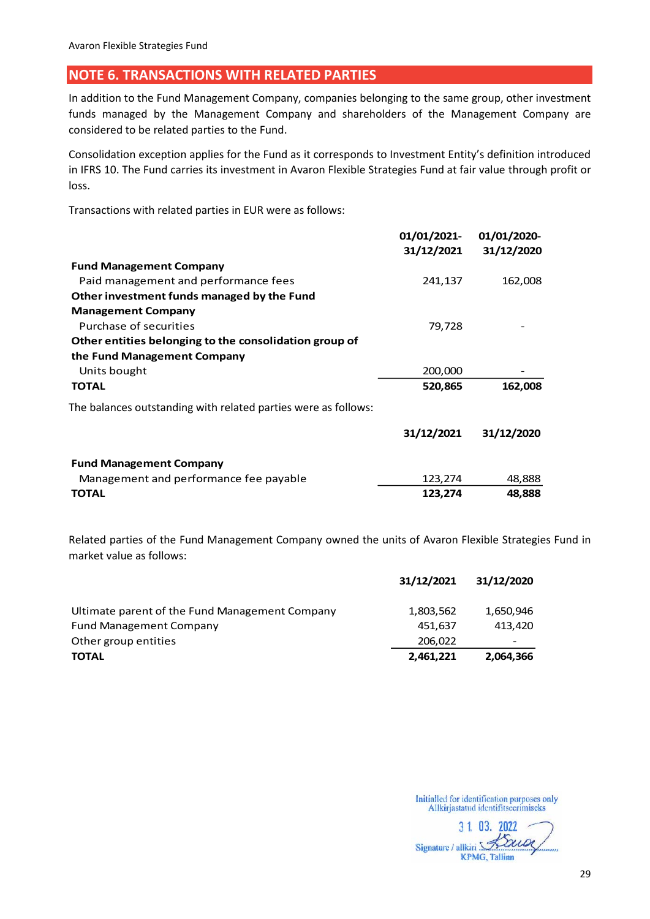## NOTE 6. TRANSACTIONS WITH RELATED PARTIES

In addition to the Fund Management Company, companies belonging to the same group, other investment funds managed by the Management Company and shareholders of the Management Company are considered to be related parties to the Fund.

Consolidation exception applies for the Fund as it corresponds to Investment Entity's definition introduced in IFRS 10. The Fund carries its investment in Avaron Flexible Strategies Fund at fair value through profit or loss.

Transactions with related parties in EUR were as follows:

| | 01/01/2021-31/12/2021 | 01/01/2020-31/12/2020 |
|---|---|---|
| **Fund Management Company** | | |
| Paid management and performance fees | 241,137 | 162,008 |
| **Other investment funds managed by the Fund Management Company** | | |
| Purchase of securities | 79,728 | - |
| **Other entities belonging to the consolidation group of the Fund Management Company** | | |
| Units bought | 200,000 | - |
| **TOTAL** | **520,865** | **162,008** |

The balances outstanding with related parties were as follows:

| | 31/12/2021 | 31/12/2020 |
|---|---|---|
| **Fund Management Company** | | |
| Management and performance fee payable | 123,274 | 48,888 |
| **TOTAL** | **123,274** | **48,888** |

Related parties of the Fund Management Company owned the units of Avaron Flexible Strategies Fund in market value as follows:

| | 31/12/2021 | 31/12/2020 |
|---|---|---|
| Ultimate parent of the Fund Management Company | 1,803,562 | 1,650,946 |
| Fund Management Company | 451,637 | 413,420 |
| Other group entities | 206,022 | - |
| **TOTAL** | **2,461,221** | **2,064,366** |

Initialled for identification purposes only
Allkirjastatud identifitseerimiseks
31. 03. 2022
Signature / allkiri
KPMG, Tallinn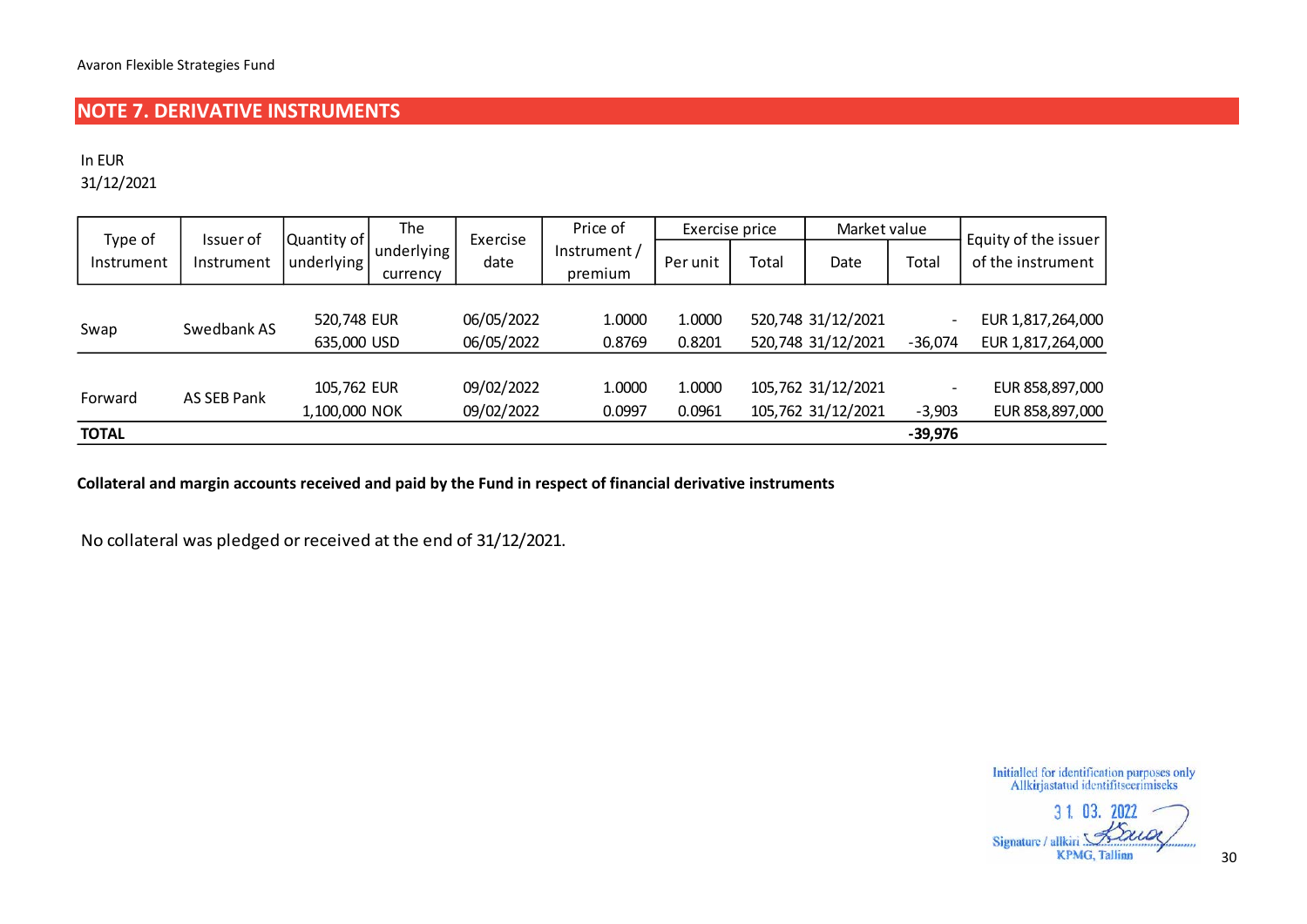## NOTE 7. DERIVATIVE INSTRUMENTS

In EUR
31/12/2021

| Type of Instrument | Issuer of Instrument | Quantity of underlying | The underlying currency | Exercise date | Price of Instrument / premium | Exercise price | | Market value | | Equity of the issuer of the instrument |
|---|---|---|---|---|---|---|---|---|---|---|
| | | | | | | Per unit | Total | Date | Total | |
| Swap | Swedbank AS | 520,748 | EUR | 06/05/2022 | 1.0000 | 1.0000 | 520,748 | 31/12/2021 | - | EUR 1,817,264,000 |
| | | 635,000 | USD | 06/05/2022 | 0.8769 | 0.8201 | 520,748 | 31/12/2021 | -36,074 | EUR 1,817,264,000 |
| Forward | AS SEB Pank | 105,762 | EUR | 09/02/2022 | 1.0000 | 1.0000 | 105,762 | 31/12/2021 | - | EUR 858,897,000 |
| | | 1,100,000 | NOK | 09/02/2022 | 0.0997 | 0.0961 | 105,762 | 31/12/2021 | -3,903 | EUR 858,897,000 |
| **TOTAL** | | | | | | | | | **-39,976** | |

**Collateral and margin accounts received and paid by the Fund in respect of financial derivative instruments**

No collateral was pledged or received at the end of 31/12/2021.

Initialled for identification purposes only
Allkirjastatud identifitseerimiseks
31. 03. 2022
Signature / allkiri
KPMG, Tallinn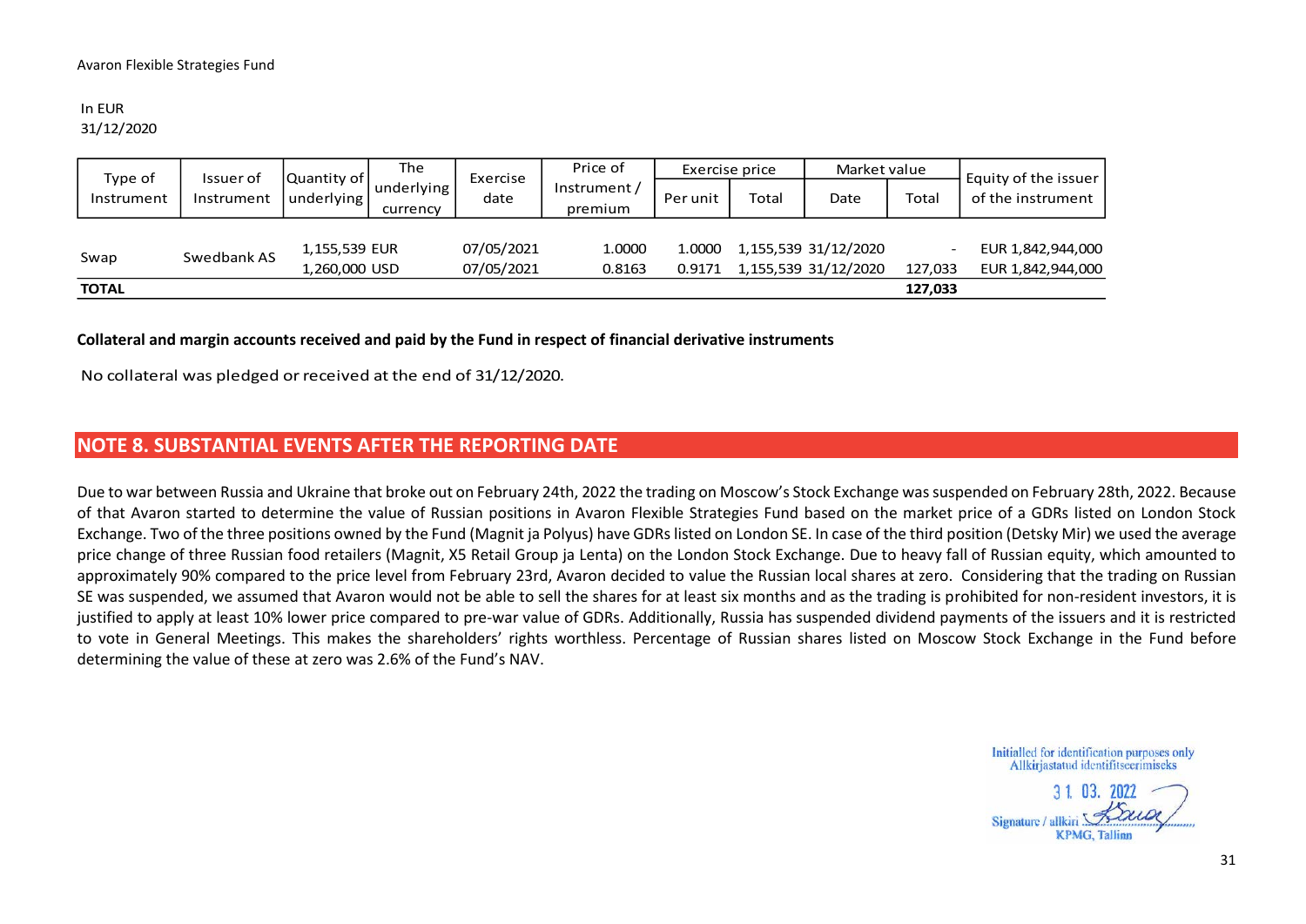Avaron Flexible Strategies Fund

In EUR
31/12/2020

| Type of Instrument | Issuer of Instrument | Quantity of underlying | The underlying currency | Exercise date | Price of Instrument / premium | Exercise price | | Market value | | Equity of the issuer of the instrument |
|---|---|---|---|---|---|---|---|---|---|---|
| | | | | | | Per unit | Total | Date | Total | |
| Swap | Swedbank AS | 1,155,539 | EUR | 07/05/2021 | 1.0000 | 1.0000 | 1,155,539 | 31/12/2020 | - | EUR 1,842,944,000 |
| | | 1,260,000 | USD | 07/05/2021 | 0.8163 | 0.9171 | 1,155,539 | 31/12/2020 | 127,033 | EUR 1,842,944,000 |
| **TOTAL** | | | | | | | | | **127,033** | |

**Collateral and margin accounts received and paid by the Fund in respect of financial derivative instruments**

No collateral was pledged or received at the end of 31/12/2020.

## NOTE 8. SUBSTANTIAL EVENTS AFTER THE REPORTING DATE

Due to war between Russia and Ukraine that broke out on February 24th, 2022 the trading on Moscow's Stock Exchange was suspended on February 28th, 2022. Because of that Avaron started to determine the value of Russian positions in Avaron Flexible Strategies Fund based on the market price of a GDRs listed on London Stock Exchange. Two of the three positions owned by the Fund (Magnit ja Polyus) have GDRs listed on London SE. In case of the third position (Detsky Mir) we used the average price change of three Russian food retailers (Magnit, X5 Retail Group ja Lenta) on the London Stock Exchange. Due to heavy fall of Russian equity, which amounted to approximately 90% compared to the price level from February 23rd, Avaron decided to value the Russian local shares at zero. Considering that the trading on Russian SE was suspended, we assumed that Avaron would not be able to sell the shares for at least six months and as the trading is prohibited for non-resident investors, it is justified to apply at least 10% lower price compared to pre-war value of GDRs. Additionally, Russia has suspended dividend payments of the issuers and it is restricted to vote in General Meetings. This makes the shareholders' rights worthless. Percentage of Russian shares listed on Moscow Stock Exchange in the Fund before determining the value of these at zero was 2.6% of the Fund's NAV.

Initialled for identification purposes only
Allkirjastatud identifitseerimiseks
31. 03. 2022
Signature / allkiri
KPMG, Tallinn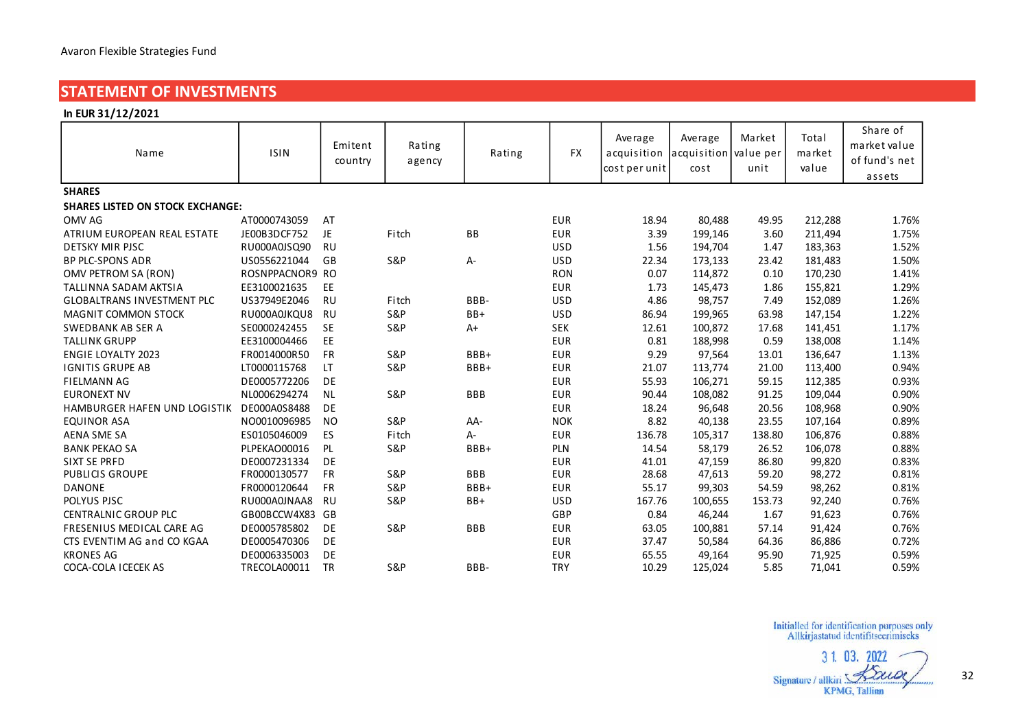Avaron Flexible Strategies Fund

## STATEMENT OF INVESTMENTS

**In EUR 31/12/2021**

| Name | ISIN | Emitent country | Rating agency | Rating | FX | Average acquisition cost per unit | Average acquisition cost | Market value per unit | Total market value | Share of market value of fund's net assets |
|---|---|---|---|---|---|---|---|---|---|---|
| **SHARES** | | | | | | | | | | |
| **SHARES LISTED ON STOCK EXCHANGE:** | | | | | | | | | | |
| OMV AG | AT0000743059 | AT | | | EUR | 18.94 | 80,488 | 49.95 | 212,288 | 1.76% |
| ATRIUM EUROPEAN REAL ESTATE | JE00B3DCF752 | JE | Fitch | BB | EUR | 3.39 | 199,146 | 3.60 | 211,494 | 1.75% |
| DETSKY MIR PJSC | RU000A0JSQ90 | RU | | | USD | 1.56 | 194,704 | 1.47 | 183,363 | 1.52% |
| BP PLC-SPONS ADR | US0556221044 | GB | S&P | A- | USD | 22.34 | 173,133 | 23.42 | 181,483 | 1.50% |
| OMV PETROM SA (RON) | ROSNPPACNOR9 | RO | | | RON | 0.07 | 114,872 | 0.10 | 170,230 | 1.41% |
| TALLINNA SADAM AKTSIA | EE3100021635 | EE | | | EUR | 1.73 | 145,473 | 1.86 | 155,821 | 1.29% |
| GLOBALTRANS INVESTMENT PLC | US37949E2046 | RU | Fitch | BBB- | USD | 4.86 | 98,757 | 7.49 | 152,089 | 1.26% |
| MAGNIT COMMON STOCK | RU000A0JKQU8 | RU | S&P | BB+ | USD | 86.94 | 199,965 | 63.98 | 147,154 | 1.22% |
| SWEDBANK AB SER A | SE0000242455 | SE | S&P | A+ | SEK | 12.61 | 100,872 | 17.68 | 141,451 | 1.17% |
| TALLINK GRUPP | EE3100004466 | EE | | | EUR | 0.81 | 188,998 | 0.59 | 138,008 | 1.14% |
| ENGIE LOYALTY 2023 | FR0014000R50 | FR | S&P | BBB+ | EUR | 9.29 | 97,564 | 13.01 | 136,647 | 1.13% |
| IGNITIS GRUPE AB | LT0000115768 | LT | S&P | BBB+ | EUR | 21.07 | 113,774 | 21.00 | 113,400 | 0.94% |
| FIELMANN AG | DE0005772206 | DE | | | EUR | 55.93 | 106,271 | 59.15 | 112,385 | 0.93% |
| EURONEXT NV | NL0006294274 | NL | S&P | BBB | EUR | 90.44 | 108,082 | 91.25 | 109,044 | 0.90% |
| HAMBURGER HAFEN UND LOGISTIK | DE000A0S8488 | DE | | | EUR | 18.24 | 96,648 | 20.56 | 108,968 | 0.90% |
| EQUINOR ASA | NO0010096985 | NO | S&P | AA- | NOK | 8.82 | 40,138 | 23.55 | 107,164 | 0.89% |
| AENA SME SA | ES0105046009 | ES | Fitch | A- | EUR | 136.78 | 105,317 | 138.80 | 106,876 | 0.88% |
| BANK PEKAO SA | PLPEKAO00016 | PL | S&P | BBB+ | PLN | 14.54 | 58,179 | 26.52 | 106,078 | 0.88% |
| SIXT SE PRFD | DE0007231334 | DE | | | EUR | 41.01 | 47,159 | 86.80 | 99,820 | 0.83% |
| PUBLICIS GROUPE | FR0000130577 | FR | S&P | BBB | EUR | 28.68 | 47,613 | 59.20 | 98,272 | 0.81% |
| DANONE | FR0000120644 | FR | S&P | BBB+ | EUR | 55.17 | 99,303 | 54.59 | 98,262 | 0.81% |
| POLYUS PJSC | RU000A0JNAA8 | RU | S&P | BB+ | USD | 167.76 | 100,655 | 153.73 | 92,240 | 0.76% |
| CENTRALNIC GROUP PLC | GB00BCCW4X83 | GB | | | GBP | 0.84 | 46,244 | 1.67 | 91,623 | 0.76% |
| FRESENIUS MEDICAL CARE AG | DE0005785802 | DE | S&P | BBB | EUR | 63.05 | 100,881 | 57.14 | 91,424 | 0.76% |
| CTS EVENTIM AG and CO KGAA | DE0005470306 | DE | | | EUR | 37.47 | 50,584 | 64.36 | 86,886 | 0.72% |
| KRONES AG | DE0006335003 | DE | | | EUR | 65.55 | 49,164 | 95.90 | 71,925 | 0.59% |
| COCA-COLA ICECEK AS | TRECOLA00011 | TR | S&P | BBB- | TRY | 10.29 | 125,024 | 5.85 | 71,041 | 0.59% |

Initialled for identification purposes only
Allkirjastatud identifitseerimiseks
31. 03. 2022
Signature / allkiri
KPMG, Tallinn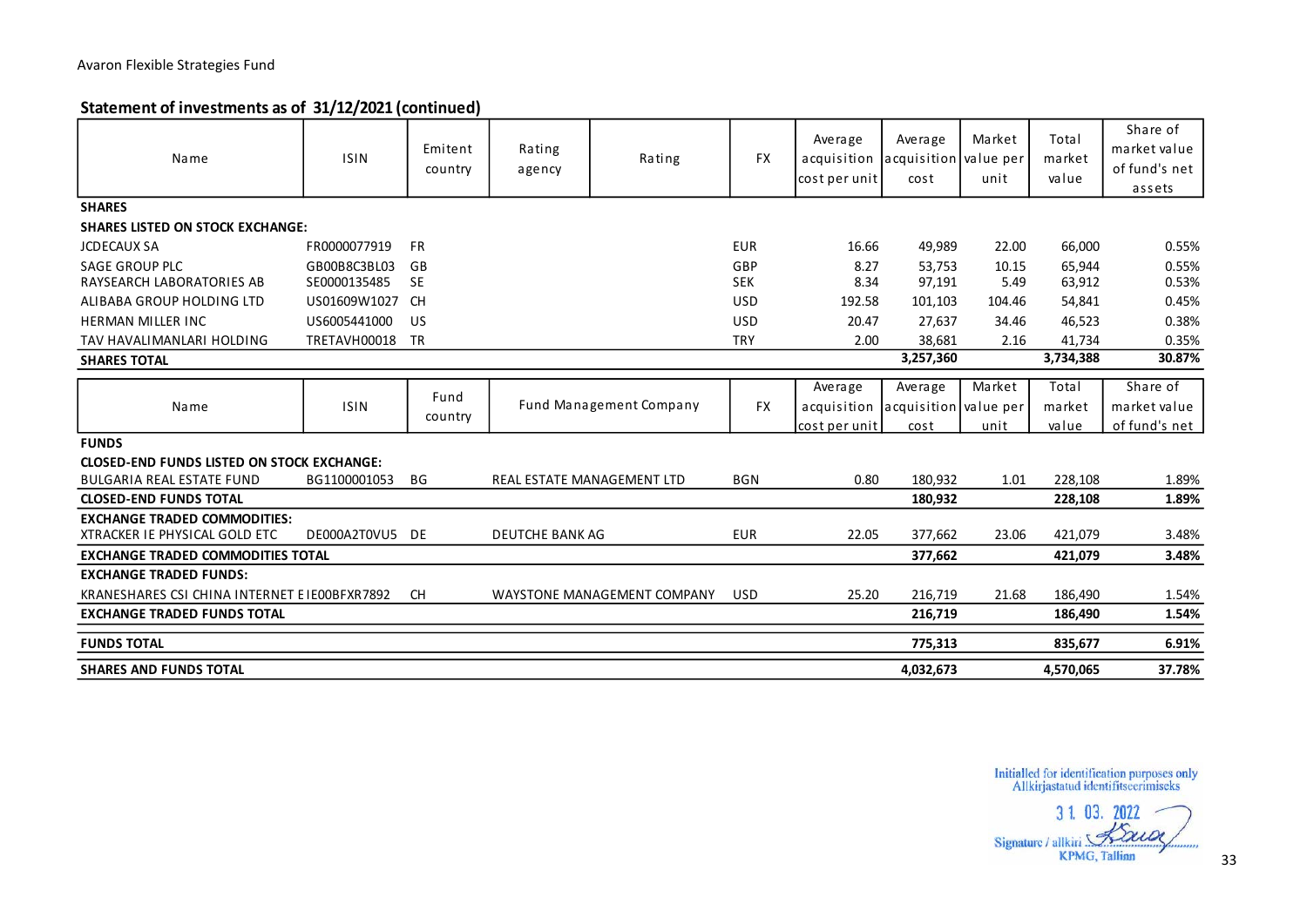Avaron Flexible Strategies Fund

## Statement of investments as of 31/12/2021 (continued)

| Name | ISIN | Emitent country | Rating agency | Rating | FX | Average acquisition cost per unit | Average acquisition cost | Market value per unit | Total market value | Share of market value of fund's net assets |
|---|---|---|---|---|---|---|---|---|---|---|
| **SHARES** | | | | | | | | | | |
| **SHARES LISTED ON STOCK EXCHANGE:** | | | | | | | | | | |
| JCDECAUX SA | FR0000077919 | FR | | | EUR | 16.66 | 49,989 | 22.00 | 66,000 | 0.55% |
| SAGE GROUP PLC | GB00B8C3BL03 | GB | | | GBP | 8.27 | 53,753 | 10.15 | 65,944 | 0.55% |
| RAYSEARCH LABORATORIES AB | SE0000135485 | SE | | | SEK | 8.34 | 97,191 | 5.49 | 63,912 | 0.53% |
| ALIBABA GROUP HOLDING LTD | US01609W1027 | CH | | | USD | 192.58 | 101,103 | 104.46 | 54,841 | 0.45% |
| HERMAN MILLER INC | US6005441000 | US | | | USD | 20.47 | 27,637 | 34.46 | 46,523 | 0.38% |
| TAV HAVALIMANLARI HOLDING | TRETAVH00018 | TR | | | TRY | 2.00 | 38,681 | 2.16 | 41,734 | 0.35% |
| **SHARES TOTAL** | | | | | | | **3,257,360** | | **3,734,388** | **30.87%** |

| Name | ISIN | Fund country | Fund Management Company | FX | Average acquisition cost per unit | Average acquisition cost | Market value per unit | Total market value | Share of market value of fund's net |
|---|---|---|---|---|---|---|---|---|---|
| **FUNDS** | | | | | | | | | |
| **CLOSED-END FUNDS LISTED ON STOCK EXCHANGE:** | | | | | | | | | |
| BULGARIA REAL ESTATE FUND | BG1100001053 | BG | REAL ESTATE MANAGEMENT LTD | BGN | 0.80 | 180,932 | 1.01 | 228,108 | 1.89% |
| **CLOSED-END FUNDS TOTAL** | | | | | | **180,932** | | **228,108** | **1.89%** |
| **EXCHANGE TRADED COMMODITIES:** | | | | | | | | | |
| XTRACKER IE PHYSICAL GOLD ETC | DE000A2T0VU5 | DE | DEUTCHE BANK AG | EUR | 22.05 | 377,662 | 23.06 | 421,079 | 3.48% |
| **EXCHANGE TRADED COMMODITIES TOTAL** | | | | | | **377,662** | | **421,079** | **3.48%** |
| **EXCHANGE TRADED FUNDS:** | | | | | | | | | |
| KRANESHARES CSI CHINA INTERNET E | IE00BFXR7892 | CH | WAYSTONE MANAGEMENT COMPANY | USD | 25.20 | 216,719 | 21.68 | 186,490 | 1.54% |
| **EXCHANGE TRADED FUNDS TOTAL** | | | | | | **216,719** | | **186,490** | **1.54%** |
| **FUNDS TOTAL** | | | | | | **775,313** | | **835,677** | **6.91%** |
| **SHARES AND FUNDS TOTAL** | | | | | | **4,032,673** | | **4,570,065** | **37.78%** |

Initialled for identification purposes only
Allkirjastatud identifitseerimiseks
31. 03. 2022
Signature / allkiri
KPMG, Tallinn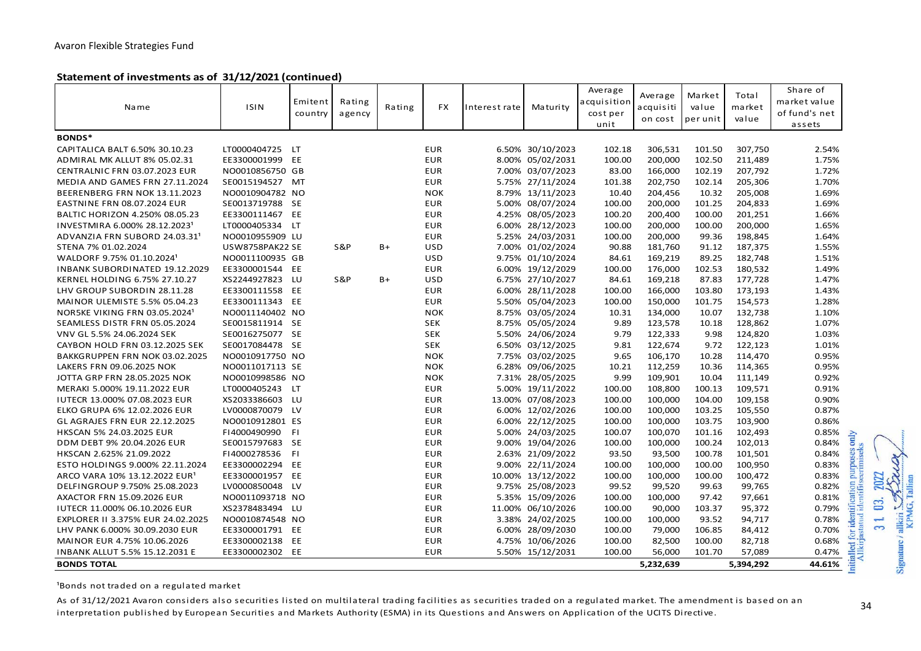Avaron Flexible Strategies Fund

**Statement of investments as of 31/12/2021 (continued)**

| Name | ISIN | Emitent country | Rating agency | Rating | FX | Interest rate | Maturity | Average acquisition cost per unit | Average acquisition cost | Market value per unit | Total market value | Share of market value of fund's net assets |
|---|---|---|---|---|---|---|---|---|---|---|---|---|
| **BONDS*** | | | | | | | | | | | | |
| CAPITALICA BALT 6.50% 30.10.23 | LT0000404725 | LT | | | EUR | 6.50% | 30/10/2023 | 102.18 | 306,531 | 101.50 | 307,750 | 2.54% |
| ADMIRAL MK ALLUT 8% 05.02.31 | EE3300001999 | EE | | | EUR | 8.00% | 05/02/2031 | 100.00 | 200,000 | 102.50 | 211,489 | 1.75% |
| CENTRALNIC FRN 03.07.2023 EUR | NO0010856750 | GB | | | EUR | 7.00% | 03/07/2023 | 83.00 | 166,000 | 102.19 | 207,792 | 1.72% |
| MEDIA AND GAMES FRN 27.11.2024 | SE0015194527 | MT | | | EUR | 5.75% | 27/11/2024 | 101.38 | 202,750 | 102.14 | 205,306 | 1.70% |
| BEERENBERG FRN NOK 13.11.2023 | NO0010904782 | NO | | | NOK | 8.79% | 13/11/2023 | 10.40 | 204,456 | 10.32 | 205,008 | 1.69% |
| EASTNINE FRN 08.07.2024 EUR | SE0013719788 | SE | | | EUR | 5.00% | 08/07/2024 | 100.00 | 200,000 | 101.25 | 204,833 | 1.69% |
| BALTIC HORIZON 4.250% 08.05.23 | EE3300111467 | EE | | | EUR | 4.25% | 08/05/2023 | 100.20 | 200,400 | 100.00 | 201,251 | 1.66% |
| INVESTMIRA 6.000% 28.12.2023[1] | LT0000405334 | LT | | | EUR | 6.00% | 28/12/2023 | 100.00 | 200,000 | 100.00 | 200,000 | 1.65% |
| ADVANZIA FRN SUBORD 24.03.31[1] | NO0010955909 | LU | | | EUR | 5.25% | 24/03/2031 | 100.00 | 200,000 | 99.36 | 198,845 | 1.64% |
| STENA 7% 01.02.2024 | USW8758PAK22 | SE | S&P | B+ | USD | 7.00% | 01/02/2024 | 90.88 | 181,760 | 91.12 | 187,375 | 1.55% |
| WALDORF 9.75% 01.10.2024[1] | NO0011100935 | GB | | | USD | 9.75% | 01/10/2024 | 84.61 | 169,219 | 89.25 | 182,748 | 1.51% |
| INBANK SUBORDINATED 19.12.2029 | EE3300001544 | EE | | | EUR | 6.00% | 19/12/2029 | 100.00 | 176,000 | 102.53 | 180,532 | 1.49% |
| KERNEL HOLDING 6.75% 27.10.27 | XS2244927823 | LU | S&P | B+ | USD | 6.75% | 27/10/2027 | 84.61 | 169,218 | 87.83 | 177,728 | 1.47% |
| LHV GROUP SUBORDIN 28.11.28 | EE3300111558 | EE | | | EUR | 6.00% | 28/11/2028 | 100.00 | 166,000 | 103.80 | 173,193 | 1.43% |
| MAINOR ULEMISTE 5.5% 05.04.23 | EE3300111343 | EE | | | EUR | 5.50% | 05/04/2023 | 100.00 | 150,000 | 101.75 | 154,573 | 1.28% |
| NORSKE VIKING FRN 03.05.2024[1] | NO0011140402 | NO | | | NOK | 8.75% | 03/05/2024 | 10.31 | 134,000 | 10.07 | 132,738 | 1.10% |
| SEAMLESS DISTR FRN 05.05.2024 | SE0015811914 | SE | | | SEK | 8.75% | 05/05/2024 | 9.89 | 123,578 | 10.18 | 128,862 | 1.07% |
| VNV GL 5.5% 24.06.2024 SEK | SE0016275077 | SE | | | SEK | 5.50% | 24/06/2024 | 9.79 | 122,333 | 9.98 | 124,820 | 1.03% |
| CAYBON HOLD FRN 03.12.2025 SEK | SE0017084478 | SE | | | SEK | 6.50% | 03/12/2025 | 9.81 | 122,674 | 9.72 | 122,123 | 1.01% |
| BAKKGRUPPEN FRN NOK 03.02.2025 | NO0010917750 | NO | | | NOK | 7.75% | 03/02/2025 | 9.65 | 106,170 | 10.28 | 114,470 | 0.95% |
| LAKERS FRN 09.06.2025 NOK | NO0011017113 | SE | | | NOK | 6.28% | 09/06/2025 | 10.21 | 112,259 | 10.36 | 114,365 | 0.95% |
| JOTTA GRP FRN 28.05.2025 NOK | NO0010998586 | NO | | | NOK | 7.31% | 28/05/2025 | 9.99 | 109,901 | 10.04 | 111,149 | 0.92% |
| MERAKI 5.000% 19.11.2022 EUR | LT0000405243 | LT | | | EUR | 5.00% | 19/11/2022 | 100.00 | 108,800 | 100.13 | 109,571 | 0.91% |
| IUTECR 13.000% 07.08.2023 EUR | XS2033386603 | LU | | | EUR | 13.00% | 07/08/2023 | 100.00 | 100,000 | 104.00 | 109,158 | 0.90% |
| ELKO GRUPA 6% 12.02.2026 EUR | LV0000870079 | LV | | | EUR | 6.00% | 12/02/2026 | 100.00 | 100,000 | 103.25 | 105,550 | 0.87% |
| GL AGRAJES FRN EUR 22.12.2025 | NO0010912801 | ES | | | EUR | 6.00% | 22/12/2025 | 100.00 | 100,000 | 103.75 | 103,900 | 0.86% |
| HKSCAN 5% 24.03.2025 EUR | FI4000490990 | FI | | | EUR | 5.00% | 24/03/2025 | 100.07 | 100,070 | 101.16 | 102,493 | 0.85% |
| DDM DEBT 9% 20.04.2026 EUR | SE0015797683 | SE | | | EUR | 9.00% | 19/04/2026 | 100.00 | 100,000 | 100.24 | 102,013 | 0.84% |
| HKSCAN 2.625% 21.09.2022 | FI4000278536 | FI | | | EUR | 2.63% | 21/09/2022 | 93.50 | 93,500 | 100.78 | 101,501 | 0.84% |
| ESTO HOLDINGS 9.000% 22.11.2024 | EE3300002294 | EE | | | EUR | 9.00% | 22/11/2024 | 100.00 | 100,000 | 100.00 | 100,950 | 0.83% |
| ARCO VARA 10% 13.12.2022 EUR[1] | EE3300001957 | EE | | | EUR | 10.00% | 13/12/2022 | 100.00 | 100,000 | 100.00 | 100,472 | 0.83% |
| DELFINGROUP 9.750% 25.08.2023 | LV0000850048 | LV | | | EUR | 9.75% | 25/08/2023 | 99.52 | 99,520 | 99.63 | 99,765 | 0.82% |
| AXACTOR FRN 15.09.2026 EUR | NO0011093718 | NO | | | EUR | 5.35% | 15/09/2026 | 100.00 | 100,000 | 97.42 | 97,661 | 0.81% |
| IUTECR 11.000% 06.10.2026 EUR | XS2378483494 | LU | | | EUR | 11.00% | 06/10/2026 | 100.00 | 90,000 | 103.37 | 95,372 | 0.79% |
| EXPLORER II 3.375% EUR 24.02.2025 | NO0010874548 | NO | | | EUR | 3.38% | 24/02/2025 | 100.00 | 100,000 | 93.52 | 94,717 | 0.78% |
| LHV PANK 6.000% 30.09.2030 EUR | EE3300001791 | EE | | | EUR | 6.00% | 28/09/2030 | 100.00 | 79,000 | 106.85 | 84,412 | 0.70% |
| MAINOR EUR 4.75% 10.06.2026 | EE3300002138 | EE | | | EUR | 4.75% | 10/06/2026 | 100.00 | 82,500 | 100.00 | 82,718 | 0.68% |
| INBANK ALLUT 5.5% 15.12.2031 E | EE3300002302 | EE | | | EUR | 5.50% | 15/12/2031 | 100.00 | 56,000 | 101.70 | 57,089 | 0.47% |
| **BONDS TOTAL** | | | | | | | | | **5,232,639** | | **5,394,292** | **44.61%** |

[1]Bonds not traded on a regulated market

As of 31/12/2021 Avaron considers also securities listed on multilateral trading facilities as securities traded on a regulated market. The amendment is based on an interpretation published by European Securities and Markets Authority (ESMA) in its Questions and Answers on Application of the UCITS Directive.

Initialled for identification purposes only
Allkirjastatud identifitseerimiseks
31. 03. 2022
Signature / allkiri
KPMG, Tallinn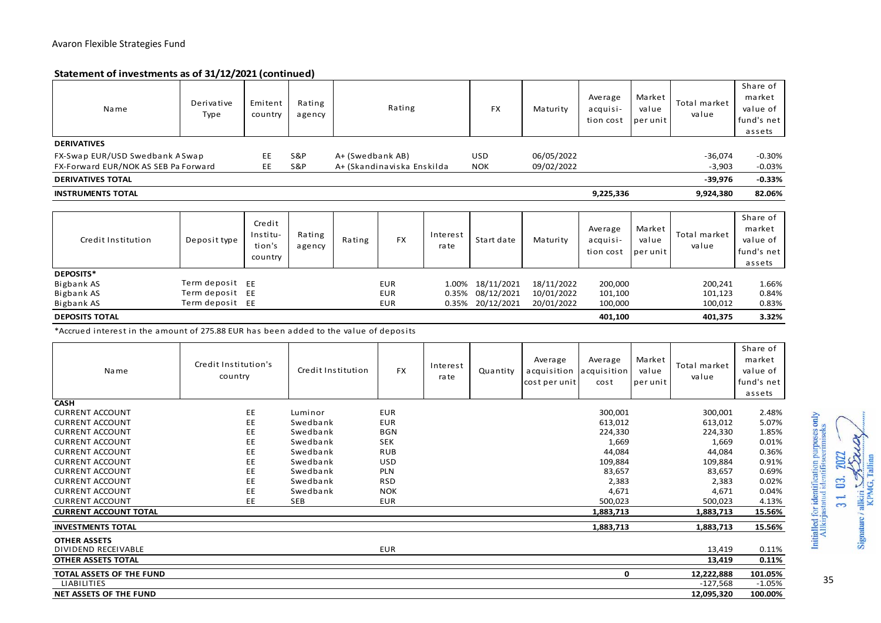Avaron Flexible Strategies Fund

## Statement of investments as of 31/12/2021 (continued)

| Name | Derivative Type | Emitent country | Rating agency | Rating | FX | Maturity | Average acquisition cost | Market value per unit | Total market value | Share of market value of fund's net assets |
|---|---|---|---|---|---|---|---|---|---|---|
| **DERIVATIVES** | | | | | | | | | | |
| FX-Swap EUR/USD Swedbank A Swap | | EE | S&P | A+ (Swedbank AB) | USD | 06/05/2022 | | | -36,074 | -0.30% |
| FX-Forward EUR/NOK AS SEB Pa Forward | | EE | S&P | A+ (Skandinaviska Enskilda | NOK | 09/02/2022 | | | -3,903 | -0.03% |
| **DERIVATIVES TOTAL** | | | | | | | | | **-39,976** | **-0.33%** |
| **INSTRUMENTS TOTAL** | | | | | | | **9,225,336** | | **9,924,380** | **82.06%** |

| Credit Institution | Deposit type | Credit Institution's country | Rating agency | Rating | FX | Interest rate | Start date | Maturity | Average acquisition cost | Market value per unit | Total market value | Share of market value of fund's net assets |
|---|---|---|---|---|---|---|---|---|---|---|---|---|
| **DEPOSITS*** | | | | | | | | | | | | |
| Bigbank AS | Term deposit | EE | | | EUR | 1.00% | 18/11/2021 | 18/11/2022 | 200,000 | | 200,241 | 1.66% |
| Bigbank AS | Term deposit | EE | | | EUR | 0.35% | 08/12/2021 | 10/01/2022 | 101,100 | | 101,123 | 0.84% |
| Bigbank AS | Term deposit | EE | | | EUR | 0.35% | 20/12/2021 | 20/01/2022 | 100,000 | | 100,012 | 0.83% |
| **DEPOSITS TOTAL** | | | | | | | | | **401,100** | | **401,375** | **3.32%** |

*Accrued interest in the amount of 275.88 EUR has been added to the value of deposits

| Name | Credit Institution's country | Credit Institution | FX | Interest rate | Quantity | Average acquisition cost per unit | Average acquisition cost | Market value per unit | Total market value | Share of market value of fund's net assets |
|---|---|---|---|---|---|---|---|---|---|---|
| **CASH** | | | | | | | | | | |
| CURRENT ACCOUNT | EE | Luminor | EUR | | | | 300,001 | | 300,001 | 2.48% |
| CURRENT ACCOUNT | EE | Swedbank | EUR | | | | 613,012 | | 613,012 | 5.07% |
| CURRENT ACCOUNT | EE | Swedbank | BGN | | | | 224,330 | | 224,330 | 1.85% |
| CURRENT ACCOUNT | EE | Swedbank | SEK | | | | 1,669 | | 1,669 | 0.01% |
| CURRENT ACCOUNT | EE | Swedbank | RUB | | | | 44,084 | | 44,084 | 0.36% |
| CURRENT ACCOUNT | EE | Swedbank | USD | | | | 109,884 | | 109,884 | 0.91% |
| CURRENT ACCOUNT | EE | Swedbank | PLN | | | | 83,657 | | 83,657 | 0.69% |
| CURRENT ACCOUNT | EE | Swedbank | RSD | | | | 2,383 | | 2,383 | 0.02% |
| CURRENT ACCOUNT | EE | Swedbank | NOK | | | | 4,671 | | 4,671 | 0.04% |
| CURRENT ACCOUNT | EE | SEB | EUR | | | | 500,023 | | 500,023 | 4.13% |
| **CURRENT ACCOUNT TOTAL** | | | | | | | **1,883,713** | | **1,883,713** | **15.56%** |
| **INVESTMENTS TOTAL** | | | | | | | **1,883,713** | | **1,883,713** | **15.56%** |
| **OTHER ASSETS** | | | | | | | | | | |
| DIVIDEND RECEIVABLE | | | EUR | | | | | | 13,419 | 0.11% |
| **OTHER ASSETS TOTAL** | | | | | | | | | **13,419** | **0.11%** |
| **TOTAL ASSETS OF THE FUND** | | | | | | | **0** | | **12,222,888** | **101.05%** |
| LIABILITIES | | | | | | | | | -127,568 | -1.05% |
| **NET ASSETS OF THE FUND** | | | | | | | | | **12,095,320** | **100.00%** |

Initialled for identification purposes only
Allkirjastatud identifitseerimiseks
31. 03. 2022
Signature / allkiri
KPMG, Tallinn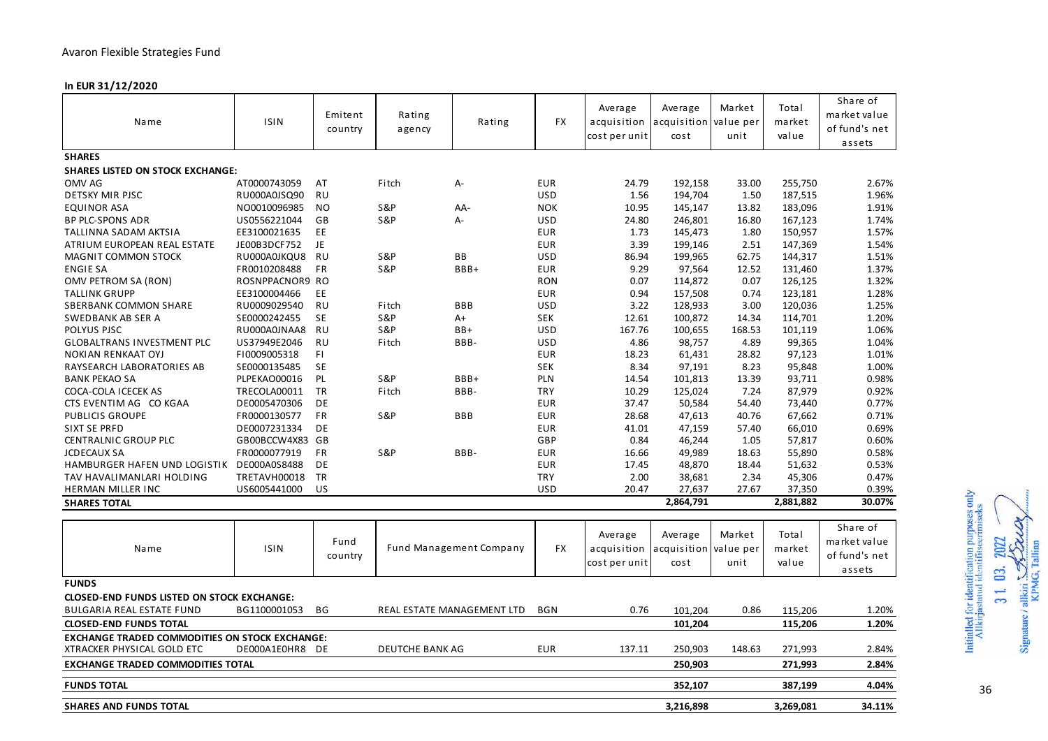Avaron Flexible Strategies Fund

**In EUR 31/12/2020**

| Name | ISIN | Emitent country | Rating agency | Rating | FX | Average acquisition cost per unit | Average acquisition cost | Market value per unit | Total market value | Share of market value of fund's net assets |
|---|---|---|---|---|---|---|---|---|---|---|
| **SHARES** | | | | | | | | | | |
| **SHARES LISTED ON STOCK EXCHANGE:** | | | | | | | | | | |
| OMV AG | AT0000743059 | AT | Fitch | A- | EUR | 24.79 | 192,158 | 33.00 | 255,750 | 2.67% |
| DETSKY MIR PJSC | RU000A0JSQ90 | RU | | | USD | 1.56 | 194,704 | 1.50 | 187,515 | 1.96% |
| EQUINOR ASA | NO0010096985 | NO | S&P | AA- | NOK | 10.95 | 145,147 | 13.82 | 183,096 | 1.91% |
| BP PLC-SPONS ADR | US0556221044 | GB | S&P | A- | USD | 24.80 | 246,801 | 16.80 | 167,123 | 1.74% |
| TALLINNA SADAM AKTSIA | EE3100021635 | EE | | | EUR | 1.73 | 145,473 | 1.80 | 150,957 | 1.57% |
| ATRIUM EUROPEAN REAL ESTATE | JE00B3DCF752 | JE | | | EUR | 3.39 | 199,146 | 2.51 | 147,369 | 1.54% |
| MAGNIT COMMON STOCK | RU000A0JKQU8 | RU | S&P | BB | USD | 86.94 | 199,965 | 62.75 | 144,317 | 1.51% |
| ENGIE SA | FR0010208488 | FR | S&P | BBB+ | EUR | 9.29 | 97,564 | 12.52 | 131,460 | 1.37% |
| OMV PETROM SA (RON) | ROSNPPACNOR9 | RO | | | RON | 0.07 | 114,872 | 0.07 | 126,125 | 1.32% |
| TALLINK GRUPP | EE3100004466 | EE | | | EUR | 0.94 | 157,508 | 0.74 | 123,181 | 1.28% |
| SBERBANK COMMON SHARE | RU0009029540 | RU | Fitch | BBB | USD | 3.22 | 128,933 | 3.00 | 120,036 | 1.25% |
| SWEDBANK AB SER A | SE0000242455 | SE | S&P | A+ | SEK | 12.61 | 100,872 | 14.34 | 114,701 | 1.20% |
| POLYUS PJSC | RU000A0JNAA8 | RU | S&P | BB+ | USD | 167.76 | 100,655 | 168.53 | 101,119 | 1.06% |
| GLOBALTRANS INVESTMENT PLC | US37949E2046 | RU | Fitch | BBB- | USD | 4.86 | 98,757 | 4.89 | 99,365 | 1.04% |
| NOKIAN RENKAAT OYJ | FI0009005318 | FI | | | EUR | 18.23 | 61,431 | 28.82 | 97,123 | 1.01% |
| RAYSEARCH LABORATORIES AB | SE0000135485 | SE | | | SEK | 8.34 | 97,191 | 8.23 | 95,848 | 1.00% |
| BANK PEKAO SA | PLPEKAO00016 | PL | S&P | BBB+ | PLN | 14.54 | 101,813 | 13.39 | 93,711 | 0.98% |
| COCA-COLA ICECEK AS | TRECOLA00011 | TR | Fitch | BBB- | TRY | 10.29 | 125,024 | 7.24 | 87,979 | 0.92% |
| CTS EVENTIM AG CO KGAA | DE0005470306 | DE | | | EUR | 37.47 | 50,584 | 54.40 | 73,440 | 0.77% |
| PUBLICIS GROUPE | FR0000130577 | FR | S&P | BBB | EUR | 28.68 | 47,613 | 40.76 | 67,662 | 0.71% |
| SIXT SE PRFD | DE0007231334 | DE | | | EUR | 41.01 | 47,159 | 57.40 | 66,010 | 0.69% |
| CENTRALNIC GROUP PLC | GB00BCCW4X83 | GB | | | GBP | 0.84 | 46,244 | 1.05 | 57,817 | 0.60% |
| JCDECAUX SA | FR0000077919 | FR | S&P | BBB- | EUR | 16.66 | 49,989 | 18.63 | 55,890 | 0.58% |
| HAMBURGER HAFEN UND LOGISTIK | DE000A0S8488 | DE | | | EUR | 17.45 | 48,870 | 18.44 | 51,632 | 0.53% |
| TAV HAVALIMANLARI HOLDING | TRETAVH00018 | TR | | | TRY | 2.00 | 38,681 | 2.34 | 45,306 | 0.47% |
| HERMAN MILLER INC | US6005441000 | US | | | USD | 20.47 | 27,637 | 27.67 | 37,350 | 0.39% |
| **SHARES TOTAL** | | | | | | | **2,864,791** | | **2,881,882** | **30.07%** |

| Name | ISIN | Fund country | Fund Management Company | FX | Average acquisition cost per unit | Average acquisition cost | Market value per unit | Total market value | Share of market value of fund's net assets |
|---|---|---|---|---|---|---|---|---|---|
| **FUNDS** | | | | | | | | | |
| **CLOSED-END FUNDS LISTED ON STOCK EXCHANGE:** | | | | | | | | | |
| BULGARIA REAL ESTATE FUND | BG1100001053 | BG | REAL ESTATE MANAGEMENT LTD | BGN | 0.76 | 101,204 | 0.86 | 115,206 | 1.20% |
| **CLOSED-END FUNDS TOTAL** | | | | | | **101,204** | | **115,206** | **1.20%** |
| **EXCHANGE TRADED COMMODITIES ON STOCK EXCHANGE:** | | | | | | | | | |
| XTRACKER PHYSICAL GOLD ETC | DE000A1E0HR8 | DE | DEUTCHE BANK AG | EUR | 137.11 | 250,903 | 148.63 | 271,993 | 2.84% |
| **EXCHANGE TRADED COMMODITIES TOTAL** | | | | | | **250,903** | | **271,993** | **2.84%** |
| **FUNDS TOTAL** | | | | | | **352,107** | | **387,199** | **4.04%** |
| **SHARES AND FUNDS TOTAL** | | | | | | **3,216,898** | | **3,269,081** | **34.11%** |

Initialled for identification purposes only
Allkirjastatud identifitseerimiseks
31. 03. 2022
Signature / allkiri
KPMG, Tallinn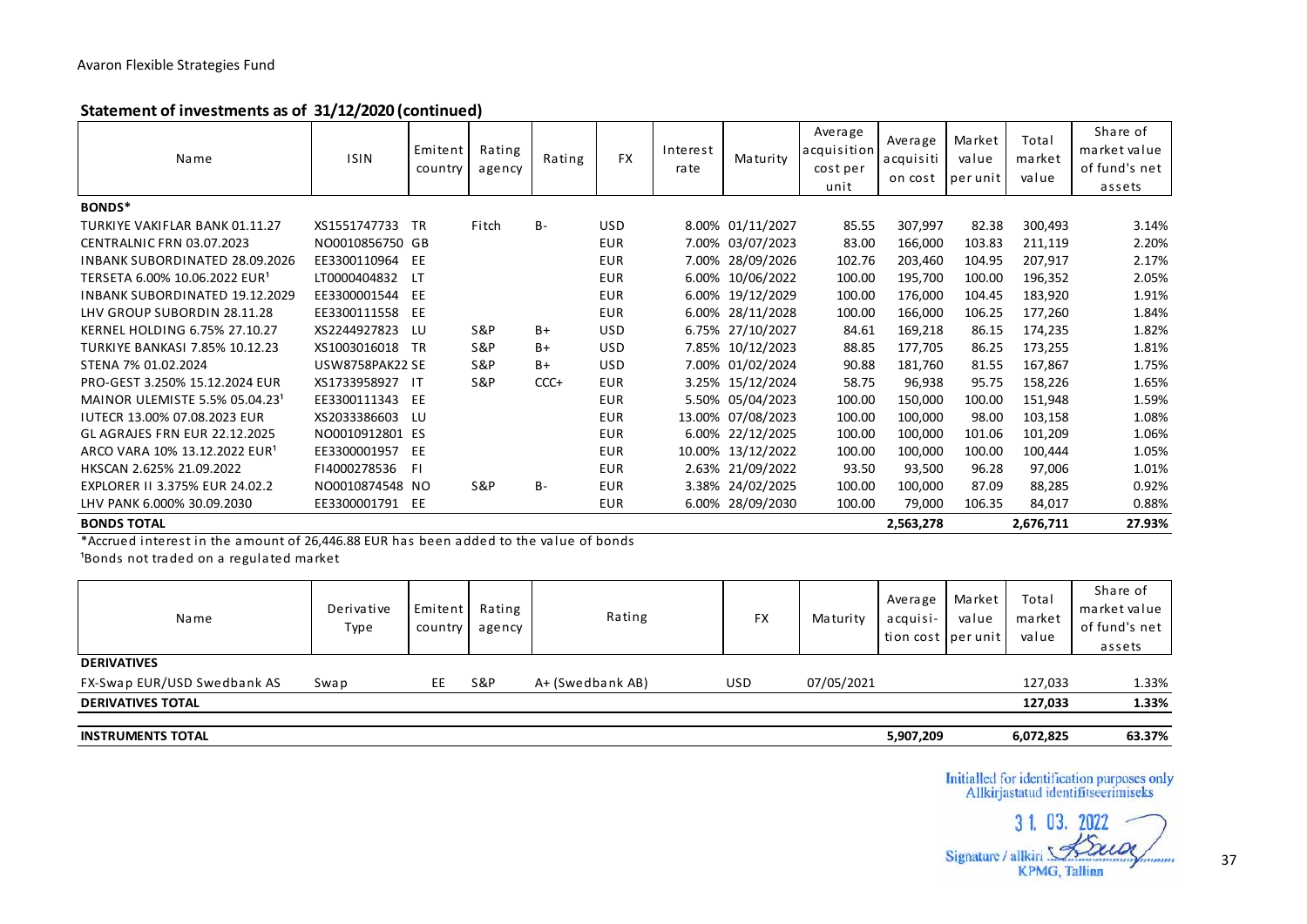Avaron Flexible Strategies Fund

## Statement of investments as of 31/12/2020 (continued)

| Name | ISIN | Emitent country | Rating agency | Rating | FX | Interest rate | Maturity | Average acquisition cost per unit | Average acquisition cost | Market value per unit | Total market value | Share of market value of fund's net assets |
|---|---|---|---|---|---|---|---|---|---|---|---|---|
| **BONDS*** | | | | | | | | | | | | |
| TURKIYE VAKIFLAR BANK 01.11.27 | XS1551747733 | TR | Fitch | B- | USD | 8.00% | 01/11/2027 | 85.55 | 307,997 | 82.38 | 300,493 | 3.14% |
| CENTRALNIC FRN 03.07.2023 | NO0010856750 | GB | | | EUR | 7.00% | 03/07/2023 | 83.00 | 166,000 | 103.83 | 211,119 | 2.20% |
| INBANK SUBORDINATED 28.09.2026 | EE3300110964 | EE | | | EUR | 7.00% | 28/09/2026 | 102.76 | 203,460 | 104.95 | 207,917 | 2.17% |
| TERSETA 6.00% 10.06.2022 EUR[1] | LT0000404832 | LT | | | EUR | 6.00% | 10/06/2022 | 100.00 | 195,700 | 100.00 | 196,352 | 2.05% |
| INBANK SUBORDINATED 19.12.2029 | EE3300001544 | EE | | | EUR | 6.00% | 19/12/2029 | 100.00 | 176,000 | 104.45 | 183,920 | 1.91% |
| LHV GROUP SUBORDIN 28.11.28 | EE3300111558 | EE | | | EUR | 6.00% | 28/11/2028 | 100.00 | 166,000 | 106.25 | 177,260 | 1.84% |
| KERNEL HOLDING 6.75% 27.10.27 | XS2244927823 | LU | S&P | B+ | USD | 6.75% | 27/10/2027 | 84.61 | 169,218 | 86.15 | 174,235 | 1.82% |
| TURKIYE BANKASI 7.85% 10.12.23 | XS1003016018 | TR | S&P | B+ | USD | 7.85% | 10/12/2023 | 88.85 | 177,705 | 86.25 | 173,255 | 1.81% |
| STENA 7% 01.02.2024 | USW8758PAK22 | SE | S&P | B+ | USD | 7.00% | 01/02/2024 | 90.88 | 181,760 | 81.55 | 167,867 | 1.75% |
| PRO-GEST 3.250% 15.12.2024 EUR | XS1733958927 | IT | S&P | CCC+ | EUR | 3.25% | 15/12/2024 | 58.75 | 96,938 | 95.75 | 158,226 | 1.65% |
| MAINOR ULEMISTE 5.5% 05.04.23[1] | EE3300111343 | EE | | | EUR | 5.50% | 05/04/2023 | 100.00 | 150,000 | 100.00 | 151,948 | 1.59% |
| IUTECR 13.00% 07.08.2023 EUR | XS2033386603 | LU | | | EUR | 13.00% | 07/08/2023 | 100.00 | 100,000 | 98.00 | 103,158 | 1.08% |
| GL AGRAJES FRN EUR 22.12.2025 | NO0010912801 | ES | | | EUR | 6.00% | 22/12/2025 | 100.00 | 100,000 | 101.06 | 101,209 | 1.06% |
| ARCO VARA 10% 13.12.2022 EUR[1] | EE3300001957 | EE | | | EUR | 10.00% | 13/12/2022 | 100.00 | 100,000 | 100.00 | 100,444 | 1.05% |
| HKSCAN 2.625% 21.09.2022 | FI4000278536 | FI | | | EUR | 2.63% | 21/09/2022 | 93.50 | 93,500 | 96.28 | 97,006 | 1.01% |
| EXPLORER II 3.375% EUR 24.02.2 | NO0010874548 | NO | S&P | B- | EUR | 3.38% | 24/02/2025 | 100.00 | 100,000 | 87.09 | 88,285 | 0.92% |
| LHV PANK 6.000% 30.09.2030 | EE3300001791 | EE | | | EUR | 6.00% | 28/09/2030 | 100.00 | 79,000 | 106.35 | 84,017 | 0.88% |
| **BONDS TOTAL** | | | | | | | | | **2,563,278** | | **2,676,711** | **27.93%** |

*Accrued interest in the amount of 26,446.88 EUR has been added to the value of bonds

[1]Bonds not traded on a regulated market

| Name | Derivative Type | Emitent country | Rating agency | Rating | FX | Maturity | Average acquisition cost | Market value per unit | Total market value | Share of market value of fund's net assets |
|---|---|---|---|---|---|---|---|---|---|---|
| **DERIVATIVES** | | | | | | | | | | |
| FX-Swap EUR/USD Swedbank AS | Swap | EE | S&P | A+ (Swedbank AB) | USD | 07/05/2021 | | | 127,033 | 1.33% |
| **DERIVATIVES TOTAL** | | | | | | | | | **127,033** | **1.33%** |
| **INSTRUMENTS TOTAL** | | | | | | | **5,907,209** | | **6,072,825** | **63.37%** |

Initialled for identification purposes only
Allkirjastatud identifitseerimiseks

31. 03. 2022

Signature / allkiri

KPMG, Tallinn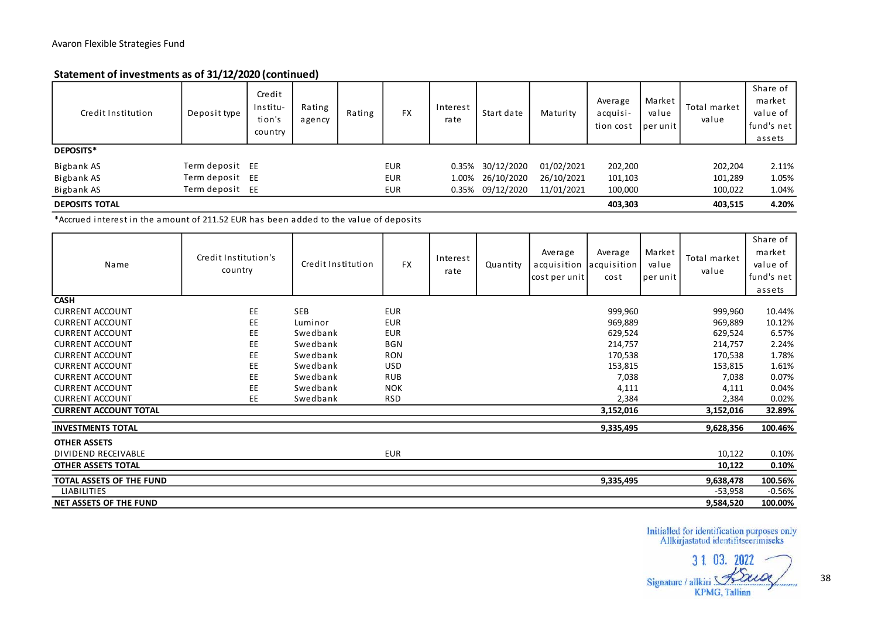Avaron Flexible Strategies Fund

## Statement of investments as of 31/12/2020 (continued)

| Credit Institution | Deposit type | Credit Institution's country | Rating agency | Rating | FX | Interest rate | Start date | Maturity | Average acquisition cost | Market value per unit | Total market value | Share of market value of fund's net assets |
|---|---|---|---|---|---|---|---|---|---|---|---|---|
| **DEPOSITS*** | | | | | | | | | | | | |
| Bigbank AS | Term deposit | EE | | | EUR | 0.35% | 30/12/2020 | 01/02/2021 | 202,200 | | 202,204 | 2.11% |
| Bigbank AS | Term deposit | EE | | | EUR | 1.00% | 26/10/2020 | 26/10/2021 | 101,103 | | 101,289 | 1.05% |
| Bigbank AS | Term deposit | EE | | | EUR | 0.35% | 09/12/2020 | 11/01/2021 | 100,000 | | 100,022 | 1.04% |
| **DEPOSITS TOTAL** | | | | | | | | | **403,303** | | **403,515** | **4.20%** |

*Accrued interest in the amount of 211.52 EUR has been added to the value of deposits

| Name | Credit Institution's country | Credit Institution | FX | Interest rate | Quantity | Average acquisition cost per unit | Average acquisition cost | Market value per unit | Total market value | Share of market value of fund's net assets |
|---|---|---|---|---|---|---|---|---|---|---|
| **CASH** | | | | | | | | | | |
| CURRENT ACCOUNT | EE | SEB | EUR | | | | 999,960 | | 999,960 | 10.44% |
| CURRENT ACCOUNT | EE | Luminor | EUR | | | | 969,889 | | 969,889 | 10.12% |
| CURRENT ACCOUNT | EE | Swedbank | EUR | | | | 629,524 | | 629,524 | 6.57% |
| CURRENT ACCOUNT | EE | Swedbank | BGN | | | | 214,757 | | 214,757 | 2.24% |
| CURRENT ACCOUNT | EE | Swedbank | RON | | | | 170,538 | | 170,538 | 1.78% |
| CURRENT ACCOUNT | EE | Swedbank | USD | | | | 153,815 | | 153,815 | 1.61% |
| CURRENT ACCOUNT | EE | Swedbank | RUB | | | | 7,038 | | 7,038 | 0.07% |
| CURRENT ACCOUNT | EE | Swedbank | NOK | | | | 4,111 | | 4,111 | 0.04% |
| CURRENT ACCOUNT | EE | Swedbank | RSD | | | | 2,384 | | 2,384 | 0.02% |
| **CURRENT ACCOUNT TOTAL** | | | | | | | **3,152,016** | | **3,152,016** | **32.89%** |
| **INVESTMENTS TOTAL** | | | | | | | **9,335,495** | | **9,628,356** | **100.46%** |
| **OTHER ASSETS** | | | | | | | | | | |
| DIVIDEND RECEIVABLE | | | EUR | | | | | | 10,122 | 0.10% |
| **OTHER ASSETS TOTAL** | | | | | | | | | **10,122** | **0.10%** |
| **TOTAL ASSETS OF THE FUND** | | | | | | | **9,335,495** | | **9,638,478** | **100.56%** |
| LIABILITIES | | | | | | | | | -53,958 | -0.56% |
| **NET ASSETS OF THE FUND** | | | | | | | | | **9,584,520** | **100.00%** |

Initialled for identification purposes only
Allkirjastatud identifitseerimiseks
31. 03. 2022
Signature / allkiri
KPMG, Tallinn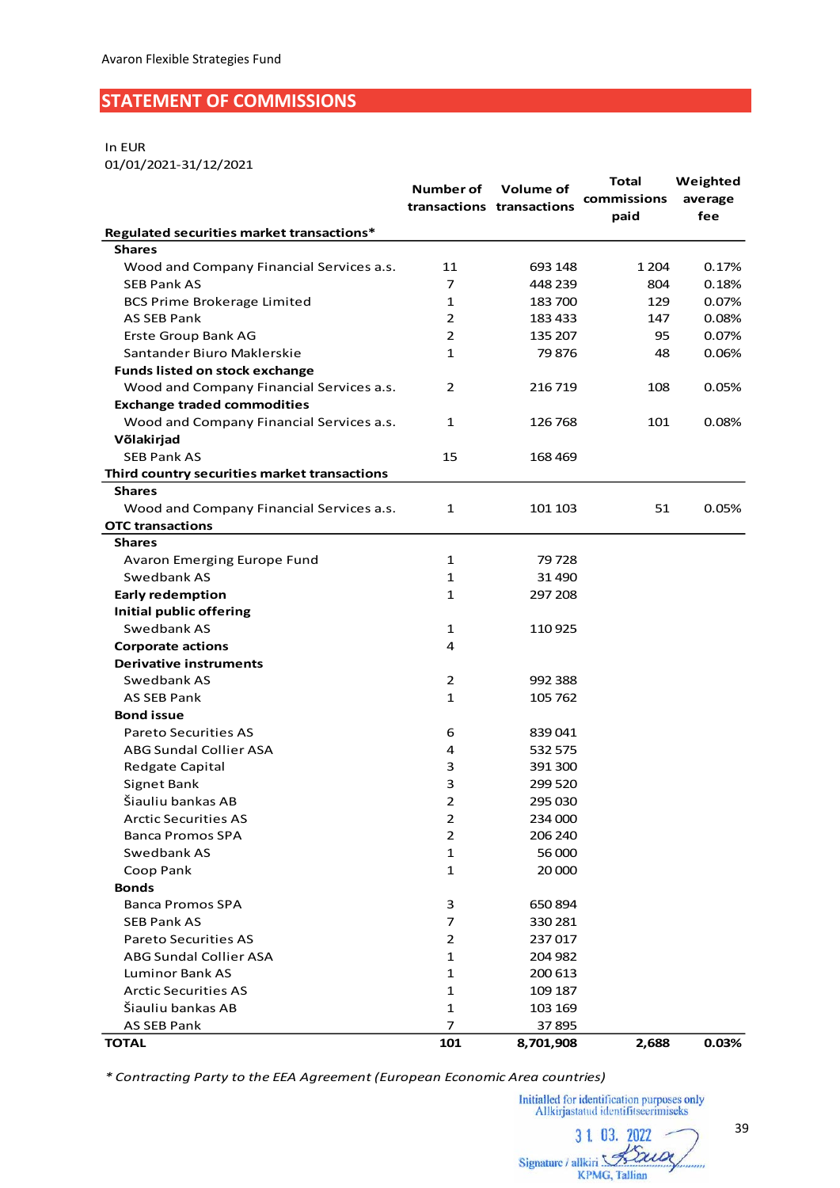Avaron Flexible Strategies Fund

## STATEMENT OF COMMISSIONS

In EUR
01/01/2021-31/12/2021

| | Number of transactions | Volume of transactions | Total commissions paid | Weighted average fee |
|---|---|---|---|---|
| **Regulated securities market transactions*** | | | | |
| **Shares** | | | | |
| Wood and Company Financial Services a.s. | 11 | 693 148 | 1 204 | 0.17% |
| SEB Pank AS | 7 | 448 239 | 804 | 0.18% |
| BCS Prime Brokerage Limited | 1 | 183 700 | 129 | 0.07% |
| AS SEB Pank | 2 | 183 433 | 147 | 0.08% |
| Erste Group Bank AG | 2 | 135 207 | 95 | 0.07% |
| Santander Biuro Maklerskie | 1 | 79 876 | 48 | 0.06% |
| **Funds listed on stock exchange** | | | | |
| Wood and Company Financial Services a.s. | 2 | 216 719 | 108 | 0.05% |
| **Exchange traded commodities** | | | | |
| Wood and Company Financial Services a.s. | 1 | 126 768 | 101 | 0.08% |
| **Võlakirjad** | | | | |
| SEB Pank AS | 15 | 168 469 | | |
| **Third country securities market transactions** | | | | |
| **Shares** | | | | |
| Wood and Company Financial Services a.s. | 1 | 101 103 | 51 | 0.05% |
| **OTC transactions** | | | | |
| **Shares** | | | | |
| Avaron Emerging Europe Fund | 1 | 79 728 | | |
| Swedbank AS | 1 | 31 490 | | |
| **Early redemption** | 1 | 297 208 | | |
| **Initial public offering** | | | | |
| Swedbank AS | 1 | 110 925 | | |
| **Corporate actions** | 4 | | | |
| **Derivative instruments** | | | | |
| Swedbank AS | 2 | 992 388 | | |
| AS SEB Pank | 1 | 105 762 | | |
| **Bond issue** | | | | |
| Pareto Securities AS | 6 | 839 041 | | |
| ABG Sundal Collier ASA | 4 | 532 575 | | |
| Redgate Capital | 3 | 391 300 | | |
| Signet Bank | 3 | 299 520 | | |
| Šiauliu bankas AB | 2 | 295 030 | | |
| Arctic Securities AS | 2 | 234 000 | | |
| Banca Promos SPA | 2 | 206 240 | | |
| Swedbank AS | 1 | 56 000 | | |
| Coop Pank | 1 | 20 000 | | |
| **Bonds** | | | | |
| Banca Promos SPA | 3 | 650 894 | | |
| SEB Pank AS | 7 | 330 281 | | |
| Pareto Securities AS | 2 | 237 017 | | |
| ABG Sundal Collier ASA | 1 | 204 982 | | |
| Luminor Bank AS | 1 | 200 613 | | |
| Arctic Securities AS | 1 | 109 187 | | |
| Šiauliu bankas AB | 1 | 103 169 | | |
| AS SEB Pank | 7 | 37 895 | | |
| **TOTAL** | **101** | **8,701,908** | **2,688** | **0.03%** |

*\* Contracting Party to the EEA Agreement (European Economic Area countries)*

Initialled for identification purposes only
Allkirjastatud identifitseerimiseks
31. 03. 2022
Signature / allkiri
KPMG, Tallinn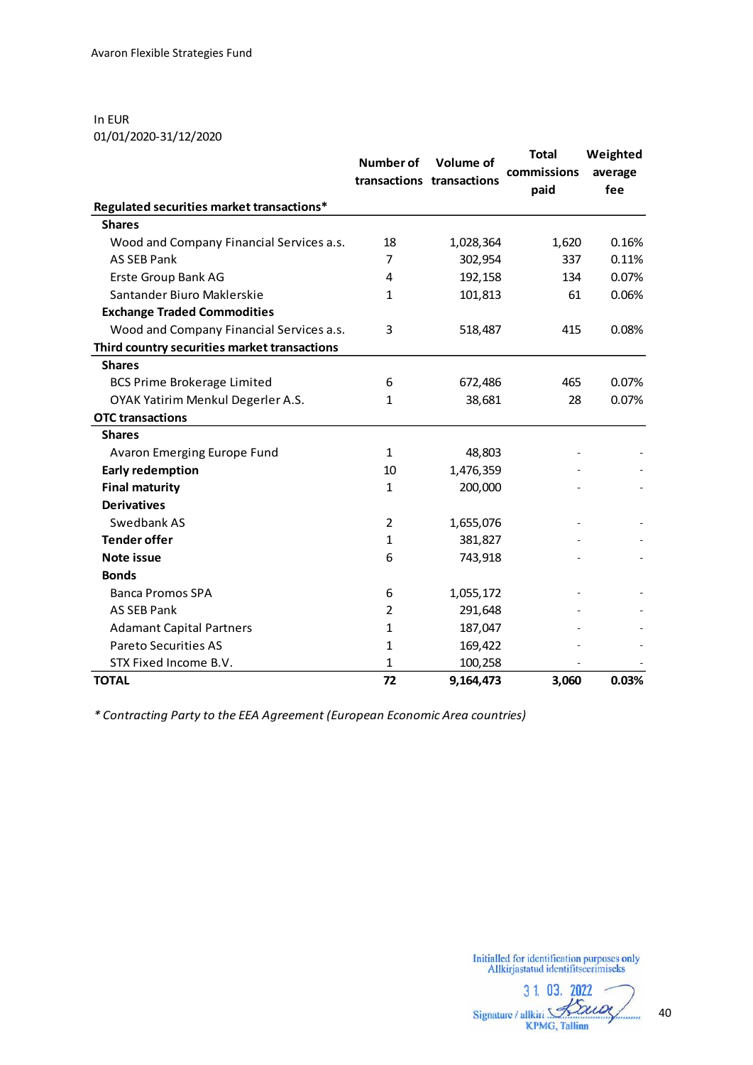In EUR
01/01/2020-31/12/2020

| | Number of transactions | Volume of transactions | Total commissions paid | Weighted average fee |
|---|---|---|---|---|
| **Regulated securities market transactions*** | | | | |
| **Shares** | | | | |
| Wood and Company Financial Services a.s. | 18 | 1,028,364 | 1,620 | 0.16% |
| AS SEB Pank | 7 | 302,954 | 337 | 0.11% |
| Erste Group Bank AG | 4 | 192,158 | 134 | 0.07% |
| Santander Biuro Maklerskie | 1 | 101,813 | 61 | 0.06% |
| **Exchange Traded Commodities** | | | | |
| Wood and Company Financial Services a.s. | 3 | 518,487 | 415 | 0.08% |
| **Third country securities market transactions** | | | | |
| **Shares** | | | | |
| BCS Prime Brokerage Limited | 6 | 672,486 | 465 | 0.07% |
| OYAK Yatirim Menkul Degerler A.S. | 1 | 38,681 | 28 | 0.07% |
| **OTC transactions** | | | | |
| **Shares** | | | | |
| Avaron Emerging Europe Fund | 1 | 48,803 | - | - |
| **Early redemption** | 10 | 1,476,359 | - | - |
| **Final maturity** | 1 | 200,000 | - | - |
| **Derivatives** | | | | |
| Swedbank AS | 2 | 1,655,076 | - | - |
| **Tender offer** | 1 | 381,827 | - | - |
| **Note issue** | 6 | 743,918 | - | - |
| **Bonds** | | | | |
| Banca Promos SPA | 6 | 1,055,172 | - | - |
| AS SEB Pank | 2 | 291,648 | - | - |
| Adamant Capital Partners | 1 | 187,047 | - | - |
| Pareto Securities AS | 1 | 169,422 | - | - |
| STX Fixed Income B.V. | 1 | 100,258 | - | - |
| **TOTAL** | **72** | **9,164,473** | **3,060** | **0.03%** |

*\* Contracting Party to the EEA Agreement (European Economic Area countries)*

Initialled for identification purposes only
Allkirjastatud identifitseerimiseks
31. 03. 2022
Signature / allkiri
KPMG, Tallinn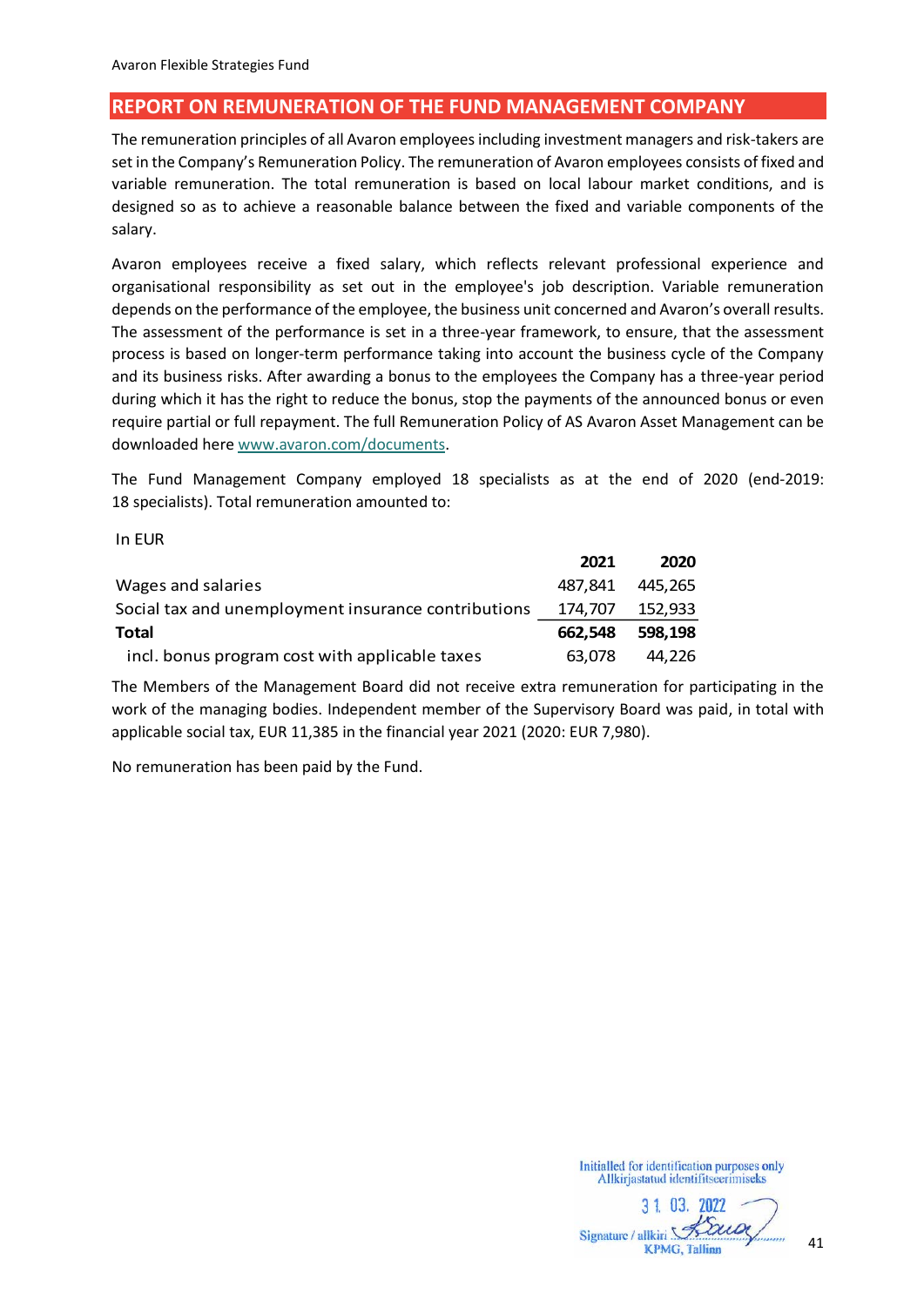## REPORT ON REMUNERATION OF THE FUND MANAGEMENT COMPANY

The remuneration principles of all Avaron employees including investment managers and risk-takers are set in the Company's Remuneration Policy. The remuneration of Avaron employees consists of fixed and variable remuneration. The total remuneration is based on local labour market conditions, and is designed so as to achieve a reasonable balance between the fixed and variable components of the salary.

Avaron employees receive a fixed salary, which reflects relevant professional experience and organisational responsibility as set out in the employee's job description. Variable remuneration depends on the performance of the employee, the business unit concerned and Avaron's overall results. The assessment of the performance is set in a three-year framework, to ensure, that the assessment process is based on longer-term performance taking into account the business cycle of the Company and its business risks. After awarding a bonus to the employees the Company has a three-year period during which it has the right to reduce the bonus, stop the payments of the announced bonus or even require partial or full repayment. The full Remuneration Policy of AS Avaron Asset Management can be downloaded here www.avaron.com/documents.

The Fund Management Company employed 18 specialists as at the end of 2020 (end-2019: 18 specialists). Total remuneration amounted to:

In EUR

| | 2021 | 2020 |
|---|---|---|
| Wages and salaries | 487,841 | 445,265 |
| Social tax and unemployment insurance contributions | 174,707 | 152,933 |
| **Total** | **662,548** | **598,198** |
| incl. bonus program cost with applicable taxes | 63,078 | 44,226 |

The Members of the Management Board did not receive extra remuneration for participating in the work of the managing bodies. Independent member of the Supervisory Board was paid, in total with applicable social tax, EUR 11,385 in the financial year 2021 (2020: EUR 7,980).

No remuneration has been paid by the Fund.

Initialled for identification purposes only
Allkirjastatud identifitseerimiseks
31. 03. 2022
Signature / allkiri
KPMG, Tallinn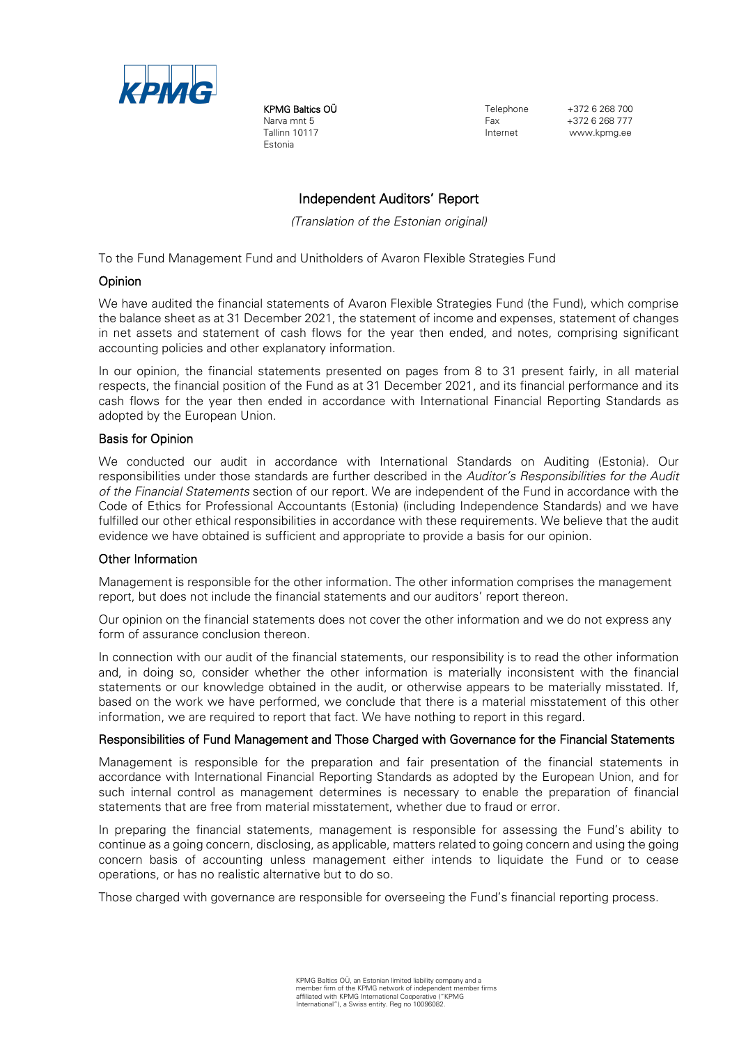KPMG

**KPMG Baltics OÜ**
Narva mnt 5
Tallinn 10117
Estonia

Telephone +372 6 268 700
Fax +372 6 268 777
Internet www.kpmg.ee

# Independent Auditors' Report

*(Translation of the Estonian original)*

To the Fund Management Fund and Unitholders of Avaron Flexible Strategies Fund

## Opinion

We have audited the financial statements of Avaron Flexible Strategies Fund (the Fund), which comprise the balance sheet as at 31 December 2021, the statement of income and expenses, statement of changes in net assets and statement of cash flows for the year then ended, and notes, comprising significant accounting policies and other explanatory information.

In our opinion, the financial statements presented on pages from 8 to 31 present fairly, in all material respects, the financial position of the Fund as at 31 December 2021, and its financial performance and its cash flows for the year then ended in accordance with International Financial Reporting Standards as adopted by the European Union.

## Basis for Opinion

We conducted our audit in accordance with International Standards on Auditing (Estonia). Our responsibilities under those standards are further described in the *Auditor's Responsibilities for the Audit of the Financial Statements* section of our report. We are independent of the Fund in accordance with the Code of Ethics for Professional Accountants (Estonia) (including Independence Standards) and we have fulfilled our other ethical responsibilities in accordance with these requirements. We believe that the audit evidence we have obtained is sufficient and appropriate to provide a basis for our opinion.

## Other Information

Management is responsible for the other information. The other information comprises the management report, but does not include the financial statements and our auditors' report thereon.

Our opinion on the financial statements does not cover the other information and we do not express any form of assurance conclusion thereon.

In connection with our audit of the financial statements, our responsibility is to read the other information and, in doing so, consider whether the other information is materially inconsistent with the financial statements or our knowledge obtained in the audit, or otherwise appears to be materially misstated. If, based on the work we have performed, we conclude that there is a material misstatement of this other information, we are required to report that fact. We have nothing to report in this regard.

## Responsibilities of Fund Management and Those Charged with Governance for the Financial Statements

Management is responsible for the preparation and fair presentation of the financial statements in accordance with International Financial Reporting Standards as adopted by the European Union, and for such internal control as management determines is necessary to enable the preparation of financial statements that are free from material misstatement, whether due to fraud or error.

In preparing the financial statements, management is responsible for assessing the Fund's ability to continue as a going concern, disclosing, as applicable, matters related to going concern and using the going concern basis of accounting unless management either intends to liquidate the Fund or to cease operations, or has no realistic alternative but to do so.

Those charged with governance are responsible for overseeing the Fund's financial reporting process.

KPMG Baltics OÜ, an Estonian limited liability company and a member firm of the KPMG network of independent member firms affiliated with KPMG International Cooperative ("KPMG International"), a Swiss entity. Reg no 10096082.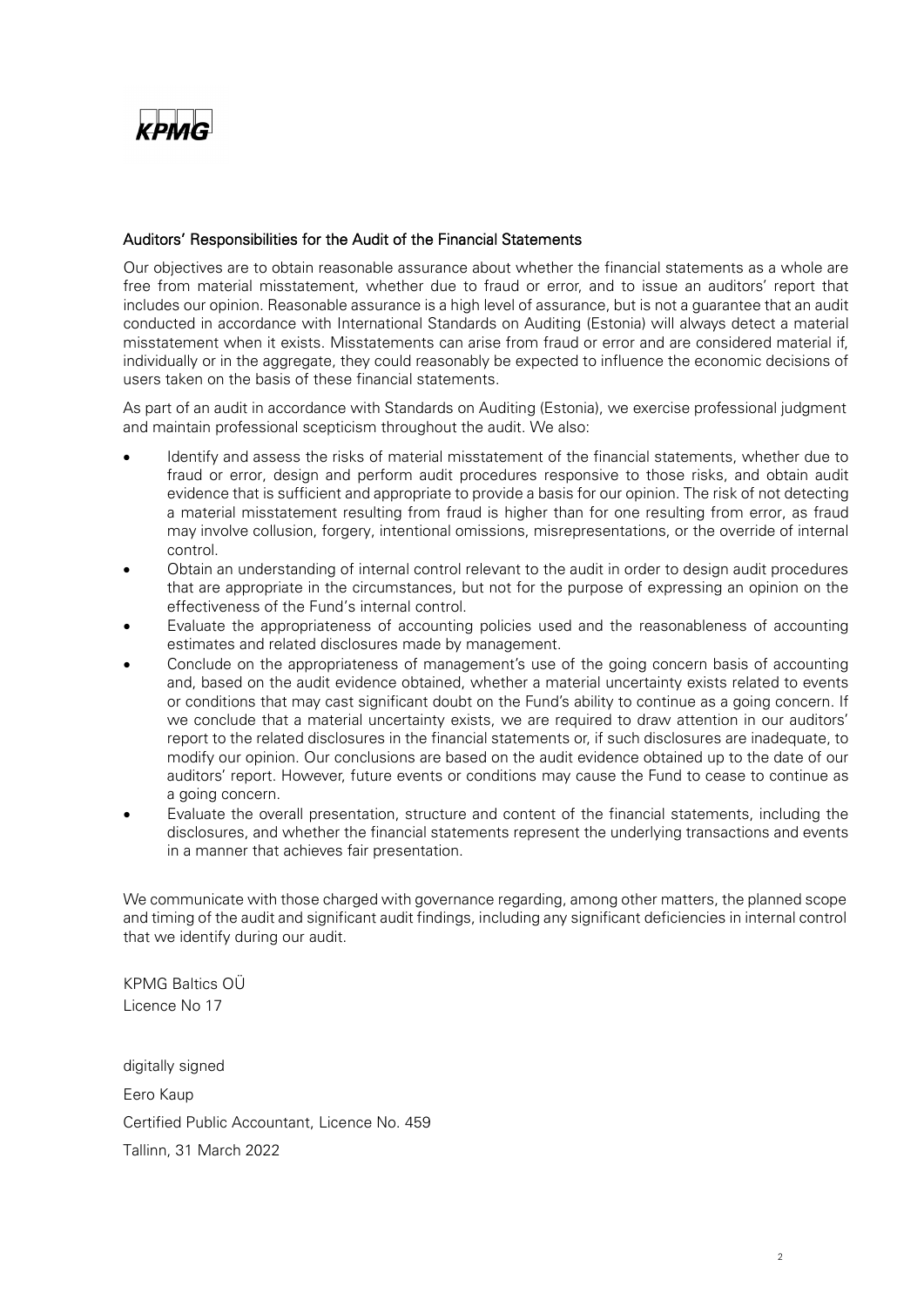KPMG

### Auditors' Responsibilities for the Audit of the Financial Statements

Our objectives are to obtain reasonable assurance about whether the financial statements as a whole are free from material misstatement, whether due to fraud or error, and to issue an auditors' report that includes our opinion. Reasonable assurance is a high level of assurance, but is not a guarantee that an audit conducted in accordance with International Standards on Auditing (Estonia) will always detect a material misstatement when it exists. Misstatements can arise from fraud or error and are considered material if, individually or in the aggregate, they could reasonably be expected to influence the economic decisions of users taken on the basis of these financial statements.

As part of an audit in accordance with Standards on Auditing (Estonia), we exercise professional judgment and maintain professional scepticism throughout the audit. We also:

- Identify and assess the risks of material misstatement of the financial statements, whether due to fraud or error, design and perform audit procedures responsive to those risks, and obtain audit evidence that is sufficient and appropriate to provide a basis for our opinion. The risk of not detecting a material misstatement resulting from fraud is higher than for one resulting from error, as fraud may involve collusion, forgery, intentional omissions, misrepresentations, or the override of internal control.
- Obtain an understanding of internal control relevant to the audit in order to design audit procedures that are appropriate in the circumstances, but not for the purpose of expressing an opinion on the effectiveness of the Fund's internal control.
- Evaluate the appropriateness of accounting policies used and the reasonableness of accounting estimates and related disclosures made by management.
- Conclude on the appropriateness of management's use of the going concern basis of accounting and, based on the audit evidence obtained, whether a material uncertainty exists related to events or conditions that may cast significant doubt on the Fund's ability to continue as a going concern. If we conclude that a material uncertainty exists, we are required to draw attention in our auditors' report to the related disclosures in the financial statements or, if such disclosures are inadequate, to modify our opinion. Our conclusions are based on the audit evidence obtained up to the date of our auditors' report. However, future events or conditions may cause the Fund to cease to continue as a going concern.
- Evaluate the overall presentation, structure and content of the financial statements, including the disclosures, and whether the financial statements represent the underlying transactions and events in a manner that achieves fair presentation.

We communicate with those charged with governance regarding, among other matters, the planned scope and timing of the audit and significant audit findings, including any significant deficiencies in internal control that we identify during our audit.

KPMG Baltics OÜ
Licence No 17

digitally signed

Eero Kaup

Certified Public Accountant, Licence No. 459

Tallinn, 31 March 2022